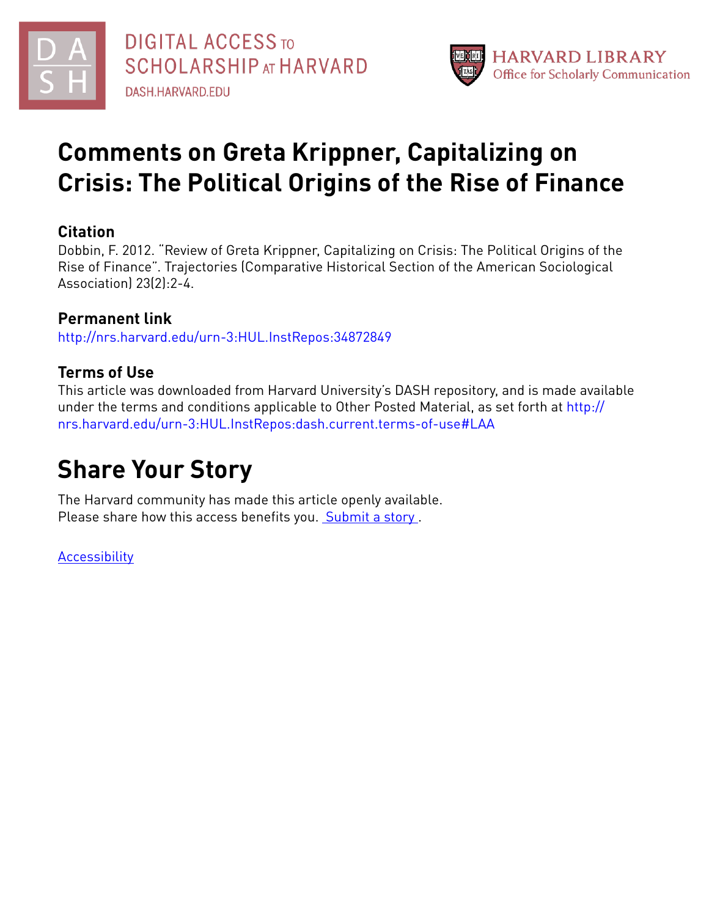# Comments on Greta Krippner, Capitalizing on Crisis: The Political Origins of the Rise of Finance

## Citation

Dobbin, F. 2012. "Review of Greta Krippner, Capitalizing on Crisis: The Political Origins of the Rise of Finance". Trajectories (Comparative Historical Section of the American Sociological Association) 23(2):2-4.

## Permanent link

http://nrs.harvard.edu/urn-3:HUL.InstRepos:34872849

## Terms of Use

This article was downloaded from Harvard University's DASH repository, and is made available under the terms and conditions applicable to Other Posted Material, as set forth at http://nrs.harvard.edu/urn-3:HUL.InstRepos:dash.current.terms-of-use#LAA

# Share Your Story

The Harvard community has made this article openly available.
Please share how this access benefits you. Submit a story .

Accessibility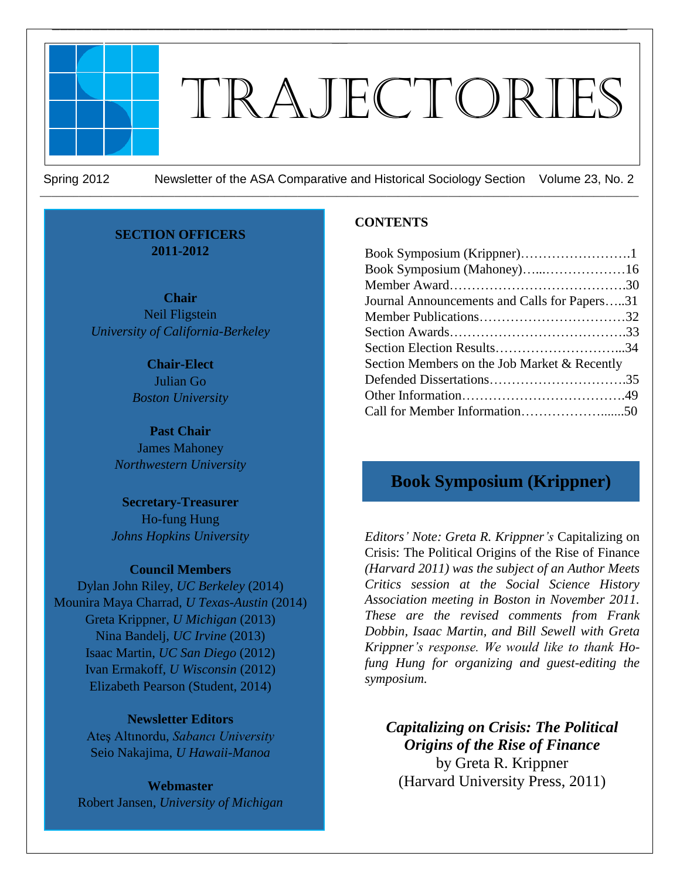# TRAJECTORIES

Spring 2012 Newsletter of the ASA Comparative and Historical Sociology Section Volume 23, No. 2

**SECTION OFFICERS**
**2011-2012**

**Chair**
Neil Fligstein
*University of California-Berkeley*

**Chair-Elect**
Julian Go
*Boston University*

**Past Chair**
James Mahoney
*Northwestern University*

**Secretary-Treasurer**
Ho-fung Hung
*Johns Hopkins University*

**Council Members**
Dylan John Riley, *UC Berkeley* (2014)
Mounira Maya Charrad, *U Texas-Austin* (2014)
Greta Krippner, *U Michigan* (2013)
Nina Bandelj, *UC Irvine* (2013)
Isaac Martin, *UC San Diego* (2012)
Ivan Ermakoff, *U Wisconsin* (2012)
Elizabeth Pearson (Student, 2014)

**Newsletter Editors**
Ateş Altınordu, *Sabancı University*
Seio Nakajima, *U Hawaii-Manoa*

**Webmaster**
Robert Jansen, *University of Michigan*

**CONTENTS**

Book Symposium (Krippner)……………………….1
Book Symposium (Mahoney)…...………………16
Member Award………………………………….30
Journal Announcements and Calls for Papers…..31
Member Publications……………………………32
Section Awards………………………………….33
Section Election Results………………………...34
Section Members on the Job Market & Recently Defended Dissertations………………………….35
Other Information……………………………….49
Call for Member Information………………......50

## Book Symposium (Krippner)

*Editors' Note: Greta R. Krippner's* Capitalizing on Crisis: The Political Origins of the Rise of Finance *(Harvard 2011) was the subject of an Author Meets Critics session at the Social Science History Association meeting in Boston in November 2011. These are the revised comments from Frank Dobbin, Isaac Martin, and Bill Sewell with Greta Krippner's response. We would like to thank Ho-fung Hung for organizing and guest-editing the symposium.*

***Capitalizing on Crisis: The Political Origins of the Rise of Finance***
by Greta R. Krippner
(Harvard University Press, 2011)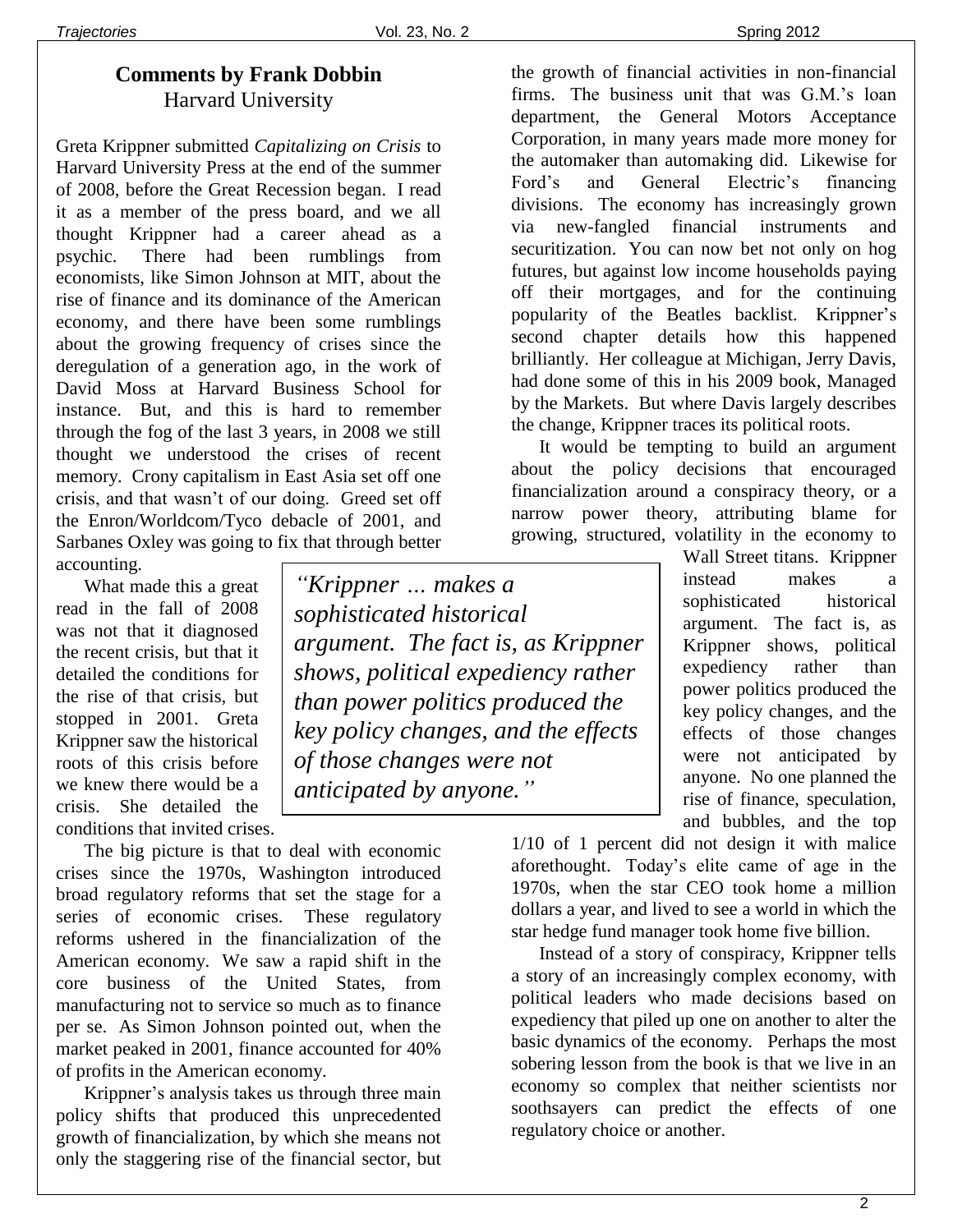## Comments by Frank Dobbin

Harvard University

Greta Krippner submitted *Capitalizing on Crisis* to Harvard University Press at the end of the summer of 2008, before the Great Recession began. I read it as a member of the press board, and we all thought Krippner had a career ahead as a psychic. There had been rumblings from economists, like Simon Johnson at MIT, about the rise of finance and its dominance of the American economy, and there have been some rumblings about the growing frequency of crises since the deregulation of a generation ago, in the work of David Moss at Harvard Business School for instance. But, and this is hard to remember through the fog of the last 3 years, in 2008 we still thought we understood the crises of recent memory. Crony capitalism in East Asia set off one crisis, and that wasn't of our doing. Greed set off the Enron/Worldcom/Tyco debacle of 2001, and Sarbanes Oxley was going to fix that through better accounting.

What made this a great read in the fall of 2008 was not that it diagnosed the recent crisis, but that it detailed the conditions for the rise of that crisis, but stopped in 2001. Greta Krippner saw the historical roots of this crisis before we knew there would be a crisis. She detailed the conditions that invited crises.

The big picture is that to deal with economic crises since the 1970s, Washington introduced broad regulatory reforms that set the stage for a series of economic crises. These regulatory reforms ushered in the financialization of the American economy. We saw a rapid shift in the core business of the United States, from manufacturing not to service so much as to finance per se. As Simon Johnson pointed out, when the market peaked in 2001, finance accounted for 40% of profits in the American economy.

Krippner's analysis takes us through three main policy shifts that produced this unprecedented growth of financialization, by which she means not only the staggering rise of the financial sector, but the growth of financial activities in non-financial firms. The business unit that was G.M.'s loan department, the General Motors Acceptance Corporation, in many years made more money for the automaker than automaking did. Likewise for Ford's and General Electric's financing divisions. The economy has increasingly grown via new-fangled financial instruments and securitization. You can now bet not only on hog futures, but against low income households paying off their mortgages, and for the continuing popularity of the Beatles backlist. Krippner's second chapter details how this happened brilliantly. Her colleague at Michigan, Jerry Davis, had done some of this in his 2009 book, Managed by the Markets. But where Davis largely describes the change, Krippner traces its political roots.

It would be tempting to build an argument about the policy decisions that encouraged financialization around a conspiracy theory, or a narrow power theory, attributing blame for growing, structured, volatility in the economy to Wall Street titans. Krippner instead makes a sophisticated historical argument. The fact is, as Krippner shows, political expediency rather than power politics produced the key policy changes, and the effects of those changes were not anticipated by anyone. No one planned the rise of finance, speculation, and bubbles, and the top 1/10 of 1 percent did not design it with malice aforethought. Today's elite came of age in the 1970s, when the star CEO took home a million dollars a year, and lived to see a world in which the star hedge fund manager took home five billion.

> *"Krippner … makes a sophisticated historical argument. The fact is, as Krippner shows, political expediency rather than power politics produced the key policy changes, and the effects of those changes were not anticipated by anyone."*

Instead of a story of conspiracy, Krippner tells a story of an increasingly complex economy, with political leaders who made decisions based on expediency that piled up one on another to alter the basic dynamics of the economy. Perhaps the most sobering lesson from the book is that we live in an economy so complex that neither scientists nor soothsayers can predict the effects of one regulatory choice or another.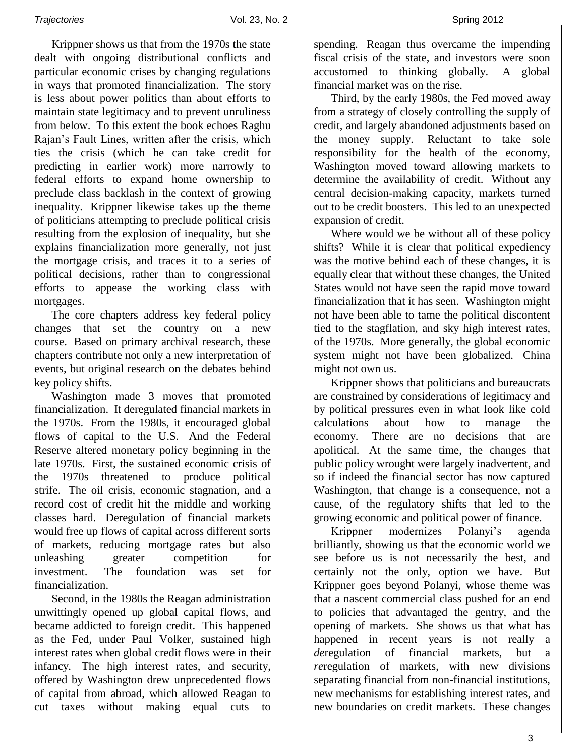Krippner shows us that from the 1970s the state dealt with ongoing distributional conflicts and particular economic crises by changing regulations in ways that promoted financialization. The story is less about power politics than about efforts to maintain state legitimacy and to prevent unruliness from below. To this extent the book echoes Raghu Rajan's Fault Lines, written after the crisis, which ties the crisis (which he can take credit for predicting in earlier work) more narrowly to federal efforts to expand home ownership to preclude class backlash in the context of growing inequality. Krippner likewise takes up the theme of politicians attempting to preclude political crisis resulting from the explosion of inequality, but she explains financialization more generally, not just the mortgage crisis, and traces it to a series of political decisions, rather than to congressional efforts to appease the working class with mortgages.

The core chapters address key federal policy changes that set the country on a new course. Based on primary archival research, these chapters contribute not only a new interpretation of events, but original research on the debates behind key policy shifts.

Washington made 3 moves that promoted financialization. It deregulated financial markets in the 1970s. From the 1980s, it encouraged global flows of capital to the U.S. And the Federal Reserve altered monetary policy beginning in the late 1970s. First, the sustained economic crisis of the 1970s threatened to produce political strife. The oil crisis, economic stagnation, and a record cost of credit hit the middle and working classes hard. Deregulation of financial markets would free up flows of capital across different sorts of markets, reducing mortgage rates but also unleashing greater competition for investment. The foundation was set for financialization.

Second, in the 1980s the Reagan administration unwittingly opened up global capital flows, and became addicted to foreign credit. This happened as the Fed, under Paul Volker, sustained high interest rates when global credit flows were in their infancy. The high interest rates, and security, offered by Washington drew unprecedented flows of capital from abroad, which allowed Reagan to cut taxes without making equal cuts to spending. Reagan thus overcame the impending fiscal crisis of the state, and investors were soon accustomed to thinking globally. A global financial market was on the rise.

Third, by the early 1980s, the Fed moved away from a strategy of closely controlling the supply of credit, and largely abandoned adjustments based on the money supply. Reluctant to take sole responsibility for the health of the economy, Washington moved toward allowing markets to determine the availability of credit. Without any central decision-making capacity, markets turned out to be credit boosters. This led to an unexpected expansion of credit.

Where would we be without all of these policy shifts? While it is clear that political expediency was the motive behind each of these changes, it is equally clear that without these changes, the United States would not have seen the rapid move toward financialization that it has seen. Washington might not have been able to tame the political discontent tied to the stagflation, and sky high interest rates, of the 1970s. More generally, the global economic system might not have been globalized. China might not own us.

Krippner shows that politicians and bureaucrats are constrained by considerations of legitimacy and by political pressures even in what look like cold calculations about how to manage the economy. There are no decisions that are apolitical. At the same time, the changes that public policy wrought were largely inadvertent, and so if indeed the financial sector has now captured Washington, that change is a consequence, not a cause, of the regulatory shifts that led to the growing economic and political power of finance.

Krippner modernizes Polanyi's agenda brilliantly, showing us that the economic world we see before us is not necessarily the best, and certainly not the only, option we have. But Krippner goes beyond Polanyi, whose theme was that a nascent commercial class pushed for an end to policies that advantaged the gentry, and the opening of markets. She shows us that what has happened in recent years is not really a *de*regulation of financial markets, but a *re*regulation of markets, with new divisions separating financial from non-financial institutions, new mechanisms for establishing interest rates, and new boundaries on credit markets. These changes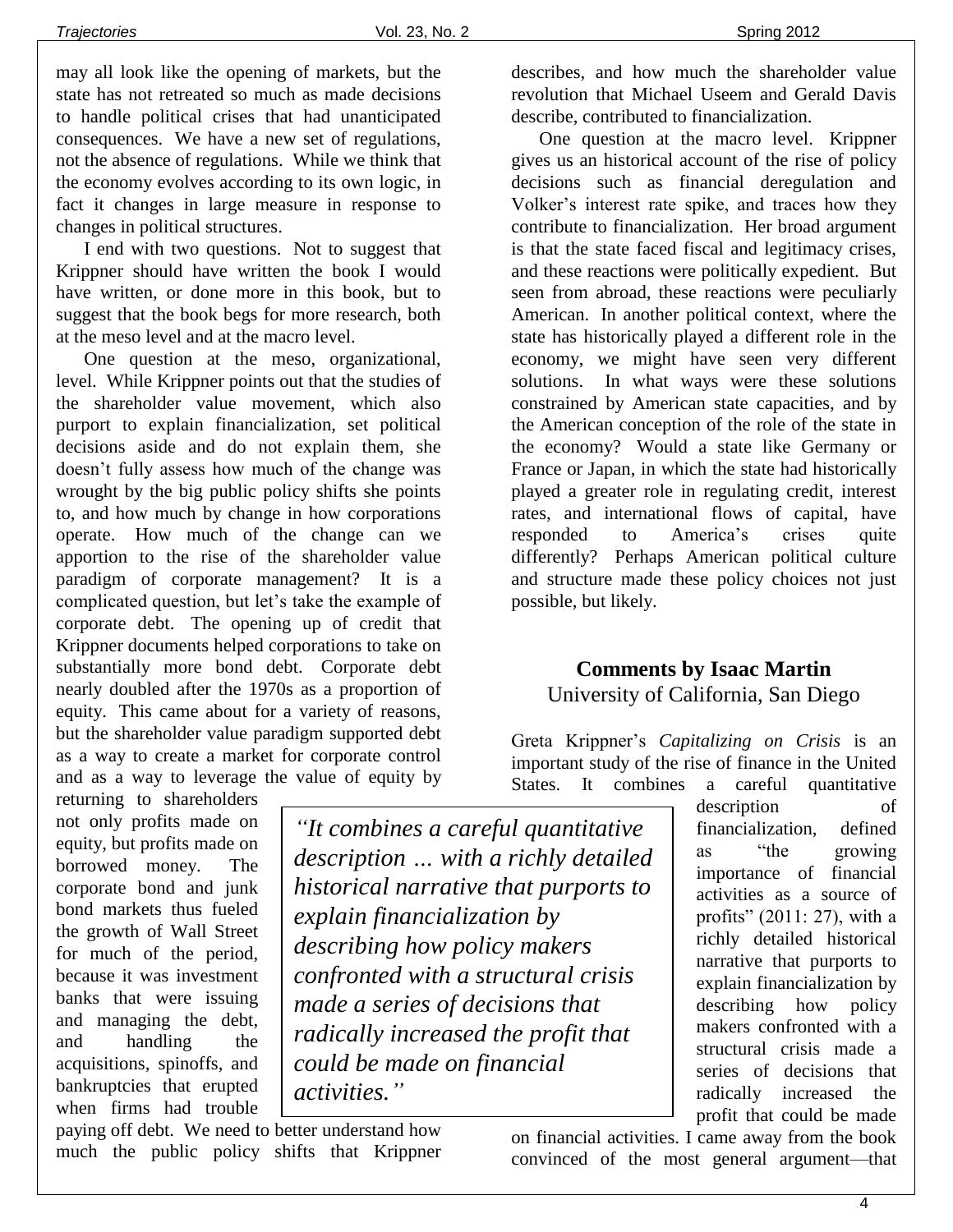may all look like the opening of markets, but the state has not retreated so much as made decisions to handle political crises that had unanticipated consequences. We have a new set of regulations, not the absence of regulations. While we think that the economy evolves according to its own logic, in fact it changes in large measure in response to changes in political structures.

I end with two questions. Not to suggest that Krippner should have written the book I would have written, or done more in this book, but to suggest that the book begs for more research, both at the meso level and at the macro level.

One question at the meso, organizational, level. While Krippner points out that the studies of the shareholder value movement, which also purport to explain financialization, set political decisions aside and do not explain them, she doesn't fully assess how much of the change was wrought by the big public policy shifts she points to, and how much by change in how corporations operate. How much of the change can we apportion to the rise of the shareholder value paradigm of corporate management? It is a complicated question, but let's take the example of corporate debt. The opening up of credit that Krippner documents helped corporations to take on substantially more bond debt. Corporate debt nearly doubled after the 1970s as a proportion of equity. This came about for a variety of reasons, but the shareholder value paradigm supported debt as a way to create a market for corporate control and as a way to leverage the value of equity by returning to shareholders not only profits made on equity, but profits made on borrowed money. The corporate bond and junk bond markets thus fueled the growth of Wall Street for much of the period, because it was investment banks that were issuing and managing the debt, and handling the acquisitions, spinoffs, and bankruptcies that erupted when firms had trouble paying off debt. We need to better understand how much the public policy shifts that Krippner describes, and how much the shareholder value revolution that Michael Useem and Gerald Davis describe, contributed to financialization.

One question at the macro level. Krippner gives us an historical account of the rise of policy decisions such as financial deregulation and Volker's interest rate spike, and traces how they contribute to financialization. Her broad argument is that the state faced fiscal and legitimacy crises, and these reactions were politically expedient. But seen from abroad, these reactions were peculiarly American. In another political context, where the state has historically played a different role in the economy, we might have seen very different solutions. In what ways were these solutions constrained by American state capacities, and by the American conception of the role of the state in the economy? Would a state like Germany or France or Japan, in which the state had historically played a greater role in regulating credit, interest rates, and international flows of capital, have responded to America's crises quite differently? Perhaps American political culture and structure made these policy choices not just possible, but likely.

## Comments by Isaac Martin

University of California, San Diego

Greta Krippner's *Capitalizing on Crisis* is an important study of the rise of finance in the United States. It combines a careful quantitative description of financialization, defined as "the growing importance of financial activities as a source of profits" (2011: 27), with a richly detailed historical narrative that purports to explain financialization by describing how policy makers confronted with a structural crisis made a series of decisions that radically increased the profit that could be made on financial activities. I came away from the book convinced of the most general argument—that

> *"It combines a careful quantitative description … with a richly detailed historical narrative that purports to explain financialization by describing how policy makers confronted with a structural crisis made a series of decisions that radically increased the profit that could be made on financial activities."*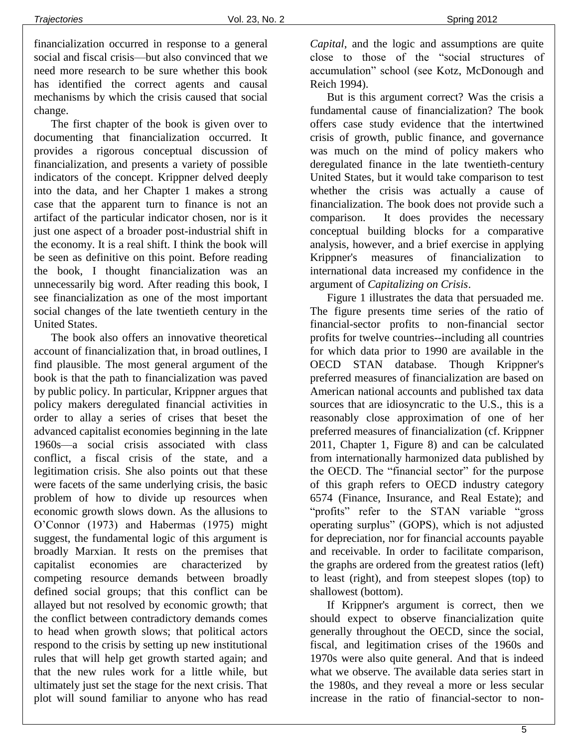financialization occurred in response to a general social and fiscal crisis—but also convinced that we need more research to be sure whether this book has identified the correct agents and causal mechanisms by which the crisis caused that social change.

The first chapter of the book is given over to documenting that financialization occurred. It provides a rigorous conceptual discussion of financialization, and presents a variety of possible indicators of the concept. Krippner delved deeply into the data, and her Chapter 1 makes a strong case that the apparent turn to finance is not an artifact of the particular indicator chosen, nor is it just one aspect of a broader post-industrial shift in the economy. It is a real shift. I think the book will be seen as definitive on this point. Before reading the book, I thought financialization was an unnecessarily big word. After reading this book, I see financialization as one of the most important social changes of the late twentieth century in the United States.

The book also offers an innovative theoretical account of financialization that, in broad outlines, I find plausible. The most general argument of the book is that the path to financialization was paved by public policy. In particular, Krippner argues that policy makers deregulated financial activities in order to allay a series of crises that beset the advanced capitalist economies beginning in the late 1960s—a social crisis associated with class conflict, a fiscal crisis of the state, and a legitimation crisis. She also points out that these were facets of the same underlying crisis, the basic problem of how to divide up resources when economic growth slows down. As the allusions to O'Connor (1973) and Habermas (1975) might suggest, the fundamental logic of this argument is broadly Marxian. It rests on the premises that capitalist economies are characterized by competing resource demands between broadly defined social groups; that this conflict can be allayed but not resolved by economic growth; that the conflict between contradictory demands comes to head when growth slows; that political actors respond to the crisis by setting up new institutional rules that will help get growth started again; and that the new rules work for a little while, but ultimately just set the stage for the next crisis. That plot will sound familiar to anyone who has read *Capital*, and the logic and assumptions are quite close to those of the "social structures of accumulation" school (see Kotz, McDonough and Reich 1994).

But is this argument correct? Was the crisis a fundamental cause of financialization? The book offers case study evidence that the intertwined crisis of growth, public finance, and governance was much on the mind of policy makers who deregulated finance in the late twentieth-century United States, but it would take comparison to test whether the crisis was actually a cause of financialization. The book does not provide such a comparison. It does provides the necessary conceptual building blocks for a comparative analysis, however, and a brief exercise in applying Krippner's measures of financialization to international data increased my confidence in the argument of *Capitalizing on Crisis*.

Figure 1 illustrates the data that persuaded me. The figure presents time series of the ratio of financial-sector profits to non-financial sector profits for twelve countries--including all countries for which data prior to 1990 are available in the OECD STAN database. Though Krippner's preferred measures of financialization are based on American national accounts and published tax data sources that are idiosyncratic to the U.S., this is a reasonably close approximation of one of her preferred measures of financialization (cf. Krippner 2011, Chapter 1, Figure 8) and can be calculated from internationally harmonized data published by the OECD. The "financial sector" for the purpose of this graph refers to OECD industry category 6574 (Finance, Insurance, and Real Estate); and "profits" refer to the STAN variable "gross operating surplus" (GOPS), which is not adjusted for depreciation, nor for financial accounts payable and receivable. In order to facilitate comparison, the graphs are ordered from the greatest ratios (left) to least (right), and from steepest slopes (top) to shallowest (bottom).

If Krippner's argument is correct, then we should expect to observe financialization quite generally throughout the OECD, since the social, fiscal, and legitimation crises of the 1960s and 1970s were also quite general. And that is indeed what we observe. The available data series start in the 1980s, and they reveal a more or less secular increase in the ratio of financial-sector to non-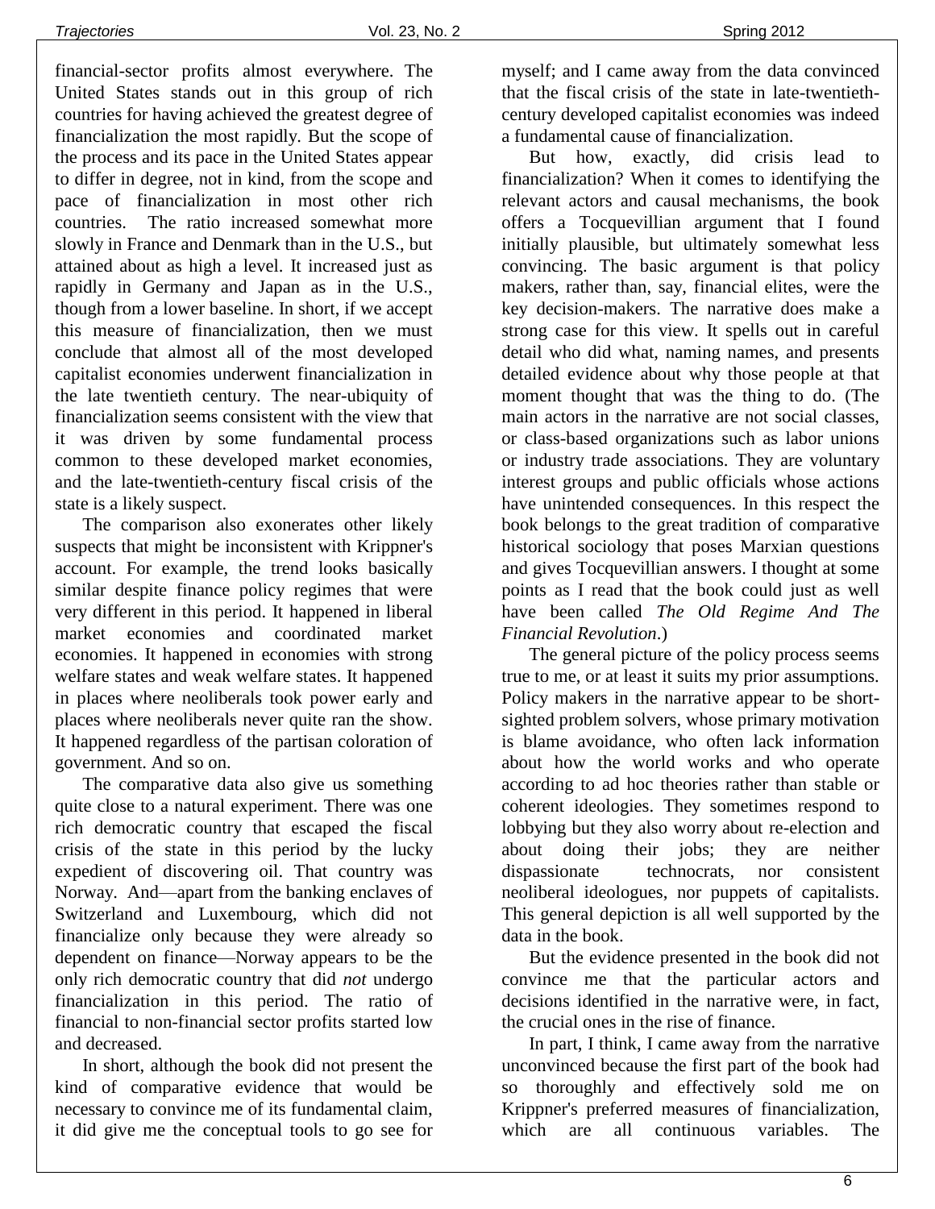financial-sector profits almost everywhere. The United States stands out in this group of rich countries for having achieved the greatest degree of financialization the most rapidly. But the scope of the process and its pace in the United States appear to differ in degree, not in kind, from the scope and pace of financialization in most other rich countries. The ratio increased somewhat more slowly in France and Denmark than in the U.S., but attained about as high a level. It increased just as rapidly in Germany and Japan as in the U.S., though from a lower baseline. In short, if we accept this measure of financialization, then we must conclude that almost all of the most developed capitalist economies underwent financialization in the late twentieth century. The near-ubiquity of financialization seems consistent with the view that it was driven by some fundamental process common to these developed market economies, and the late-twentieth-century fiscal crisis of the state is a likely suspect.

The comparison also exonerates other likely suspects that might be inconsistent with Krippner's account. For example, the trend looks basically similar despite finance policy regimes that were very different in this period. It happened in liberal market economies and coordinated market economies. It happened in economies with strong welfare states and weak welfare states. It happened in places where neoliberals took power early and places where neoliberals never quite ran the show. It happened regardless of the partisan coloration of government. And so on.

The comparative data also give us something quite close to a natural experiment. There was one rich democratic country that escaped the fiscal crisis of the state in this period by the lucky expedient of discovering oil. That country was Norway. And—apart from the banking enclaves of Switzerland and Luxembourg, which did not financialize only because they were already so dependent on finance—Norway appears to be the only rich democratic country that did *not* undergo financialization in this period. The ratio of financial to non-financial sector profits started low and decreased.

In short, although the book did not present the kind of comparative evidence that would be necessary to convince me of its fundamental claim, it did give me the conceptual tools to go see for myself; and I came away from the data convinced that the fiscal crisis of the state in late-twentieth-century developed capitalist economies was indeed a fundamental cause of financialization.

But how, exactly, did crisis lead to financialization? When it comes to identifying the relevant actors and causal mechanisms, the book offers a Tocquevillian argument that I found initially plausible, but ultimately somewhat less convincing. The basic argument is that policy makers, rather than, say, financial elites, were the key decision-makers. The narrative does make a strong case for this view. It spells out in careful detail who did what, naming names, and presents detailed evidence about why those people at that moment thought that was the thing to do. (The main actors in the narrative are not social classes, or class-based organizations such as labor unions or industry trade associations. They are voluntary interest groups and public officials whose actions have unintended consequences. In this respect the book belongs to the great tradition of comparative historical sociology that poses Marxian questions and gives Tocquevillian answers. I thought at some points as I read that the book could just as well have been called *The Old Regime And The Financial Revolution*.)

The general picture of the policy process seems true to me, or at least it suits my prior assumptions. Policy makers in the narrative appear to be short-sighted problem solvers, whose primary motivation is blame avoidance, who often lack information about how the world works and who operate according to ad hoc theories rather than stable or coherent ideologies. They sometimes respond to lobbying but they also worry about re-election and about doing their jobs; they are neither dispassionate technocrats, nor consistent neoliberal ideologues, nor puppets of capitalists. This general depiction is all well supported by the data in the book.

But the evidence presented in the book did not convince me that the particular actors and decisions identified in the narrative were, in fact, the crucial ones in the rise of finance.

In part, I think, I came away from the narrative unconvinced because the first part of the book had so thoroughly and effectively sold me on Krippner's preferred measures of financialization, which are all continuous variables. The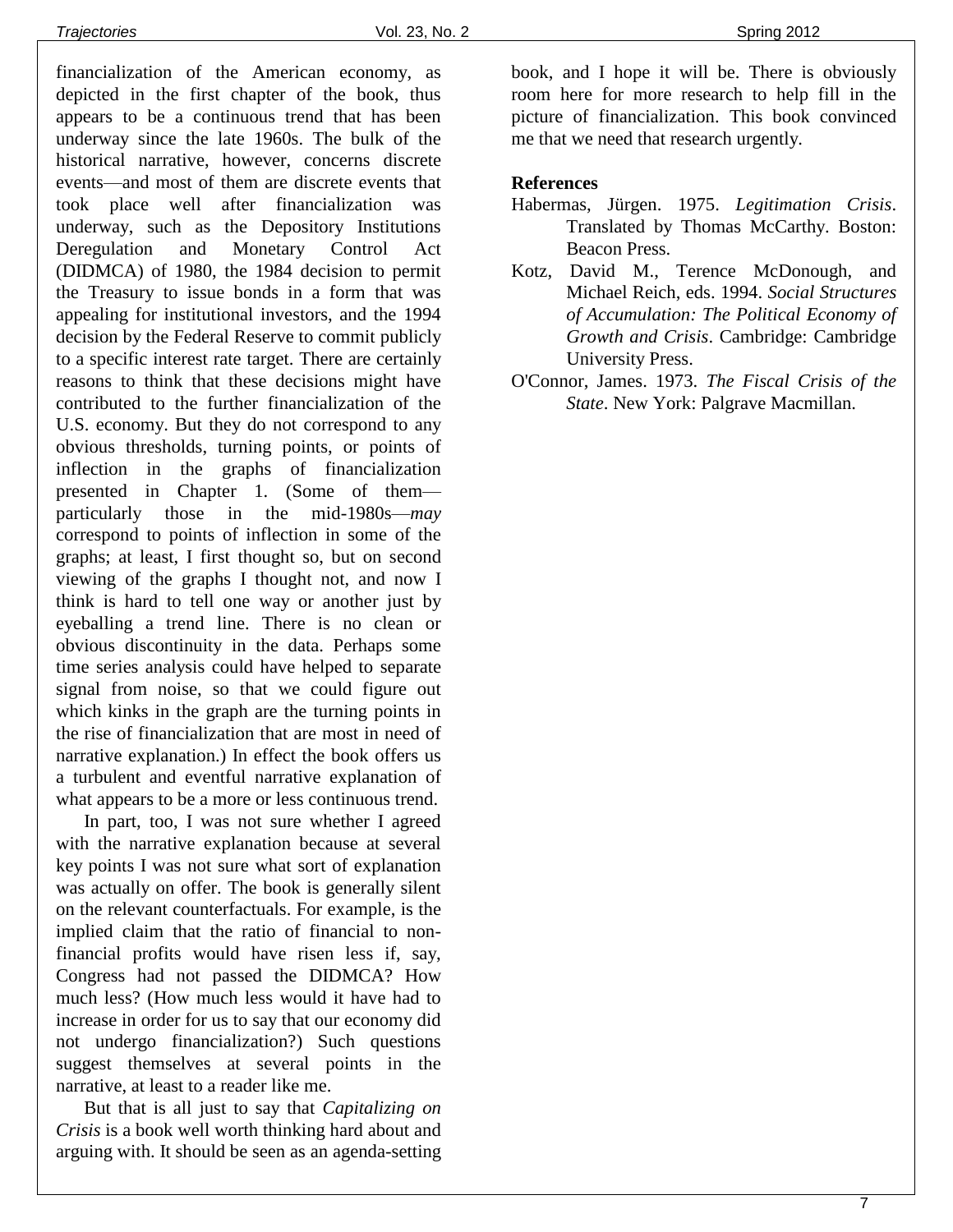financialization of the American economy, as depicted in the first chapter of the book, thus appears to be a continuous trend that has been underway since the late 1960s. The bulk of the historical narrative, however, concerns discrete events—and most of them are discrete events that took place well after financialization was underway, such as the Depository Institutions Deregulation and Monetary Control Act (DIDMCA) of 1980, the 1984 decision to permit the Treasury to issue bonds in a form that was appealing for institutional investors, and the 1994 decision by the Federal Reserve to commit publicly to a specific interest rate target. There are certainly reasons to think that these decisions might have contributed to the further financialization of the U.S. economy. But they do not correspond to any obvious thresholds, turning points, or points of inflection in the graphs of financialization presented in Chapter 1. (Some of them—particularly those in the mid-1980s—*may* correspond to points of inflection in some of the graphs; at least, I first thought so, but on second viewing of the graphs I thought not, and now I think is hard to tell one way or another just by eyeballing a trend line. There is no clean or obvious discontinuity in the data. Perhaps some time series analysis could have helped to separate signal from noise, so that we could figure out which kinks in the graph are the turning points in the rise of financialization that are most in need of narrative explanation.) In effect the book offers us a turbulent and eventful narrative explanation of what appears to be a more or less continuous trend.

In part, too, I was not sure whether I agreed with the narrative explanation because at several key points I was not sure what sort of explanation was actually on offer. The book is generally silent on the relevant counterfactuals. For example, is the implied claim that the ratio of financial to non-financial profits would have risen less if, say, Congress had not passed the DIDMCA? How much less? (How much less would it have had to increase in order for us to say that our economy did not undergo financialization?) Such questions suggest themselves at several points in the narrative, at least to a reader like me.

But that is all just to say that *Capitalizing on Crisis* is a book well worth thinking hard about and arguing with. It should be seen as an agenda-setting book, and I hope it will be. There is obviously room here for more research to help fill in the picture of financialization. This book convinced me that we need that research urgently.

**References**

Habermas, Jürgen. 1975. *Legitimation Crisis*. Translated by Thomas McCarthy. Boston: Beacon Press.

Kotz, David M., Terence McDonough, and Michael Reich, eds. 1994. *Social Structures of Accumulation: The Political Economy of Growth and Crisis*. Cambridge: Cambridge University Press.

O'Connor, James. 1973. *The Fiscal Crisis of the State*. New York: Palgrave Macmillan.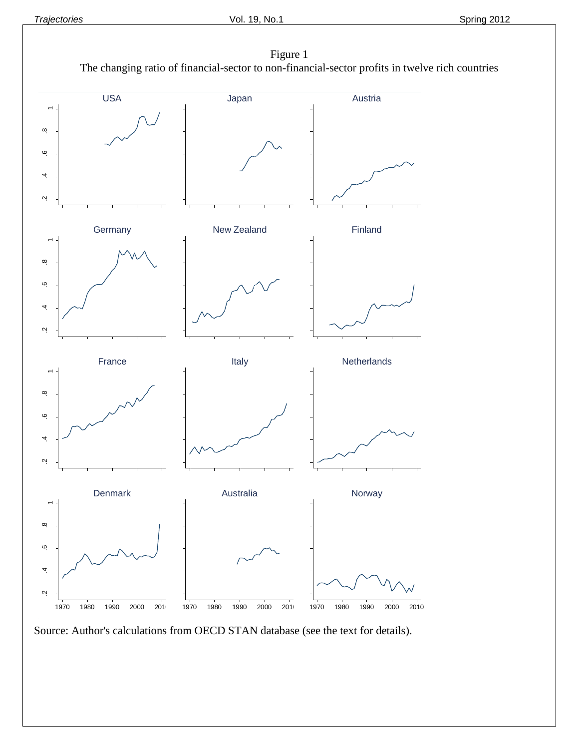Figure 1
The changing ratio of financial-sector to non-financial-sector profits in twelve rich countries

Source: Author's calculations from OECD STAN database (see the text for details).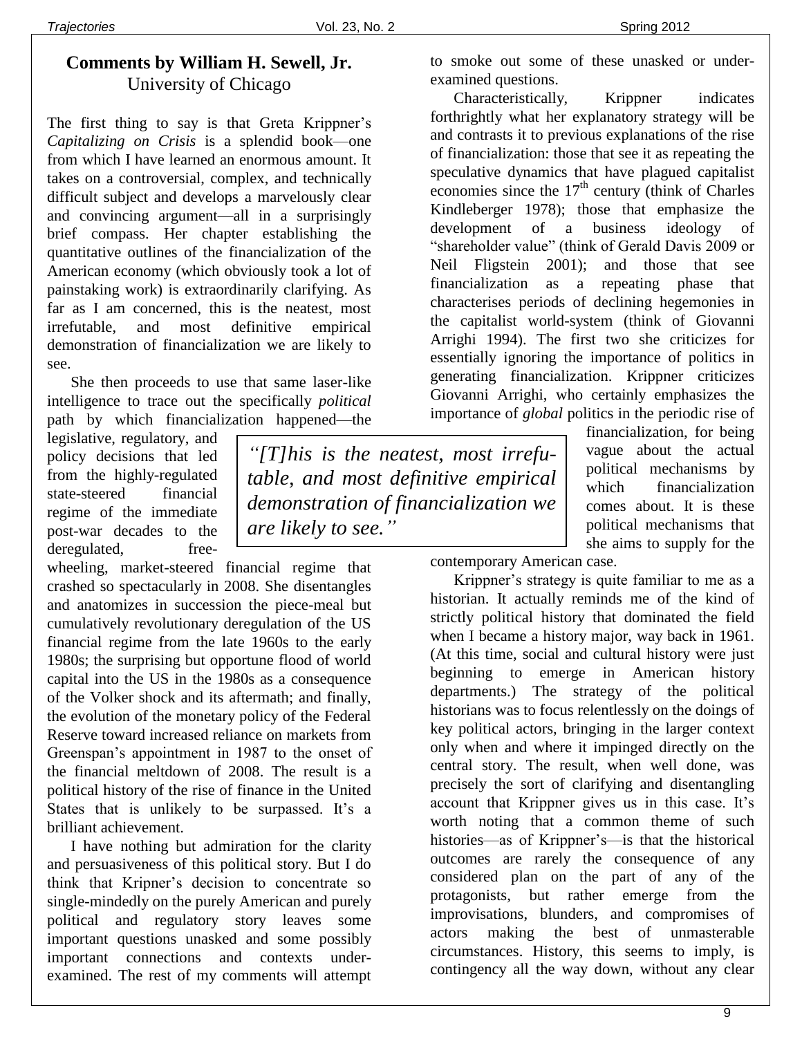## Comments by William H. Sewell, Jr.
University of Chicago

The first thing to say is that Greta Krippner's *Capitalizing on Crisis* is a splendid book—one from which I have learned an enormous amount. It takes on a controversial, complex, and technically difficult subject and develops a marvelously clear and convincing argument—all in a surprisingly brief compass. Her chapter establishing the quantitative outlines of the financialization of the American economy (which obviously took a lot of painstaking work) is extraordinarily clarifying. As far as I am concerned, this is the neatest, most irrefutable, and most definitive empirical demonstration of financialization we are likely to see.

She then proceeds to use that same laser-like intelligence to trace out the specifically *political* path by which financialization happened—the legislative, regulatory, and policy decisions that led from the highly-regulated state-steered financial regime of the immediate post-war decades to the deregulated, free-wheeling, market-steered financial regime that crashed so spectacularly in 2008. She disentangles and anatomizes in succession the piece-meal but cumulatively revolutionary deregulation of the US financial regime from the late 1960s to the early 1980s; the surprising but opportune flood of world capital into the US in the 1980s as a consequence of the Volker shock and its aftermath; and finally, the evolution of the monetary policy of the Federal Reserve toward increased reliance on markets from Greenspan's appointment in 1987 to the onset of the financial meltdown of 2008. The result is a political history of the rise of finance in the United States that is unlikely to be surpassed. It's a brilliant achievement.

> *"[T]his is the neatest, most irrefutable, and most definitive empirical demonstration of financialization we are likely to see."*

I have nothing but admiration for the clarity and persuasiveness of this political story. But I do think that Kripner's decision to concentrate so single-mindedly on the purely American and purely political and regulatory story leaves some important questions unasked and some possibly important connections and contexts under-examined. The rest of my comments will attempt to smoke out some of these unasked or under-examined questions.

Characteristically, Krippner indicates forthrightly what her explanatory strategy will be and contrasts it to previous explanations of the rise of financialization: those that see it as repeating the speculative dynamics that have plagued capitalist economies since the 17th century (think of Charles Kindleberger 1978); those that emphasize the development of a business ideology of "shareholder value" (think of Gerald Davis 2009 or Neil Fligstein 2001); and those that see financialization as a repeating phase that characterises periods of declining hegemonies in the capitalist world-system (think of Giovanni Arrighi 1994). The first two she criticizes for essentially ignoring the importance of politics in generating financialization. Krippner criticizes Giovanni Arrighi, who certainly emphasizes the importance of *global* politics in the periodic rise of financialization, for being vague about the actual political mechanisms by which financialization comes about. It is these political mechanisms that she aims to supply for the contemporary American case.

Krippner's strategy is quite familiar to me as a historian. It actually reminds me of the kind of strictly political history that dominated the field when I became a history major, way back in 1961. (At this time, social and cultural history were just beginning to emerge in American history departments.) The strategy of the political historians was to focus relentlessly on the doings of key political actors, bringing in the larger context only when and where it impinged directly on the central story. The result, when well done, was precisely the sort of clarifying and disentangling account that Krippner gives us in this case. It's worth noting that a common theme of such histories—as of Krippner's—is that the historical outcomes are rarely the consequence of any considered plan on the part of any of the protagonists, but rather emerge from the improvisations, blunders, and compromises of actors making the best of unmasterable circumstances. History, this seems to imply, is contingency all the way down, without any clear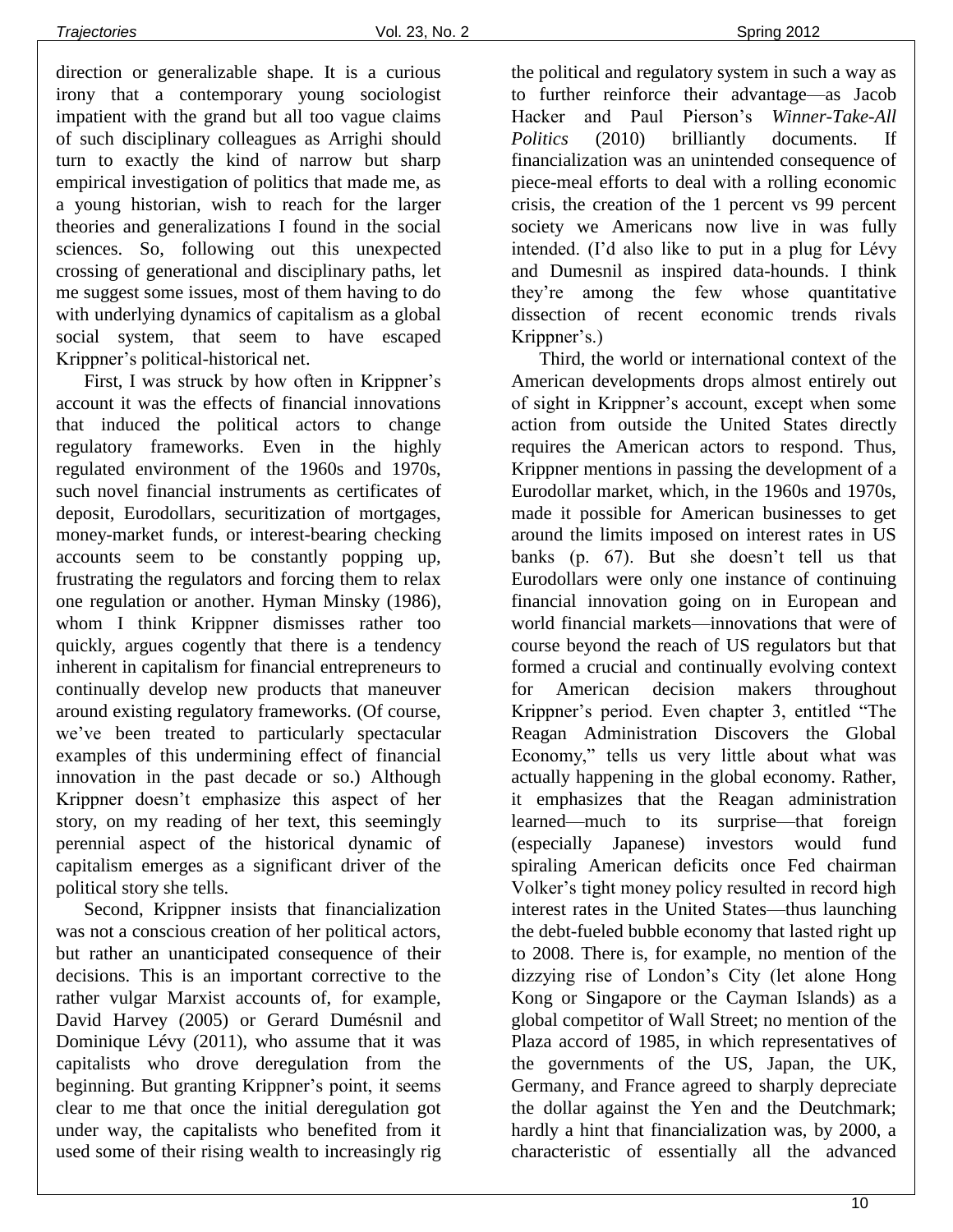direction or generalizable shape. It is a curious irony that a contemporary young sociologist impatient with the grand but all too vague claims of such disciplinary colleagues as Arrighi should turn to exactly the kind of narrow but sharp empirical investigation of politics that made me, as a young historian, wish to reach for the larger theories and generalizations I found in the social sciences. So, following out this unexpected crossing of generational and disciplinary paths, let me suggest some issues, most of them having to do with underlying dynamics of capitalism as a global social system, that seem to have escaped Krippner's political-historical net.

First, I was struck by how often in Krippner's account it was the effects of financial innovations that induced the political actors to change regulatory frameworks. Even in the highly regulated environment of the 1960s and 1970s, such novel financial instruments as certificates of deposit, Eurodollars, securitization of mortgages, money-market funds, or interest-bearing checking accounts seem to be constantly popping up, frustrating the regulators and forcing them to relax one regulation or another. Hyman Minsky (1986), whom I think Krippner dismisses rather too quickly, argues cogently that there is a tendency inherent in capitalism for financial entrepreneurs to continually develop new products that maneuver around existing regulatory frameworks. (Of course, we've been treated to particularly spectacular examples of this undermining effect of financial innovation in the past decade or so.) Although Krippner doesn't emphasize this aspect of her story, on my reading of her text, this seemingly perennial aspect of the historical dynamic of capitalism emerges as a significant driver of the political story she tells.

Second, Krippner insists that financialization was not a conscious creation of her political actors, but rather an unanticipated consequence of their decisions. This is an important corrective to the rather vulgar Marxist accounts of, for example, David Harvey (2005) or Gerard Duménsil and Dominique Lévy (2011), who assume that it was capitalists who drove deregulation from the beginning. But granting Krippner's point, it seems clear to me that once the initial deregulation got under way, the capitalists who benefited from it used some of their rising wealth to increasingly rig the political and regulatory system in such a way as to further reinforce their advantage—as Jacob Hacker and Paul Pierson's *Winner-Take-All Politics* (2010) brilliantly documents. If financialization was an unintended consequence of piece-meal efforts to deal with a rolling economic crisis, the creation of the 1 percent vs 99 percent society we Americans now live in was fully intended. (I'd also like to put in a plug for Lévy and Dumesnil as inspired data-hounds. I think they're among the few whose quantitative dissection of recent economic trends rivals Krippner's.)

Third, the world or international context of the American developments drops almost entirely out of sight in Krippner's account, except when some action from outside the United States directly requires the American actors to respond. Thus, Krippner mentions in passing the development of a Eurodollar market, which, in the 1960s and 1970s, made it possible for American businesses to get around the limits imposed on interest rates in US banks (p. 67). But she doesn't tell us that Eurodollars were only one instance of continuing financial innovation going on in European and world financial markets—innovations that were of course beyond the reach of US regulators but that formed a crucial and continually evolving context for American decision makers throughout Krippner's period. Even chapter 3, entitled "The Reagan Administration Discovers the Global Economy," tells us very little about what was actually happening in the global economy. Rather, it emphasizes that the Reagan administration learned—much to its surprise—that foreign (especially Japanese) investors would fund spiraling American deficits once Fed chairman Volker's tight money policy resulted in record high interest rates in the United States—thus launching the debt-fueled bubble economy that lasted right up to 2008. There is, for example, no mention of the dizzying rise of London's City (let alone Hong Kong or Singapore or the Cayman Islands) as a global competitor of Wall Street; no mention of the Plaza accord of 1985, in which representatives of the governments of the US, Japan, the UK, Germany, and France agreed to sharply depreciate the dollar against the Yen and the Deutchmark; hardly a hint that financialization was, by 2000, a characteristic of essentially all the advanced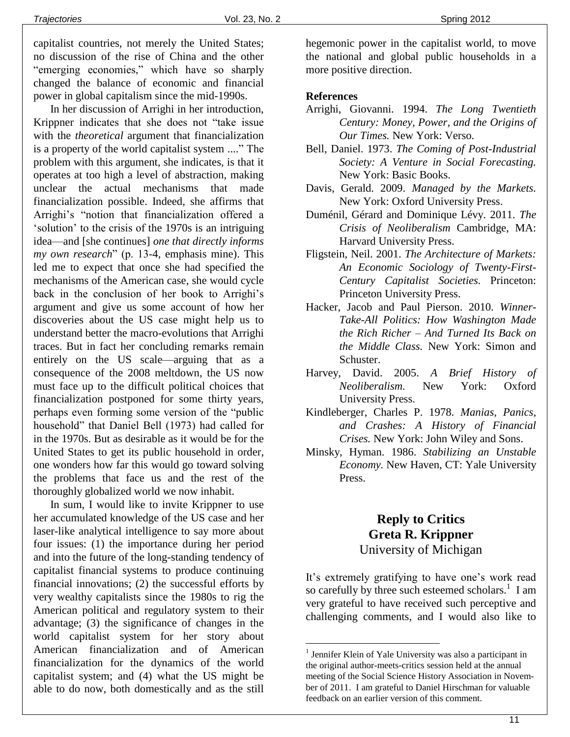capitalist countries, not merely the United States; no discussion of the rise of China and the other "emerging economies," which have so sharply changed the balance of economic and financial power in global capitalism since the mid-1990s.

In her discussion of Arrighi in her introduction, Krippner indicates that she does not "take issue with the *theoretical* argument that financialization is a property of the world capitalist system ...." The problem with this argument, she indicates, is that it operates at too high a level of abstraction, making unclear the actual mechanisms that made financialization possible. Indeed, she affirms that Arrighi's "notion that financialization offered a 'solution' to the crisis of the 1970s is an intriguing idea—and [she continues] *one that directly informs my own research*" (p. 13-4, emphasis mine). This led me to expect that once she had specified the mechanisms of the American case, she would cycle back in the conclusion of her book to Arrighi's argument and give us some account of how her discoveries about the US case might help us to understand better the macro-evolutions that Arrighi traces. But in fact her concluding remarks remain entirely on the US scale—arguing that as a consequence of the 2008 meltdown, the US now must face up to the difficult political choices that financialization postponed for some thirty years, perhaps even forming some version of the "public household" that Daniel Bell (1973) had called for in the 1970s. But as desirable as it would be for the United States to get its public household in order, one wonders how far this would go toward solving the problems that face us and the rest of the thoroughly globalized world we now inhabit.

In sum, I would like to invite Krippner to use her accumulated knowledge of the US case and her laser-like analytical intelligence to say more about four issues: (1) the importance during her period and into the future of the long-standing tendency of capitalist financial systems to produce continuing financial innovations; (2) the successful efforts by very wealthy capitalists since the 1980s to rig the American political and regulatory system to their advantage; (3) the significance of changes in the world capitalist system for her story about American financialization and of American financialization for the dynamics of the world capitalist system; and (4) what the US might be able to do now, both domestically and as the still hegemonic power in the capitalist world, to move the national and global public households in a more positive direction.

**References**

Arrighi, Giovanni. 1994. *The Long Twentieth Century: Money, Power, and the Origins of Our Times.* New York: Verso.

Bell, Daniel. 1973. *The Coming of Post-Industrial Society: A Venture in Social Forecasting.* New York: Basic Books.

Davis, Gerald. 2009. *Managed by the Markets.* New York: Oxford University Press.

Duménil, Gérard and Dominique Lévy. 2011. *The Crisis of Neoliberalism* Cambridge, MA: Harvard University Press.

Fligstein, Neil. 2001. *The Architecture of Markets: An Economic Sociology of Twenty-First-Century Capitalist Societies.* Princeton: Princeton University Press.

Hacker, Jacob and Paul Pierson. 2010. *Winner-Take-All Politics: How Washington Made the Rich Richer – And Turned Its Back on the Middle Class.* New York: Simon and Schuster.

Harvey, David. 2005. *A Brief History of Neoliberalism.* New York: Oxford University Press.

Kindleberger, Charles P. 1978. *Manias, Panics, and Crashes: A History of Financial Crises.* New York: John Wiley and Sons.

Minsky, Hyman. 1986. *Stabilizing an Unstable Economy.* New Haven, CT: Yale University Press.

## Reply to Critics

**Greta R. Krippner**

University of Michigan

It's extremely gratifying to have one's work read so carefully by three such esteemed scholars.[1] I am very grateful to have received such perceptive and challenging comments, and I would also like to

[1] Jennifer Klein of Yale University was also a participant in the original author-meets-critics session held at the annual meeting of the Social Science History Association in November of 2011. I am grateful to Daniel Hirschman for valuable feedback on an earlier version of this comment.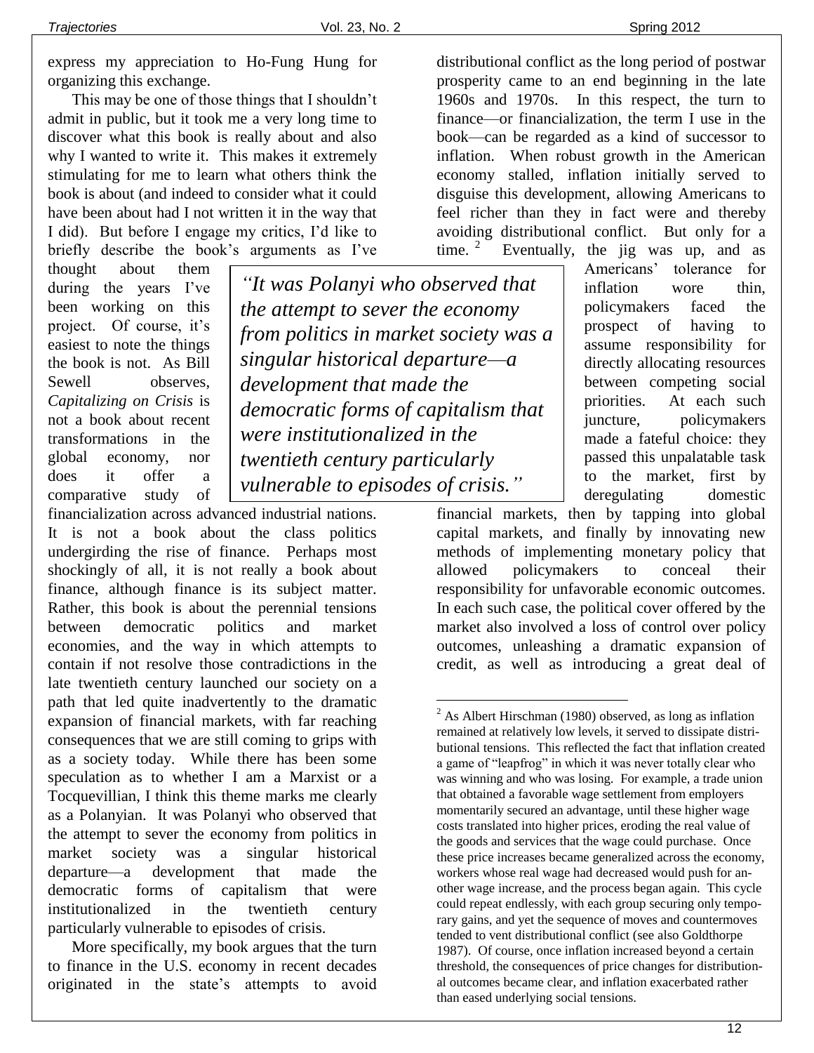express my appreciation to Ho-Fung Hung for organizing this exchange.

This may be one of those things that I shouldn't admit in public, but it took me a very long time to discover what this book is really about and also why I wanted to write it. This makes it extremely stimulating for me to learn what others think the book is about (and indeed to consider what it could have been about had I not written it in the way that I did). But before I engage my critics, I'd like to briefly describe the book's arguments as I've thought about them during the years I've been working on this project. Of course, it's easiest to note the things the book is not. As Bill Sewell observes, *Capitalizing on Crisis* is not a book about recent transformations in the global economy, nor does it offer a comparative study of financialization across advanced industrial nations. It is not a book about the class politics undergirding the rise of finance. Perhaps most shockingly of all, it is not really a book about finance, although finance is its subject matter. Rather, this book is about the perennial tensions between democratic politics and market economies, and the way in which attempts to contain if not resolve those contradictions in the late twentieth century launched our society on a path that led quite inadvertently to the dramatic expansion of financial markets, with far reaching consequences that we are still coming to grips with as a society today. While there has been some speculation as to whether I am a Marxist or a Tocquevillian, I think this theme marks me clearly as a Polanyian. It was Polanyi who observed that the attempt to sever the economy from politics in market society was a singular historical departure—a development that made the democratic forms of capitalism that were institutionalized in the twentieth century particularly vulnerable to episodes of crisis.

> *"It was Polanyi who observed that the attempt to sever the economy from politics in market society was a singular historical departure—a development that made the democratic forms of capitalism that were institutionalized in the twentieth century particularly vulnerable to episodes of crisis."*

More specifically, my book argues that the turn to finance in the U.S. economy in recent decades originated in the state's attempts to avoid distributional conflict as the long period of postwar prosperity came to an end beginning in the late 1960s and 1970s. In this respect, the turn to finance—or financialization, the term I use in the book—can be regarded as a kind of successor to inflation. When robust growth in the American economy stalled, inflation initially served to disguise this development, allowing Americans to feel richer than they in fact were and thereby avoiding distributional conflict. But only for a time.[2] Eventually, the jig was up, and as Americans' tolerance for inflation wore thin, policymakers faced the prospect of having to assume responsibility for directly allocating resources between competing social priorities. At each such juncture, policymakers made a fateful choice: they passed this unpalatable task to the market, first by deregulating domestic financial markets, then by tapping into global capital markets, and finally by innovating new methods of implementing monetary policy that allowed policymakers to conceal their responsibility for unfavorable economic outcomes. In each such case, the political cover offered by the market also involved a loss of control over policy outcomes, unleashing a dramatic expansion of credit, as well as introducing a great deal of

---

[2] As Albert Hirschman (1980) observed, as long as inflation remained at relatively low levels, it served to dissipate distributional tensions. This reflected the fact that inflation created a game of "leapfrog" in which it was never totally clear who was winning and who was losing. For example, a trade union that obtained a favorable wage settlement from employers momentarily secured an advantage, until these higher wage costs translated into higher prices, eroding the real value of the goods and services that the wage could purchase. Once these price increases became generalized across the economy, workers whose real wage had decreased would push for another wage increase, and the process began again. This cycle could repeat endlessly, with each group securing only temporary gains, and yet the sequence of moves and countermoves tended to vent distributional conflict (see also Goldthorpe 1987). Of course, once inflation increased beyond a certain threshold, the consequences of price changes for distributional outcomes became clear, and inflation exacerbated rather than eased underlying social tensions.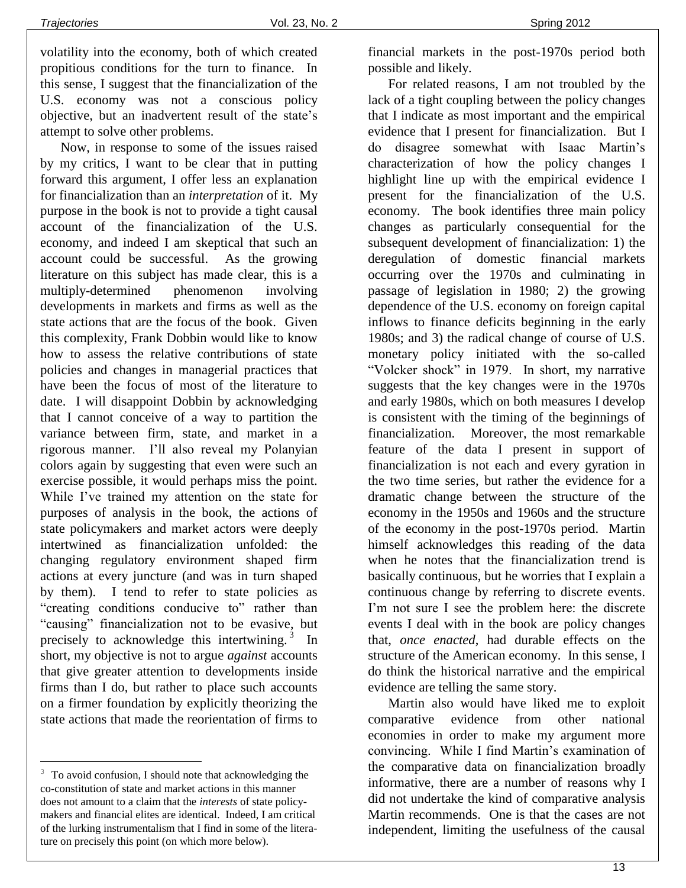volatility into the economy, both of which created propitious conditions for the turn to finance. In this sense, I suggest that the financialization of the U.S. economy was not a conscious policy objective, but an inadvertent result of the state's attempt to solve other problems.

Now, in response to some of the issues raised by my critics, I want to be clear that in putting forward this argument, I offer less an explanation for financialization than an *interpretation* of it. My purpose in the book is not to provide a tight causal account of the financialization of the U.S. economy, and indeed I am skeptical that such an account could be successful. As the growing literature on this subject has made clear, this is a multiply-determined phenomenon involving developments in markets and firms as well as the state actions that are the focus of the book. Given this complexity, Frank Dobbin would like to know how to assess the relative contributions of state policies and changes in managerial practices that have been the focus of most of the literature to date. I will disappoint Dobbin by acknowledging that I cannot conceive of a way to partition the variance between firm, state, and market in a rigorous manner. I'll also reveal my Polanyian colors again by suggesting that even were such an exercise possible, it would perhaps miss the point. While I've trained my attention on the state for purposes of analysis in the book, the actions of state policymakers and market actors were deeply intertwined as financialization unfolded: the changing regulatory environment shaped firm actions at every juncture (and was in turn shaped by them). I tend to refer to state policies as "creating conditions conducive to" rather than "causing" financialization not to be evasive, but precisely to acknowledge this intertwining.[3] In short, my objective is not to argue *against* accounts that give greater attention to developments inside firms than I do, but rather to place such accounts on a firmer foundation by explicitly theorizing the state actions that made the reorientation of firms to financial markets in the post-1970s period both possible and likely.

For related reasons, I am not troubled by the lack of a tight coupling between the policy changes that I indicate as most important and the empirical evidence that I present for financialization. But I do disagree somewhat with Isaac Martin's characterization of how the policy changes I highlight line up with the empirical evidence I present for the financialization of the U.S. economy. The book identifies three main policy changes as particularly consequential for the subsequent development of financialization: 1) the deregulation of domestic financial markets occurring over the 1970s and culminating in passage of legislation in 1980; 2) the growing dependence of the U.S. economy on foreign capital inflows to finance deficits beginning in the early 1980s; and 3) the radical change of course of U.S. monetary policy initiated with the so-called "Volcker shock" in 1979. In short, my narrative suggests that the key changes were in the 1970s and early 1980s, which on both measures I develop is consistent with the timing of the beginnings of financialization. Moreover, the most remarkable feature of the data I present in support of financialization is not each and every gyration in the two time series, but rather the evidence for a dramatic change between the structure of the economy in the 1950s and 1960s and the structure of the economy in the post-1970s period. Martin himself acknowledges this reading of the data when he notes that the financialization trend is basically continuous, but he worries that I explain a continuous change by referring to discrete events. I'm not sure I see the problem here: the discrete events I deal with in the book are policy changes that, *once enacted*, had durable effects on the structure of the American economy. In this sense, I do think the historical narrative and the empirical evidence are telling the same story.

Martin also would have liked me to exploit comparative evidence from other national economies in order to make my argument more convincing. While I find Martin's examination of the comparative data on financialization broadly informative, there are a number of reasons why I did not undertake the kind of comparative analysis Martin recommends. One is that the cases are not independent, limiting the usefulness of the causal

---

[3] To avoid confusion, I should note that acknowledging the co-constitution of state and market actions in this manner does not amount to a claim that the *interests* of state policy-makers and financial elites are identical. Indeed, I am critical of the lurking instrumentalism that I find in some of the literature on precisely this point (on which more below).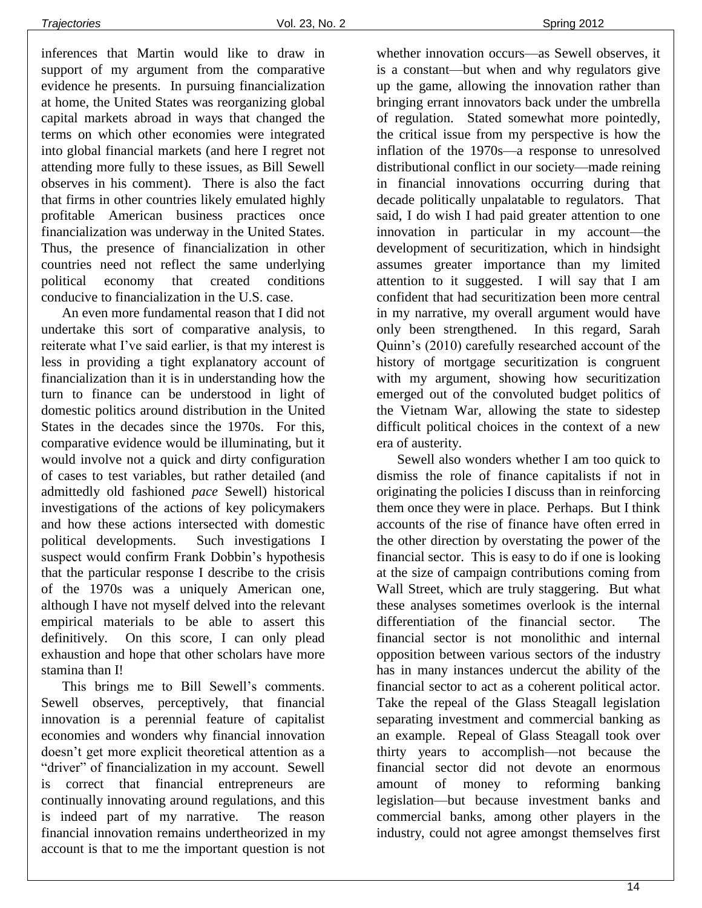inferences that Martin would like to draw in support of my argument from the comparative evidence he presents. In pursuing financialization at home, the United States was reorganizing global capital markets abroad in ways that changed the terms on which other economies were integrated into global financial markets (and here I regret not attending more fully to these issues, as Bill Sewell observes in his comment). There is also the fact that firms in other countries likely emulated highly profitable American business practices once financialization was underway in the United States. Thus, the presence of financialization in other countries need not reflect the same underlying political economy that created conditions conducive to financialization in the U.S. case.

An even more fundamental reason that I did not undertake this sort of comparative analysis, to reiterate what I've said earlier, is that my interest is less in providing a tight explanatory account of financialization than it is in understanding how the turn to finance can be understood in light of domestic politics around distribution in the United States in the decades since the 1970s. For this, comparative evidence would be illuminating, but it would involve not a quick and dirty configuration of cases to test variables, but rather detailed (and admittedly old fashioned *pace* Sewell) historical investigations of the actions of key policymakers and how these actions intersected with domestic political developments. Such investigations I suspect would confirm Frank Dobbin's hypothesis that the particular response I describe to the crisis of the 1970s was a uniquely American one, although I have not myself delved into the relevant empirical materials to be able to assert this definitively. On this score, I can only plead exhaustion and hope that other scholars have more stamina than I!

This brings me to Bill Sewell's comments. Sewell observes, perceptively, that financial innovation is a perennial feature of capitalist economies and wonders why financial innovation doesn't get more explicit theoretical attention as a "driver" of financialization in my account. Sewell is correct that financial entrepreneurs are continually innovating around regulations, and this is indeed part of my narrative. The reason financial innovation remains undertheorized in my account is that to me the important question is not whether innovation occurs—as Sewell observes, it is a constant—but when and why regulators give up the game, allowing the innovation rather than bringing errant innovators back under the umbrella of regulation. Stated somewhat more pointedly, the critical issue from my perspective is how the inflation of the 1970s—a response to unresolved distributional conflict in our society—made reining in financial innovations occurring during that decade politically unpalatable to regulators. That said, I do wish I had paid greater attention to one innovation in particular in my account—the development of securitization, which in hindsight assumes greater importance than my limited attention to it suggested. I will say that I am confident that had securitization been more central in my narrative, my overall argument would have only been strengthened. In this regard, Sarah Quinn's (2010) carefully researched account of the history of mortgage securitization is congruent with my argument, showing how securitization emerged out of the convoluted budget politics of the Vietnam War, allowing the state to sidestep difficult political choices in the context of a new era of austerity.

Sewell also wonders whether I am too quick to dismiss the role of finance capitalists if not in originating the policies I discuss than in reinforcing them once they were in place. Perhaps. But I think accounts of the rise of finance have often erred in the other direction by overstating the power of the financial sector. This is easy to do if one is looking at the size of campaign contributions coming from Wall Street, which are truly staggering. But what these analyses sometimes overlook is the internal differentiation of the financial sector. The financial sector is not monolithic and internal opposition between various sectors of the industry has in many instances undercut the ability of the financial sector to act as a coherent political actor. Take the repeal of the Glass Steagall legislation separating investment and commercial banking as an example. Repeal of Glass Steagall took over thirty years to accomplish—not because the financial sector did not devote an enormous amount of money to reforming banking legislation—but because investment banks and commercial banks, among other players in the industry, could not agree amongst themselves first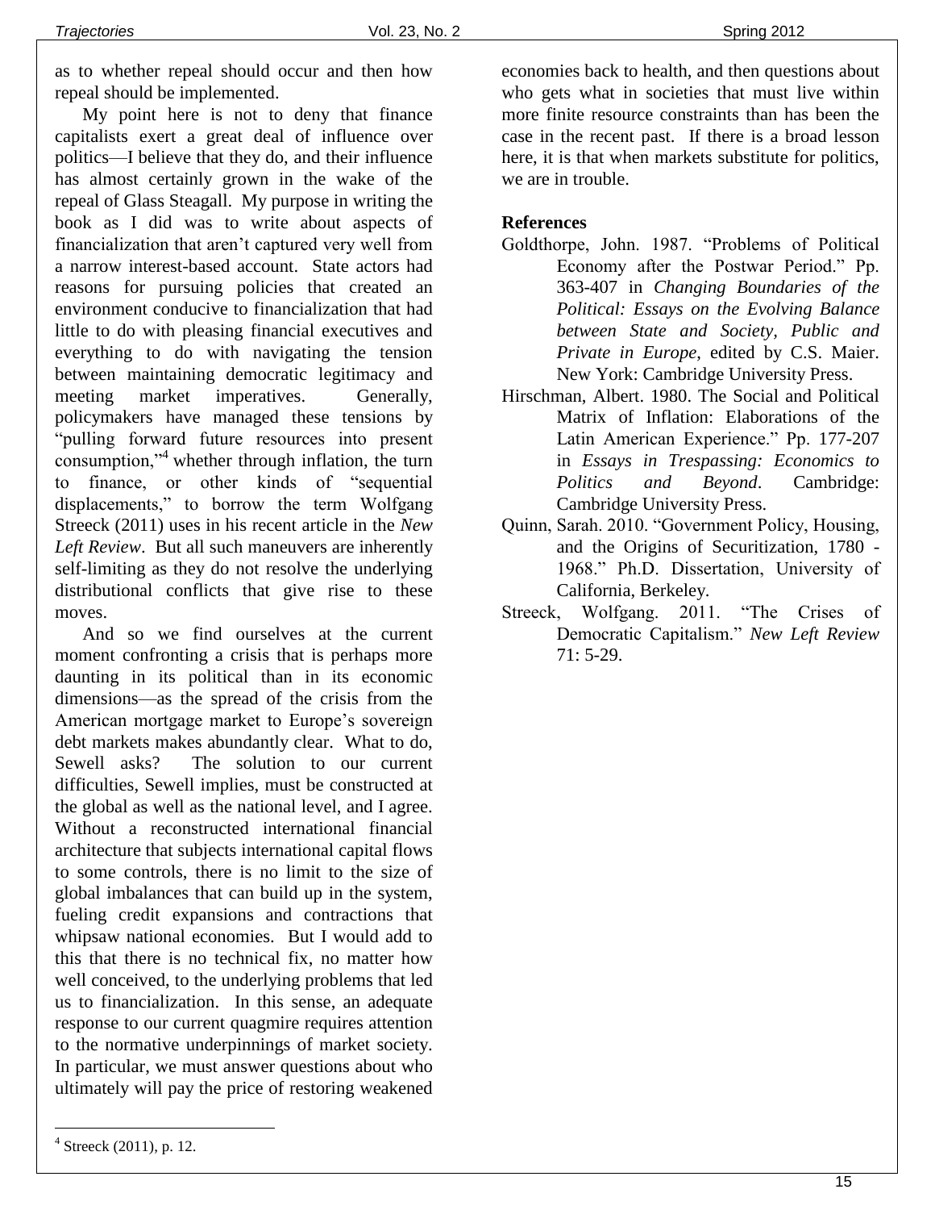as to whether repeal should occur and then how repeal should be implemented.

My point here is not to deny that finance capitalists exert a great deal of influence over politics—I believe that they do, and their influence has almost certainly grown in the wake of the repeal of Glass Steagall. My purpose in writing the book as I did was to write about aspects of financialization that aren't captured very well from a narrow interest-based account. State actors had reasons for pursuing policies that created an environment conducive to financialization that had little to do with pleasing financial executives and everything to do with navigating the tension between maintaining democratic legitimacy and meeting market imperatives. Generally, policymakers have managed these tensions by "pulling forward future resources into present consumption,"[4] whether through inflation, the turn to finance, or other kinds of "sequential displacements," to borrow the term Wolfgang Streeck (2011) uses in his recent article in the *New Left Review*. But all such maneuvers are inherently self-limiting as they do not resolve the underlying distributional conflicts that give rise to these moves.

And so we find ourselves at the current moment confronting a crisis that is perhaps more daunting in its political than in its economic dimensions—as the spread of the crisis from the American mortgage market to Europe's sovereign debt markets makes abundantly clear. What to do, Sewell asks? The solution to our current difficulties, Sewell implies, must be constructed at the global as well as the national level, and I agree. Without a reconstructed international financial architecture that subjects international capital flows to some controls, there is no limit to the size of global imbalances that can build up in the system, fueling credit expansions and contractions that whipsaw national economies. But I would add to this that there is no technical fix, no matter how well conceived, to the underlying problems that led us to financialization. In this sense, an adequate response to our current quagmire requires attention to the normative underpinnings of market society. In particular, we must answer questions about who ultimately will pay the price of restoring weakened economies back to health, and then questions about who gets what in societies that must live within more finite resource constraints than has been the case in the recent past. If there is a broad lesson here, it is that when markets substitute for politics, we are in trouble.

**References**

Goldthorpe, John. 1987. "Problems of Political Economy after the Postwar Period." Pp. 363-407 in *Changing Boundaries of the Political: Essays on the Evolving Balance between State and Society, Public and Private in Europe*, edited by C.S. Maier. New York: Cambridge University Press.

Hirschman, Albert. 1980. The Social and Political Matrix of Inflation: Elaborations of the Latin American Experience." Pp. 177-207 in *Essays in Trespassing: Economics to Politics and Beyond*. Cambridge: Cambridge University Press.

Quinn, Sarah. 2010. "Government Policy, Housing, and the Origins of Securitization, 1780 - 1968." Ph.D. Dissertation, University of California, Berkeley.

Streeck, Wolfgang. 2011. "The Crises of Democratic Capitalism." *New Left Review* 71: 5-29.

[4] Streeck (2011), p. 12.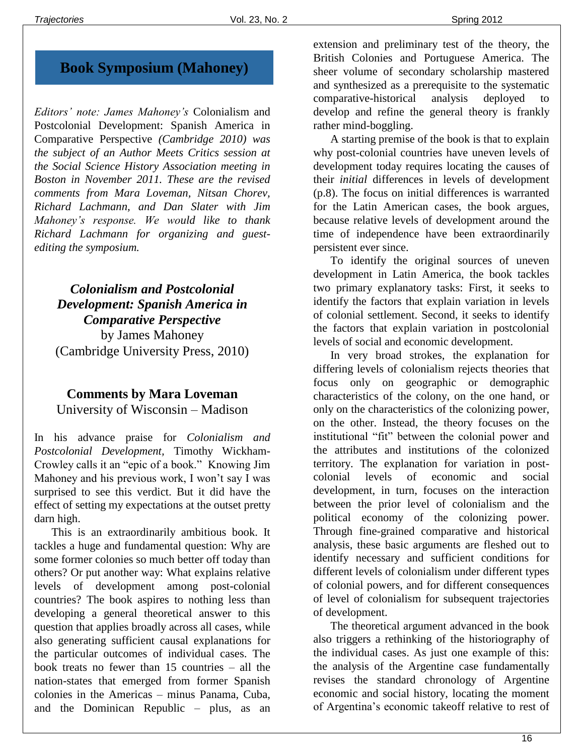# Book Symposium (Mahoney)

*Editors' note: James Mahoney's* Colonialism and Postcolonial Development: Spanish America in Comparative Perspective *(Cambridge 2010) was the subject of an Author Meets Critics session at the Social Science History Association meeting in Boston in November 2011. These are the revised comments from Mara Loveman, Nitsan Chorev, Richard Lachmann, and Dan Slater with Jim Mahoney's response. We would like to thank Richard Lachmann for organizing and guest-editing the symposium.*

***Colonialism and Postcolonial Development: Spanish America in Comparative Perspective***
by James Mahoney
(Cambridge University Press, 2010)

## Comments by Mara Loveman
University of Wisconsin – Madison

In his advance praise for *Colonialism and Postcolonial Development,* Timothy Wickham-Crowley calls it an "epic of a book." Knowing Jim Mahoney and his previous work, I won't say I was surprised to see this verdict. But it did have the effect of setting my expectations at the outset pretty darn high.

This is an extraordinarily ambitious book. It tackles a huge and fundamental question: Why are some former colonies so much better off today than others? Or put another way: What explains relative levels of development among post-colonial countries? The book aspires to nothing less than developing a general theoretical answer to this question that applies broadly across all cases, while also generating sufficient causal explanations for the particular outcomes of individual cases. The book treats no fewer than 15 countries – all the nation-states that emerged from former Spanish colonies in the Americas – minus Panama, Cuba, and the Dominican Republic – plus, as an extension and preliminary test of the theory, the British Colonies and Portuguese America. The sheer volume of secondary scholarship mastered and synthesized as a prerequisite to the systematic comparative-historical analysis deployed to develop and refine the general theory is frankly rather mind-boggling.

A starting premise of the book is that to explain why post-colonial countries have uneven levels of development today requires locating the causes of their *initial* differences in levels of development (p.8). The focus on initial differences is warranted for the Latin American cases, the book argues, because relative levels of development around the time of independence have been extraordinarily persistent ever since.

To identify the original sources of uneven development in Latin America, the book tackles two primary explanatory tasks: First, it seeks to identify the factors that explain variation in levels of colonial settlement. Second, it seeks to identify the factors that explain variation in postcolonial levels of social and economic development.

In very broad strokes, the explanation for differing levels of colonialism rejects theories that focus only on geographic or demographic characteristics of the colony, on the one hand, or only on the characteristics of the colonizing power, on the other. Instead, the theory focuses on the institutional "fit" between the colonial power and the attributes and institutions of the colonized territory. The explanation for variation in post-colonial levels of economic and social development, in turn, focuses on the interaction between the prior level of colonialism and the political economy of the colonizing power. Through fine-grained comparative and historical analysis, these basic arguments are fleshed out to identify necessary and sufficient conditions for different levels of colonialism under different types of colonial powers, and for different consequences of level of colonialism for subsequent trajectories of development.

The theoretical argument advanced in the book also triggers a rethinking of the historiography of the individual cases. As just one example of this: the analysis of the Argentine case fundamentally revises the standard chronology of Argentine economic and social history, locating the moment of Argentina's economic takeoff relative to rest of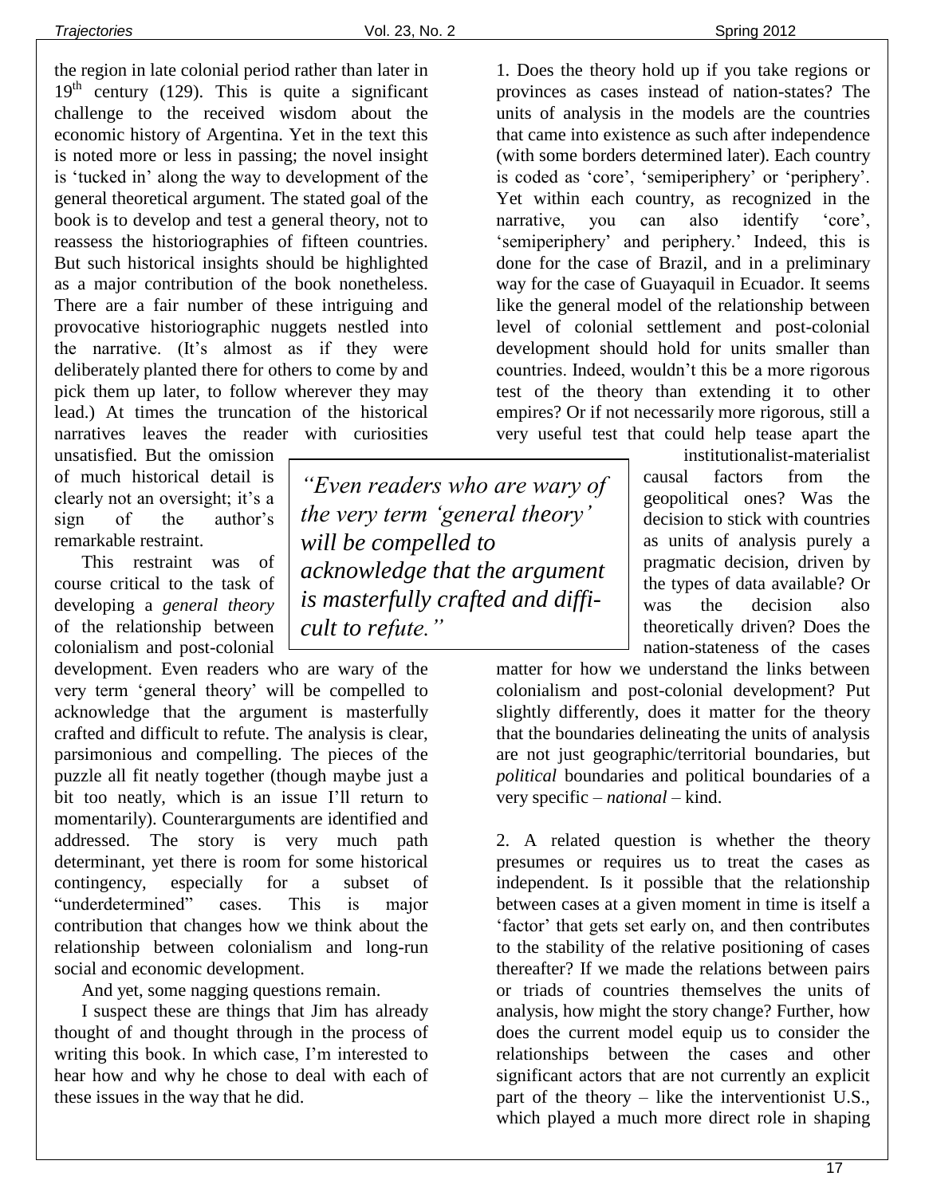the region in late colonial period rather than later in $19^{th}$ century (129). This is quite a significant challenge to the received wisdom about the economic history of Argentina. Yet in the text this is noted more or less in passing; the novel insight is 'tucked in' along the way to development of the general theoretical argument. The stated goal of the book is to develop and test a general theory, not to reassess the historiographies of fifteen countries. But such historical insights should be highlighted as a major contribution of the book nonetheless. There are a fair number of these intriguing and provocative historiographic nuggets nestled into the narrative. (It's almost as if they were deliberately planted there for others to come by and pick them up later, to follow wherever they may lead.) At times the truncation of the historical narratives leaves the reader with curiosities unsatisfied. But the omission of much historical detail is clearly not an oversight; it's a sign of the author's remarkable restraint.

This restraint was of course critical to the task of developing a *general theory* of the relationship between colonialism and post-colonial development. Even readers who are wary of the very term 'general theory' will be compelled to acknowledge that the argument is masterfully crafted and difficult to refute. The analysis is clear, parsimonious and compelling. The pieces of the puzzle all fit neatly together (though maybe just a bit too neatly, which is an issue I'll return to momentarily). Counterarguments are identified and addressed. The story is very much path determinant, yet there is room for some historical contingency, especially for a subset of "underdetermined" cases. This is major contribution that changes how we think about the relationship between colonialism and long-run social and economic development.

And yet, some nagging questions remain.

I suspect these are things that Jim has already thought of and thought through in the process of writing this book. In which case, I'm interested to hear how and why he chose to deal with each of these issues in the way that he did.

> *"Even readers who are wary of the very term 'general theory' will be compelled to acknowledge that the argument is masterfully crafted and difficult to refute."*

1. Does the theory hold up if you take regions or provinces as cases instead of nation-states? The units of analysis in the models are the countries that came into existence as such after independence (with some borders determined later). Each country is coded as 'core', 'semiperiphery' or 'periphery'. Yet within each country, as recognized in the narrative, you can also identify 'core', 'semiperiphery' and periphery.' Indeed, this is done for the case of Brazil, and in a preliminary way for the case of Guayaquil in Ecuador. It seems like the general model of the relationship between level of colonial settlement and post-colonial development should hold for units smaller than countries. Indeed, wouldn't this be a more rigorous test of the theory than extending it to other empires? Or if not necessarily more rigorous, still a very useful test that could help tease apart the institutionalist-materialist causal factors from the geopolitical ones? Was the decision to stick with countries as units of analysis purely a pragmatic decision, driven by the types of data available? Or was the decision also theoretically driven? Does the nation-stateness of the cases matter for how we understand the links between colonialism and post-colonial development? Put slightly differently, does it matter for the theory that the boundaries delineating the units of analysis are not just geographic/territorial boundaries, but *political* boundaries and political boundaries of a very specific – *national* – kind.

2. A related question is whether the theory presumes or requires us to treat the cases as independent. Is it possible that the relationship between cases at a given moment in time is itself a 'factor' that gets set early on, and then contributes to the stability of the relative positioning of cases thereafter? If we made the relations between pairs or triads of countries themselves the units of analysis, how might the story change? Further, how does the current model equip us to consider the relationships between the cases and other significant actors that are not currently an explicit part of the theory – like the interventionist U.S., which played a much more direct role in shaping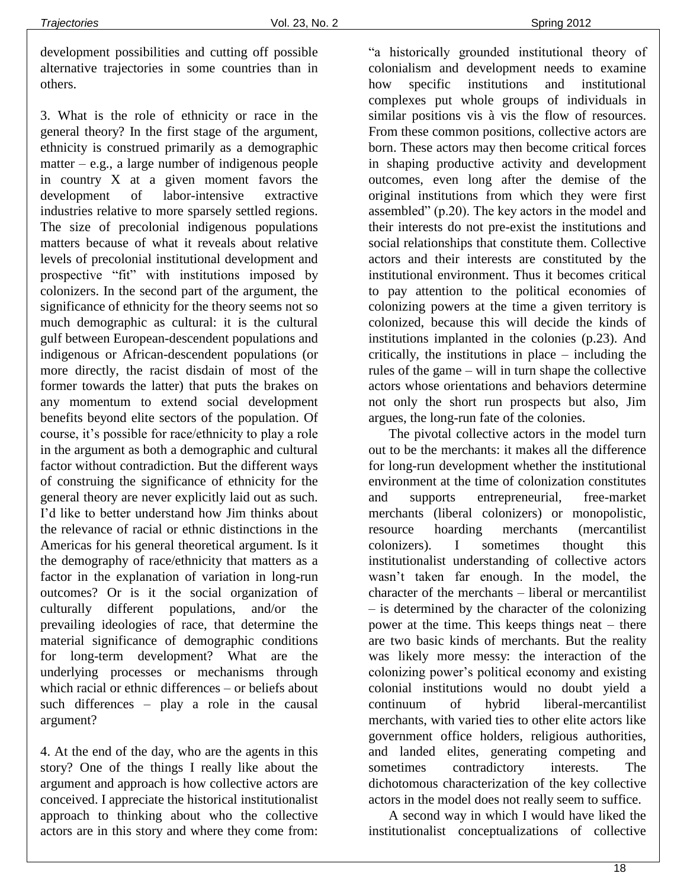development possibilities and cutting off possible alternative trajectories in some countries than in others.

3. What is the role of ethnicity or race in the general theory? In the first stage of the argument, ethnicity is construed primarily as a demographic matter – e.g., a large number of indigenous people in country X at a given moment favors the development of labor-intensive extractive industries relative to more sparsely settled regions. The size of precolonial indigenous populations matters because of what it reveals about relative levels of precolonial institutional development and prospective "fit" with institutions imposed by colonizers. In the second part of the argument, the significance of ethnicity for the theory seems not so much demographic as cultural: it is the cultural gulf between European-descendent populations and indigenous or African-descendent populations (or more directly, the racist disdain of most of the former towards the latter) that puts the brakes on any momentum to extend social development benefits beyond elite sectors of the population. Of course, it's possible for race/ethnicity to play a role in the argument as both a demographic and cultural factor without contradiction. But the different ways of construing the significance of ethnicity for the general theory are never explicitly laid out as such. I'd like to better understand how Jim thinks about the relevance of racial or ethnic distinctions in the Americas for his general theoretical argument. Is it the demography of race/ethnicity that matters as a factor in the explanation of variation in long-run outcomes? Or is it the social organization of culturally different populations, and/or the prevailing ideologies of race, that determine the material significance of demographic conditions for long-term development? What are the underlying processes or mechanisms through which racial or ethnic differences – or beliefs about such differences – play a role in the causal argument?

4. At the end of the day, who are the agents in this story? One of the things I really like about the argument and approach is how collective actors are conceived. I appreciate the historical institutionalist approach to thinking about who the collective actors are in this story and where they come from: "a historically grounded institutional theory of colonialism and development needs to examine how specific institutions and institutional complexes put whole groups of individuals in similar positions vis à vis the flow of resources. From these common positions, collective actors are born. These actors may then become critical forces in shaping productive activity and development outcomes, even long after the demise of the original institutions from which they were first assembled" (p.20). The key actors in the model and their interests do not pre-exist the institutions and social relationships that constitute them. Collective actors and their interests are constituted by the institutional environment. Thus it becomes critical to pay attention to the political economies of colonizing powers at the time a given territory is colonized, because this will decide the kinds of institutions implanted in the colonies (p.23). And critically, the institutions in place – including the rules of the game – will in turn shape the collective actors whose orientations and behaviors determine not only the short run prospects but also, Jim argues, the long-run fate of the colonies.

The pivotal collective actors in the model turn out to be the merchants: it makes all the difference for long-run development whether the institutional environment at the time of colonization constitutes and supports entrepreneurial, free-market merchants (liberal colonizers) or monopolistic, resource hoarding merchants (mercantilist colonizers). I sometimes thought this institutionalist understanding of collective actors wasn't taken far enough. In the model, the character of the merchants – liberal or mercantilist – is determined by the character of the colonizing power at the time. This keeps things neat – there are two basic kinds of merchants. But the reality was likely more messy: the interaction of the colonizing power's political economy and existing colonial institutions would no doubt yield a continuum of hybrid liberal-mercantilist merchants, with varied ties to other elite actors like government office holders, religious authorities, and landed elites, generating competing and sometimes contradictory interests. The dichotomous characterization of the key collective actors in the model does not really seem to suffice.

A second way in which I would have liked the institutionalist conceptualizations of collective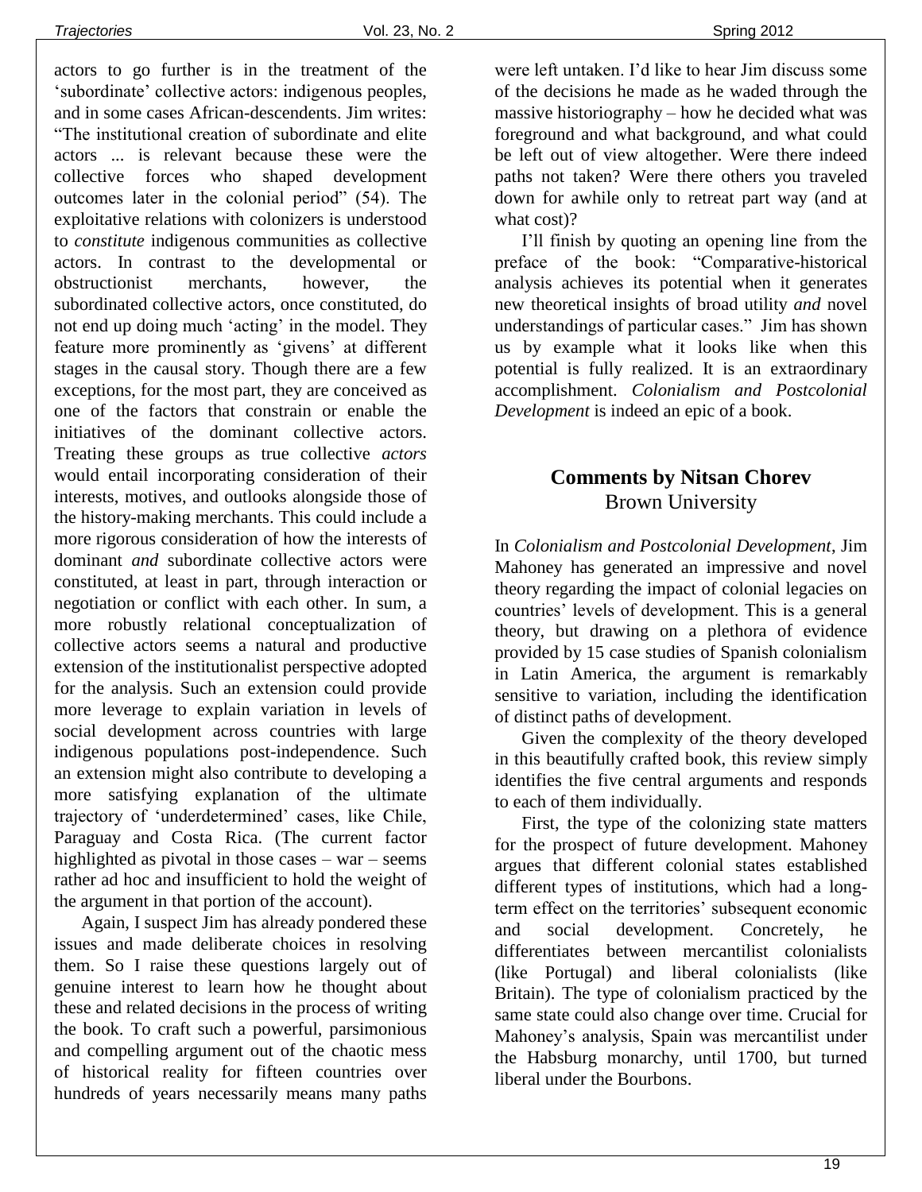actors to go further is in the treatment of the 'subordinate' collective actors: indigenous peoples, and in some cases African-descendents. Jim writes: "The institutional creation of subordinate and elite actors ... is relevant because these were the collective forces who shaped development outcomes later in the colonial period" (54). The exploitative relations with colonizers is understood to *constitute* indigenous communities as collective actors. In contrast to the developmental or obstructionist merchants, however, the subordinated collective actors, once constituted, do not end up doing much 'acting' in the model. They feature more prominently as 'givens' at different stages in the causal story. Though there are a few exceptions, for the most part, they are conceived as one of the factors that constrain or enable the initiatives of the dominant collective actors. Treating these groups as true collective *actors* would entail incorporating consideration of their interests, motives, and outlooks alongside those of the history-making merchants. This could include a more rigorous consideration of how the interests of dominant *and* subordinate collective actors were constituted, at least in part, through interaction or negotiation or conflict with each other. In sum, a more robustly relational conceptualization of collective actors seems a natural and productive extension of the institutionalist perspective adopted for the analysis. Such an extension could provide more leverage to explain variation in levels of social development across countries with large indigenous populations post-independence. Such an extension might also contribute to developing a more satisfying explanation of the ultimate trajectory of 'underdetermined' cases, like Chile, Paraguay and Costa Rica. (The current factor highlighted as pivotal in those cases – war – seems rather ad hoc and insufficient to hold the weight of the argument in that portion of the account).

Again, I suspect Jim has already pondered these issues and made deliberate choices in resolving them. So I raise these questions largely out of genuine interest to learn how he thought about these and related decisions in the process of writing the book. To craft such a powerful, parsimonious and compelling argument out of the chaotic mess of historical reality for fifteen countries over hundreds of years necessarily means many paths were left untaken. I'd like to hear Jim discuss some of the decisions he made as he waded through the massive historiography – how he decided what was foreground and what background, and what could be left out of view altogether. Were there indeed paths not taken? Were there others you traveled down for awhile only to retreat part way (and at what cost)?

I'll finish by quoting an opening line from the preface of the book: "Comparative-historical analysis achieves its potential when it generates new theoretical insights of broad utility *and* novel understandings of particular cases." Jim has shown us by example what it looks like when this potential is fully realized. It is an extraordinary accomplishment. *Colonialism and Postcolonial Development* is indeed an epic of a book.

## Comments by Nitsan Chorev
Brown University

In *Colonialism and Postcolonial Development*, Jim Mahoney has generated an impressive and novel theory regarding the impact of colonial legacies on countries' levels of development. This is a general theory, but drawing on a plethora of evidence provided by 15 case studies of Spanish colonialism in Latin America, the argument is remarkably sensitive to variation, including the identification of distinct paths of development.

Given the complexity of the theory developed in this beautifully crafted book, this review simply identifies the five central arguments and responds to each of them individually.

First, the type of the colonizing state matters for the prospect of future development. Mahoney argues that different colonial states established different types of institutions, which had a long-term effect on the territories' subsequent economic and social development. Concretely, he differentiates between mercantilist colonialists (like Portugal) and liberal colonialists (like Britain). The type of colonialism practiced by the same state could also change over time. Crucial for Mahoney's analysis, Spain was mercantilist under the Habsburg monarchy, until 1700, but turned liberal under the Bourbons.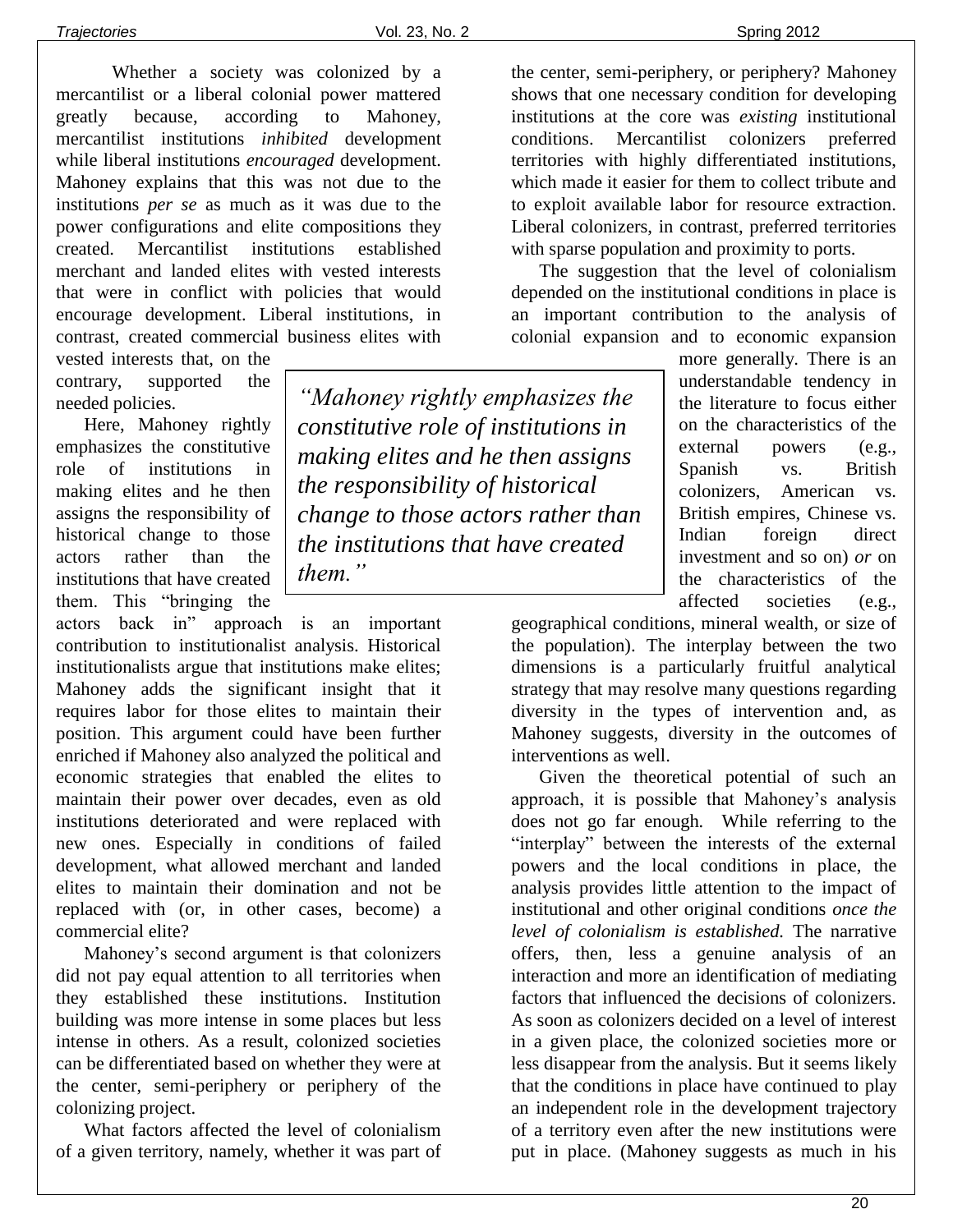Whether a society was colonized by a mercantilist or a liberal colonial power mattered greatly because, according to Mahoney, mercantilist institutions *inhibited* development while liberal institutions *encouraged* development. Mahoney explains that this was not due to the institutions *per se* as much as it was due to the power configurations and elite compositions they created. Mercantilist institutions established merchant and landed elites with vested interests that were in conflict with policies that would encourage development. Liberal institutions, in contrast, created commercial business elites with vested interests that, on the contrary, supported the needed policies.

Here, Mahoney rightly emphasizes the constitutive role of institutions in making elites and he then assigns the responsibility of historical change to those actors rather than the institutions that have created them. This "bringing the actors back in" approach is an important contribution to institutionalist analysis. Historical institutionalists argue that institutions make elites; Mahoney adds the significant insight that it requires labor for those elites to maintain their position. This argument could have been further enriched if Mahoney also analyzed the political and economic strategies that enabled the elites to maintain their power over decades, even as old institutions deteriorated and were replaced with new ones. Especially in conditions of failed development, what allowed merchant and landed elites to maintain their domination and not be replaced with (or, in other cases, become) a commercial elite?

> *"Mahoney rightly emphasizes the constitutive role of institutions in making elites and he then assigns the responsibility of historical change to those actors rather than the institutions that have created them."*

Mahoney's second argument is that colonizers did not pay equal attention to all territories when they established these institutions. Institution building was more intense in some places but less intense in others. As a result, colonized societies can be differentiated based on whether they were at the center, semi-periphery or periphery of the colonizing project.

What factors affected the level of colonialism of a given territory, namely, whether it was part of the center, semi-periphery, or periphery? Mahoney shows that one necessary condition for developing institutions at the core was *existing* institutional conditions. Mercantilist colonizers preferred territories with highly differentiated institutions, which made it easier for them to collect tribute and to exploit available labor for resource extraction. Liberal colonizers, in contrast, preferred territories with sparse population and proximity to ports.

The suggestion that the level of colonialism depended on the institutional conditions in place is an important contribution to the analysis of colonial expansion and to economic expansion more generally. There is an understandable tendency in the literature to focus either on the characteristics of the external powers (e.g., Spanish vs. British colonizers, American vs. British empires, Chinese vs. Indian foreign direct investment and so on) *or* on the characteristics of the affected societies (e.g., geographical conditions, mineral wealth, or size of the population). The interplay between the two dimensions is a particularly fruitful analytical strategy that may resolve many questions regarding diversity in the types of intervention and, as Mahoney suggests, diversity in the outcomes of interventions as well.

Given the theoretical potential of such an approach, it is possible that Mahoney's analysis does not go far enough. While referring to the "interplay" between the interests of the external powers and the local conditions in place, the analysis provides little attention to the impact of institutional and other original conditions *once the level of colonialism is established.* The narrative offers, then, less a genuine analysis of an interaction and more an identification of mediating factors that influenced the decisions of colonizers. As soon as colonizers decided on a level of interest in a given place, the colonized societies more or less disappear from the analysis. But it seems likely that the conditions in place have continued to play an independent role in the development trajectory of a territory even after the new institutions were put in place. (Mahoney suggests as much in his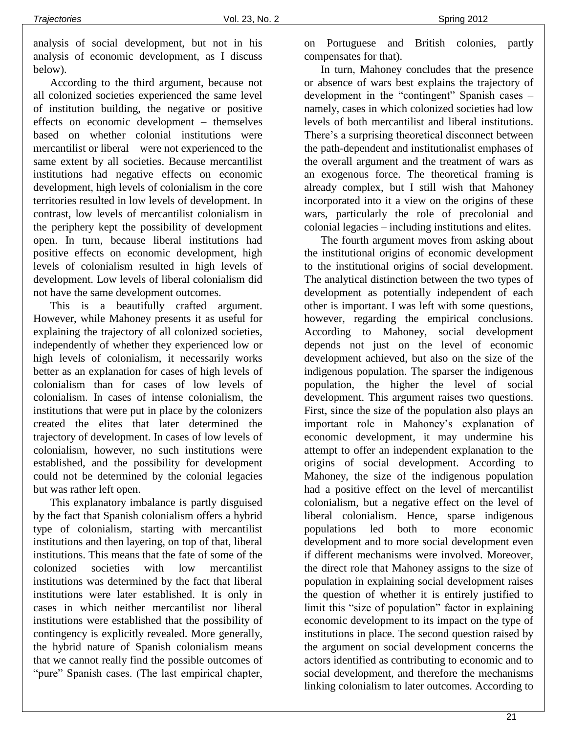analysis of social development, but not in his analysis of economic development, as I discuss below).

According to the third argument, because not all colonized societies experienced the same level of institution building, the negative or positive effects on economic development – themselves based on whether colonial institutions were mercantilist or liberal – were not experienced to the same extent by all societies. Because mercantilist institutions had negative effects on economic development, high levels of colonialism in the core territories resulted in low levels of development. In contrast, low levels of mercantilist colonialism in the periphery kept the possibility of development open. In turn, because liberal institutions had positive effects on economic development, high levels of colonialism resulted in high levels of development. Low levels of liberal colonialism did not have the same development outcomes.

This is a beautifully crafted argument. However, while Mahoney presents it as useful for explaining the trajectory of all colonized societies, independently of whether they experienced low or high levels of colonialism, it necessarily works better as an explanation for cases of high levels of colonialism than for cases of low levels of colonialism. In cases of intense colonialism, the institutions that were put in place by the colonizers created the elites that later determined the trajectory of development. In cases of low levels of colonialism, however, no such institutions were established, and the possibility for development could not be determined by the colonial legacies but was rather left open.

This explanatory imbalance is partly disguised by the fact that Spanish colonialism offers a hybrid type of colonialism, starting with mercantilist institutions and then layering, on top of that, liberal institutions. This means that the fate of some of the colonized societies with low mercantilist institutions was determined by the fact that liberal institutions were later established. It is only in cases in which neither mercantilist nor liberal institutions were established that the possibility of contingency is explicitly revealed. More generally, the hybrid nature of Spanish colonialism means that we cannot really find the possible outcomes of "pure" Spanish cases. (The last empirical chapter, on Portuguese and British colonies, partly compensates for that).

In turn, Mahoney concludes that the presence or absence of wars best explains the trajectory of development in the "contingent" Spanish cases – namely, cases in which colonized societies had low levels of both mercantilist and liberal institutions. There's a surprising theoretical disconnect between the path-dependent and institutionalist emphases of the overall argument and the treatment of wars as an exogenous force. The theoretical framing is already complex, but I still wish that Mahoney incorporated into it a view on the origins of these wars, particularly the role of precolonial and colonial legacies – including institutions and elites.

The fourth argument moves from asking about the institutional origins of economic development to the institutional origins of social development. The analytical distinction between the two types of development as potentially independent of each other is important. I was left with some questions, however, regarding the empirical conclusions. According to Mahoney, social development depends not just on the level of economic development achieved, but also on the size of the indigenous population. The sparser the indigenous population, the higher the level of social development. This argument raises two questions. First, since the size of the population also plays an important role in Mahoney's explanation of economic development, it may undermine his attempt to offer an independent explanation to the origins of social development. According to Mahoney, the size of the indigenous population had a positive effect on the level of mercantilist colonialism, but a negative effect on the level of liberal colonialism. Hence, sparse indigenous populations led both to more economic development and to more social development even if different mechanisms were involved. Moreover, the direct role that Mahoney assigns to the size of population in explaining social development raises the question of whether it is entirely justified to limit this "size of population" factor in explaining economic development to its impact on the type of institutions in place. The second question raised by the argument on social development concerns the actors identified as contributing to economic and to social development, and therefore the mechanisms linking colonialism to later outcomes. According to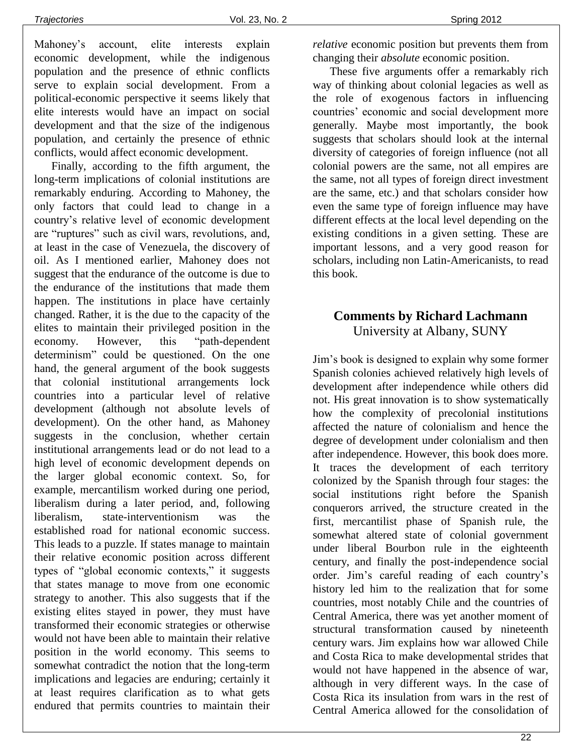Mahoney's account, elite interests explain economic development, while the indigenous population and the presence of ethnic conflicts serve to explain social development. From a political-economic perspective it seems likely that elite interests would have an impact on social development and that the size of the indigenous population, and certainly the presence of ethnic conflicts, would affect economic development.

Finally, according to the fifth argument, the long-term implications of colonial institutions are remarkably enduring. According to Mahoney, the only factors that could lead to change in a country's relative level of economic development are "ruptures" such as civil wars, revolutions, and, at least in the case of Venezuela, the discovery of oil. As I mentioned earlier, Mahoney does not suggest that the endurance of the outcome is due to the endurance of the institutions that made them happen. The institutions in place have certainly changed. Rather, it is the due to the capacity of the elites to maintain their privileged position in the economy. However, this "path-dependent determinism" could be questioned. On the one hand, the general argument of the book suggests that colonial institutional arrangements lock countries into a particular level of relative development (although not absolute levels of development). On the other hand, as Mahoney suggests in the conclusion, whether certain institutional arrangements lead or do not lead to a high level of economic development depends on the larger global economic context. So, for example, mercantilism worked during one period, liberalism during a later period, and, following liberalism, state-interventionism was the established road for national economic success. This leads to a puzzle. If states manage to maintain their relative economic position across different types of "global economic contexts," it suggests that states manage to move from one economic strategy to another. This also suggests that if the existing elites stayed in power, they must have transformed their economic strategies or otherwise would not have been able to maintain their relative position in the world economy. This seems to somewhat contradict the notion that the long-term implications and legacies are enduring; certainly it at least requires clarification as to what gets endured that permits countries to maintain their *relative* economic position but prevents them from changing their *absolute* economic position.

These five arguments offer a remarkably rich way of thinking about colonial legacies as well as the role of exogenous factors in influencing countries' economic and social development more generally. Maybe most importantly, the book suggests that scholars should look at the internal diversity of categories of foreign influence (not all colonial powers are the same, not all empires are the same, not all types of foreign direct investment are the same, etc.) and that scholars consider how even the same type of foreign influence may have different effects at the local level depending on the existing conditions in a given setting. These are important lessons, and a very good reason for scholars, including non Latin-Americanists, to read this book.

## Comments by Richard Lachmann
University at Albany, SUNY

Jim's book is designed to explain why some former Spanish colonies achieved relatively high levels of development after independence while others did not. His great innovation is to show systematically how the complexity of precolonial institutions affected the nature of colonialism and hence the degree of development under colonialism and then after independence. However, this book does more. It traces the development of each territory colonized by the Spanish through four stages: the social institutions right before the Spanish conquerors arrived, the structure created in the first, mercantilist phase of Spanish rule, the somewhat altered state of colonial government under liberal Bourbon rule in the eighteenth century, and finally the post-independence social order. Jim's careful reading of each country's history led him to the realization that for some countries, most notably Chile and the countries of Central America, there was yet another moment of structural transformation caused by nineteenth century wars. Jim explains how war allowed Chile and Costa Rica to make developmental strides that would not have happened in the absence of war, although in very different ways. In the case of Costa Rica its insulation from wars in the rest of Central America allowed for the consolidation of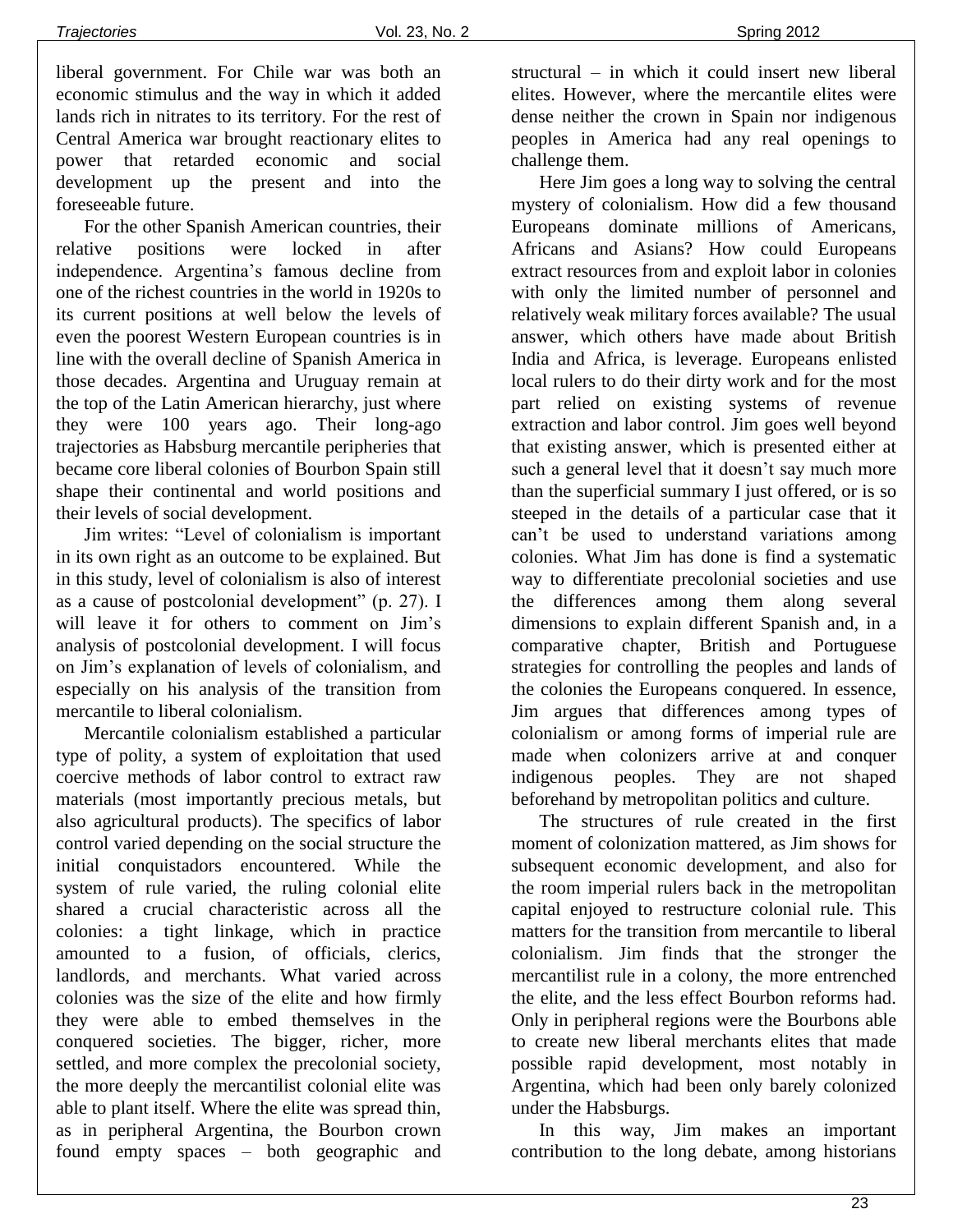liberal government. For Chile war was both an economic stimulus and the way in which it added lands rich in nitrates to its territory. For the rest of Central America war brought reactionary elites to power that retarded economic and social development up the present and into the foreseeable future.

For the other Spanish American countries, their relative positions were locked in after independence. Argentina's famous decline from one of the richest countries in the world in 1920s to its current positions at well below the levels of even the poorest Western European countries is in line with the overall decline of Spanish America in those decades. Argentina and Uruguay remain at the top of the Latin American hierarchy, just where they were 100 years ago. Their long-ago trajectories as Habsburg mercantile peripheries that became core liberal colonies of Bourbon Spain still shape their continental and world positions and their levels of social development.

Jim writes: "Level of colonialism is important in its own right as an outcome to be explained. But in this study, level of colonialism is also of interest as a cause of postcolonial development" (p. 27). I will leave it for others to comment on Jim's analysis of postcolonial development. I will focus on Jim's explanation of levels of colonialism, and especially on his analysis of the transition from mercantile to liberal colonialism.

Mercantile colonialism established a particular type of polity, a system of exploitation that used coercive methods of labor control to extract raw materials (most importantly precious metals, but also agricultural products). The specifics of labor control varied depending on the social structure the initial conquistadors encountered. While the system of rule varied, the ruling colonial elite shared a crucial characteristic across all the colonies: a tight linkage, which in practice amounted to a fusion, of officials, clerics, landlords, and merchants. What varied across colonies was the size of the elite and how firmly they were able to embed themselves in the conquered societies. The bigger, richer, more settled, and more complex the precolonial society, the more deeply the mercantilist colonial elite was able to plant itself. Where the elite was spread thin, as in peripheral Argentina, the Bourbon crown found empty spaces – both geographic and structural – in which it could insert new liberal elites. However, where the mercantile elites were dense neither the crown in Spain nor indigenous peoples in America had any real openings to challenge them.

Here Jim goes a long way to solving the central mystery of colonialism. How did a few thousand Europeans dominate millions of Americans, Africans and Asians? How could Europeans extract resources from and exploit labor in colonies with only the limited number of personnel and relatively weak military forces available? The usual answer, which others have made about British India and Africa, is leverage. Europeans enlisted local rulers to do their dirty work and for the most part relied on existing systems of revenue extraction and labor control. Jim goes well beyond that existing answer, which is presented either at such a general level that it doesn't say much more than the superficial summary I just offered, or is so steeped in the details of a particular case that it can't be used to understand variations among colonies. What Jim has done is find a systematic way to differentiate precolonial societies and use the differences among them along several dimensions to explain different Spanish and, in a comparative chapter, British and Portuguese strategies for controlling the peoples and lands of the colonies the Europeans conquered. In essence, Jim argues that differences among types of colonialism or among forms of imperial rule are made when colonizers arrive at and conquer indigenous peoples. They are not shaped beforehand by metropolitan politics and culture.

The structures of rule created in the first moment of colonization mattered, as Jim shows for subsequent economic development, and also for the room imperial rulers back in the metropolitan capital enjoyed to restructure colonial rule. This matters for the transition from mercantile to liberal colonialism. Jim finds that the stronger the mercantilist rule in a colony, the more entrenched the elite, and the less effect Bourbon reforms had. Only in peripheral regions were the Bourbons able to create new liberal merchants elites that made possible rapid development, most notably in Argentina, which had been only barely colonized under the Habsburgs.

In this way, Jim makes an important contribution to the long debate, among historians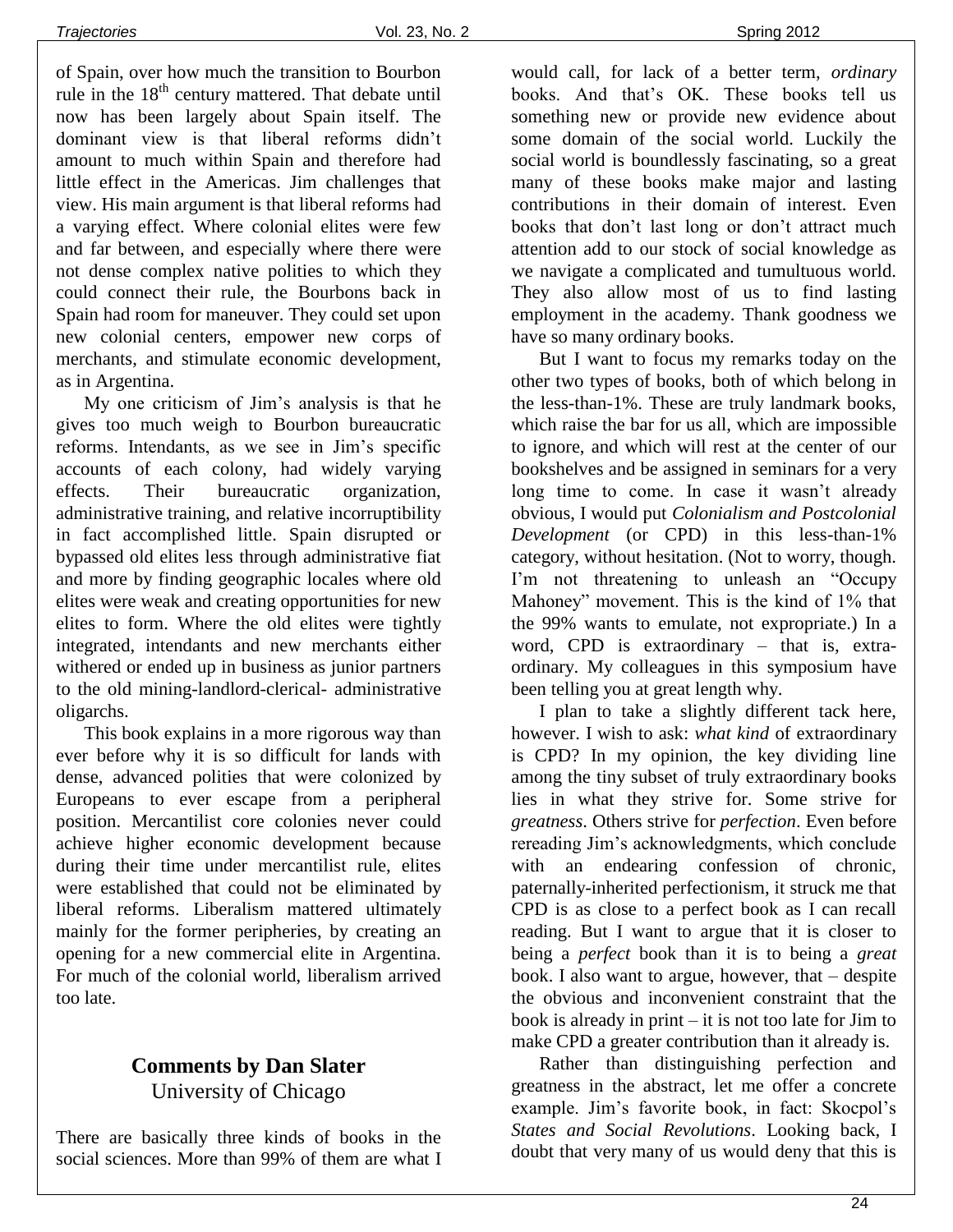of Spain, over how much the transition to Bourbon rule in the 18th century mattered. That debate until now has been largely about Spain itself. The dominant view is that liberal reforms didn't amount to much within Spain and therefore had little effect in the Americas. Jim challenges that view. His main argument is that liberal reforms had a varying effect. Where colonial elites were few and far between, and especially where there were not dense complex native polities to which they could connect their rule, the Bourbons back in Spain had room for maneuver. They could set upon new colonial centers, empower new corps of merchants, and stimulate economic development, as in Argentina.

My one criticism of Jim's analysis is that he gives too much weigh to Bourbon bureaucratic reforms. Intendants, as we see in Jim's specific accounts of each colony, had widely varying effects. Their bureaucratic organization, administrative training, and relative incorruptibility in fact accomplished little. Spain disrupted or bypassed old elites less through administrative fiat and more by finding geographic locales where old elites were weak and creating opportunities for new elites to form. Where the old elites were tightly integrated, intendants and new merchants either withered or ended up in business as junior partners to the old mining-landlord-clerical- administrative oligarchs.

This book explains in a more rigorous way than ever before why it is so difficult for lands with dense, advanced polities that were colonized by Europeans to ever escape from a peripheral position. Mercantilist core colonies never could achieve higher economic development because during their time under mercantilist rule, elites were established that could not be eliminated by liberal reforms. Liberalism mattered ultimately mainly for the former peripheries, by creating an opening for a new commercial elite in Argentina. For much of the colonial world, liberalism arrived too late.

## Comments by Dan Slater

University of Chicago

There are basically three kinds of books in the social sciences. More than 99% of them are what I would call, for lack of a better term, *ordinary* books. And that's OK. These books tell us something new or provide new evidence about some domain of the social world. Luckily the social world is boundlessly fascinating, so a great many of these books make major and lasting contributions in their domain of interest. Even books that don't last long or don't attract much attention add to our stock of social knowledge as we navigate a complicated and tumultuous world. They also allow most of us to find lasting employment in the academy. Thank goodness we have so many ordinary books.

But I want to focus my remarks today on the other two types of books, both of which belong in the less-than-1%. These are truly landmark books, which raise the bar for us all, which are impossible to ignore, and which will rest at the center of our bookshelves and be assigned in seminars for a very long time to come. In case it wasn't already obvious, I would put *Colonialism and Postcolonial Development* (or CPD) in this less-than-1% category, without hesitation. (Not to worry, though. I'm not threatening to unleash an "Occupy Mahoney" movement. This is the kind of 1% that the 99% wants to emulate, not expropriate.) In a word, CPD is extraordinary – that is, extra-ordinary. My colleagues in this symposium have been telling you at great length why.

I plan to take a slightly different tack here, however. I wish to ask: *what kind* of extraordinary is CPD? In my opinion, the key dividing line among the tiny subset of truly extraordinary books lies in what they strive for. Some strive for *greatness*. Others strive for *perfection*. Even before rereading Jim's acknowledgments, which conclude with an endearing confession of chronic, paternally-inherited perfectionism, it struck me that CPD is as close to a perfect book as I can recall reading. But I want to argue that it is closer to being a *perfect* book than it is to being a *great* book. I also want to argue, however, that – despite the obvious and inconvenient constraint that the book is already in print – it is not too late for Jim to make CPD a greater contribution than it already is.

Rather than distinguishing perfection and greatness in the abstract, let me offer a concrete example. Jim's favorite book, in fact: Skocpol's *States and Social Revolutions*. Looking back, I doubt that very many of us would deny that this is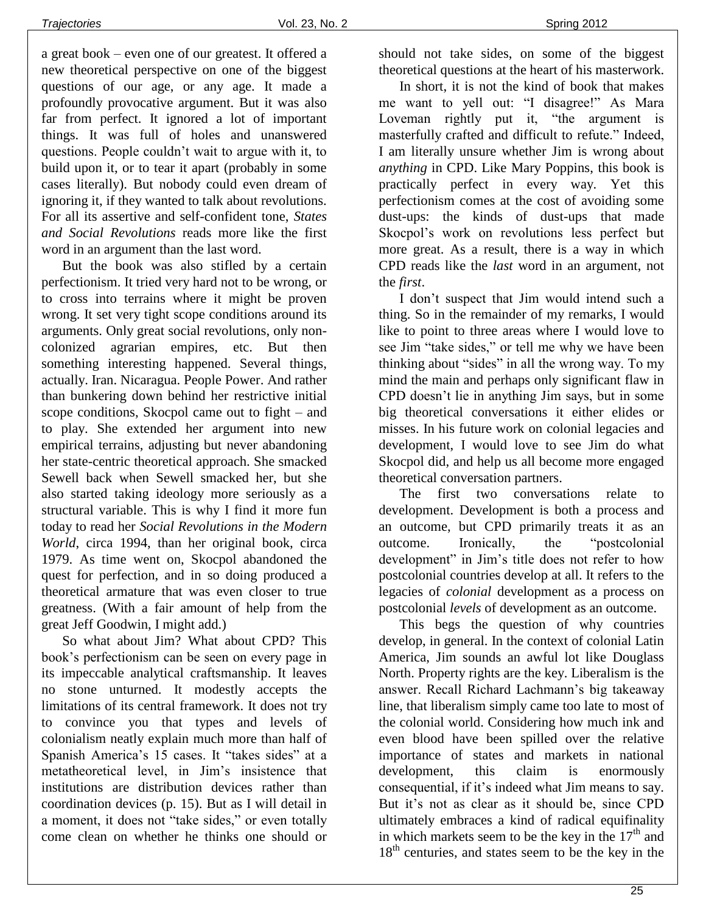a great book – even one of our greatest. It offered a new theoretical perspective on one of the biggest questions of our age, or any age. It made a profoundly provocative argument. But it was also far from perfect. It ignored a lot of important things. It was full of holes and unanswered questions. People couldn't wait to argue with it, to build upon it, or to tear it apart (probably in some cases literally). But nobody could even dream of ignoring it, if they wanted to talk about revolutions. For all its assertive and self-confident tone, *States and Social Revolutions* reads more like the first word in an argument than the last word.

But the book was also stifled by a certain perfectionism. It tried very hard not to be wrong, or to cross into terrains where it might be proven wrong. It set very tight scope conditions around its arguments. Only great social revolutions, only non-colonized agrarian empires, etc. But then something interesting happened. Several things, actually. Iran. Nicaragua. People Power. And rather than bunkering down behind her restrictive initial scope conditions, Skocpol came out to fight – and to play. She extended her argument into new empirical terrains, adjusting but never abandoning her state-centric theoretical approach. She smacked Sewell back when Sewell smacked her, but she also started taking ideology more seriously as a structural variable. This is why I find it more fun today to read her *Social Revolutions in the Modern World*, circa 1994, than her original book, circa 1979. As time went on, Skocpol abandoned the quest for perfection, and in so doing produced a theoretical armature that was even closer to true greatness. (With a fair amount of help from the great Jeff Goodwin, I might add.)

So what about Jim? What about CPD? This book's perfectionism can be seen on every page in its impeccable analytical craftsmanship. It leaves no stone unturned. It modestly accepts the limitations of its central framework. It does not try to convince you that types and levels of colonialism neatly explain much more than half of Spanish America's 15 cases. It "takes sides" at a metatheoretical level, in Jim's insistence that institutions are distribution devices rather than coordination devices (p. 15). But as I will detail in a moment, it does not "take sides," or even totally come clean on whether he thinks one should or should not take sides, on some of the biggest theoretical questions at the heart of his masterwork.

In short, it is not the kind of book that makes me want to yell out: "I disagree!" As Mara Loveman rightly put it, "the argument is masterfully crafted and difficult to refute." Indeed, I am literally unsure whether Jim is wrong about *anything* in CPD. Like Mary Poppins, this book is practically perfect in every way. Yet this perfectionism comes at the cost of avoiding some dust-ups: the kinds of dust-ups that made Skocpol's work on revolutions less perfect but more great. As a result, there is a way in which CPD reads like the *last* word in an argument, not the *first*.

I don't suspect that Jim would intend such a thing. So in the remainder of my remarks, I would like to point to three areas where I would love to see Jim "take sides," or tell me why we have been thinking about "sides" in all the wrong way. To my mind the main and perhaps only significant flaw in CPD doesn't lie in anything Jim says, but in some big theoretical conversations it either elides or misses. In his future work on colonial legacies and development, I would love to see Jim do what Skocpol did, and help us all become more engaged theoretical conversation partners.

The first two conversations relate to development. Development is both a process and an outcome, but CPD primarily treats it as an outcome. Ironically, the "postcolonial development" in Jim's title does not refer to how postcolonial countries develop at all. It refers to the legacies of *colonial* development as a process on postcolonial *levels* of development as an outcome.

This begs the question of why countries develop, in general. In the context of colonial Latin America, Jim sounds an awful lot like Douglass North. Property rights are the key. Liberalism is the answer. Recall Richard Lachmann's big takeaway line, that liberalism simply came too late to most of the colonial world. Considering how much ink and even blood have been spilled over the relative importance of states and markets in national development, this claim is enormously consequential, if it's indeed what Jim means to say. But it's not as clear as it should be, since CPD ultimately embraces a kind of radical equifinality in which markets seem to be the key in the 17th and 18th centuries, and states seem to be the key in the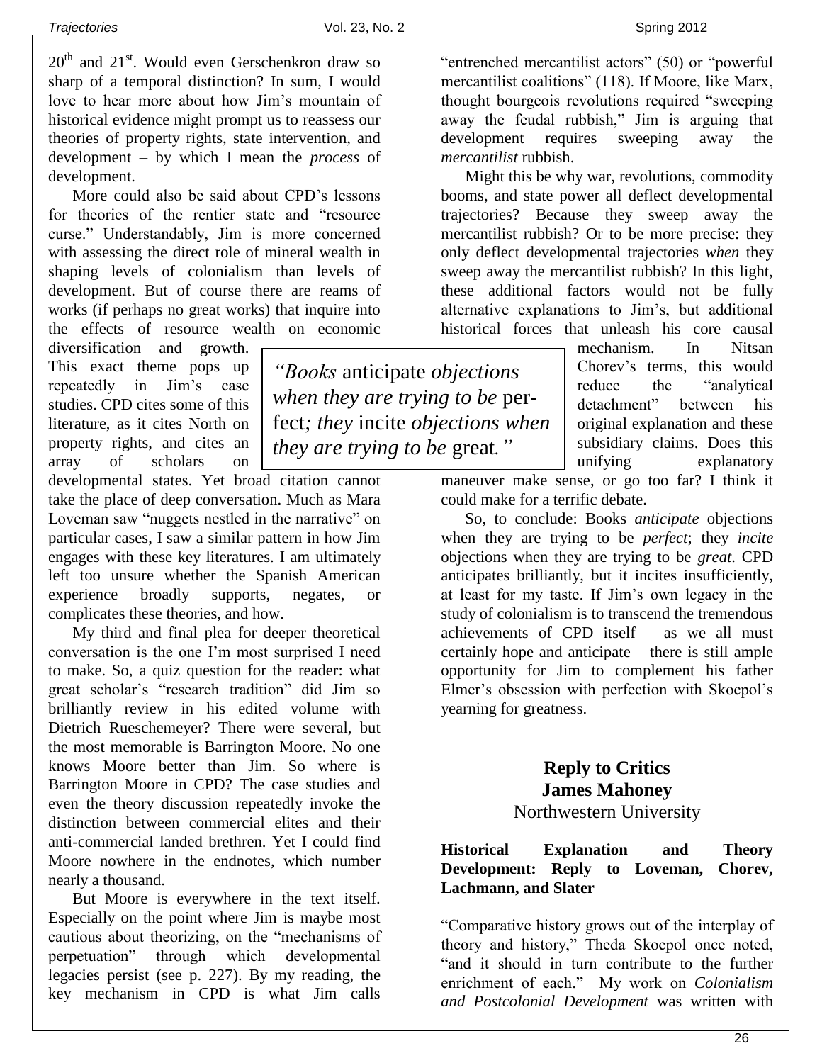20th and 21st. Would even Gerschenkron draw so sharp of a temporal distinction? In sum, I would love to hear more about how Jim's mountain of historical evidence might prompt us to reassess our theories of property rights, state intervention, and development – by which I mean the *process* of development.

More could also be said about CPD's lessons for theories of the rentier state and "resource curse." Understandably, Jim is more concerned with assessing the direct role of mineral wealth in shaping levels of colonialism than levels of development. But of course there are reams of works (if perhaps no great works) that inquire into the effects of resource wealth on economic diversification and growth. This exact theme pops up repeatedly in Jim's case studies. CPD cites some of this literature, as it cites North on property rights, and cites an array of scholars on developmental states. Yet broad citation cannot take the place of deep conversation. Much as Mara Loveman saw "nuggets nestled in the narrative" on particular cases, I saw a similar pattern in how Jim engages with these key literatures. I am ultimately left too unsure whether the Spanish American experience broadly supports, negates, or complicates these theories, and how.

My third and final plea for deeper theoretical conversation is the one I'm most surprised I need to make. So, a quiz question for the reader: what great scholar's "research tradition" did Jim so brilliantly review in his edited volume with Dietrich Rueschemeyer? There were several, but the most memorable is Barrington Moore. No one knows Moore better than Jim. So where is Barrington Moore in CPD? The case studies and even the theory discussion repeatedly invoke the distinction between commercial elites and their anti-commercial landed brethren. Yet I could find Moore nowhere in the endnotes, which number nearly a thousand.

But Moore is everywhere in the text itself. Especially on the point where Jim is maybe most cautious about theorizing, on the "mechanisms of perpetuation" through which developmental legacies persist (see p. 227). By my reading, the key mechanism in CPD is what Jim calls "entrenched mercantilist actors" (50) or "powerful mercantilist coalitions" (118). If Moore, like Marx, thought bourgeois revolutions required "sweeping away the feudal rubbish," Jim is arguing that development requires sweeping away the *mercantilist* rubbish.

Might this be why war, revolutions, commodity booms, and state power all deflect developmental trajectories? Because they sweep away the mercantilist rubbish? Or to be more precise: they only deflect developmental trajectories *when* they sweep away the mercantilist rubbish? In this light, these additional factors would not be fully alternative explanations to Jim's, but additional historical forces that unleash his core causal mechanism. In Nitsan Chorev's terms, this would reduce the "analytical detachment" between his original explanation and these subsidiary claims. Does this unifying explanatory maneuver make sense, or go too far? I think it could make for a terrific debate.

> *"Books* anticipate *objections when they are trying to be* perfect*; they* incite *objections when they are trying to be* great*."*

So, to conclude: Books *anticipate* objections when they are trying to be *perfect*; they *incite* objections when they are trying to be *great*. CPD anticipates brilliantly, but it incites insufficiently, at least for my taste. If Jim's own legacy in the study of colonialism is to transcend the tremendous achievements of CPD itself – as we all must certainly hope and anticipate – there is still ample opportunity for Jim to complement his father Elmer's obsession with perfection with Skocpol's yearning for greatness.

## Reply to Critics

**James Mahoney**

Northwestern University

### Historical Explanation and Theory Development: Reply to Loveman, Chorev, Lachmann, and Slater

"Comparative history grows out of the interplay of theory and history," Theda Skocpol once noted, "and it should in turn contribute to the further enrichment of each." My work on *Colonialism and Postcolonial Development* was written with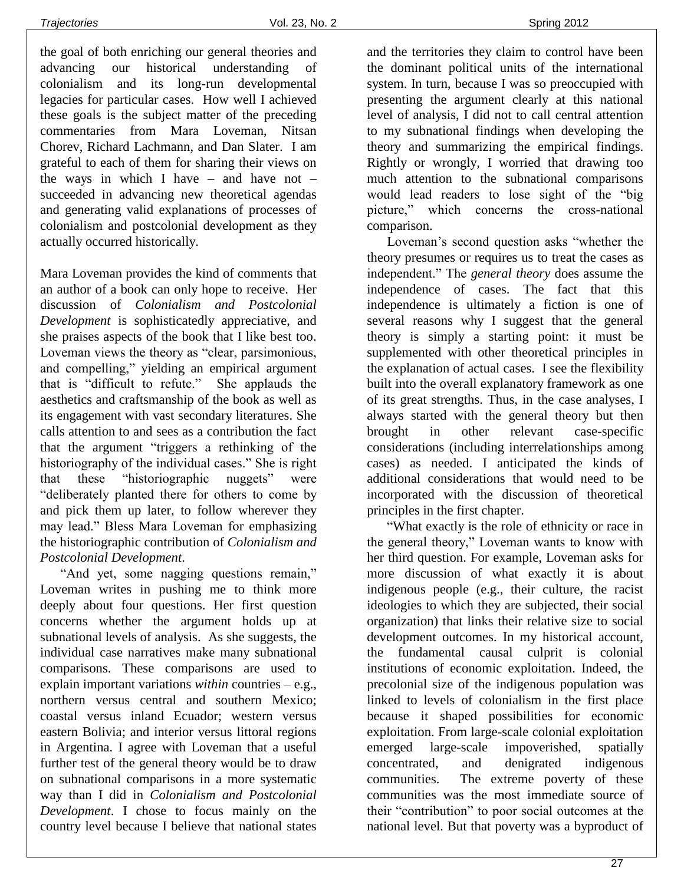the goal of both enriching our general theories and advancing our historical understanding of colonialism and its long-run developmental legacies for particular cases. How well I achieved these goals is the subject matter of the preceding commentaries from Mara Loveman, Nitsan Chorev, Richard Lachmann, and Dan Slater. I am grateful to each of them for sharing their views on the ways in which I have – and have not – succeeded in advancing new theoretical agendas and generating valid explanations of processes of colonialism and postcolonial development as they actually occurred historically.

Mara Loveman provides the kind of comments that an author of a book can only hope to receive. Her discussion of *Colonialism and Postcolonial Development* is sophisticatedly appreciative, and she praises aspects of the book that I like best too. Loveman views the theory as "clear, parsimonious, and compelling," yielding an empirical argument that is "difficult to refute." She applauds the aesthetics and craftsmanship of the book as well as its engagement with vast secondary literatures. She calls attention to and sees as a contribution the fact that the argument "triggers a rethinking of the historiography of the individual cases." She is right that these "historiographic nuggets" were "deliberately planted there for others to come by and pick them up later, to follow wherever they may lead." Bless Mara Loveman for emphasizing the historiographic contribution of *Colonialism and Postcolonial Development*.

"And yet, some nagging questions remain," Loveman writes in pushing me to think more deeply about four questions. Her first question concerns whether the argument holds up at subnational levels of analysis. As she suggests, the individual case narratives make many subnational comparisons. These comparisons are used to explain important variations *within* countries – e.g., northern versus central and southern Mexico; coastal versus inland Ecuador; western versus eastern Bolivia; and interior versus littoral regions in Argentina. I agree with Loveman that a useful further test of the general theory would be to draw on subnational comparisons in a more systematic way than I did in *Colonialism and Postcolonial Development*. I chose to focus mainly on the country level because I believe that national states and the territories they claim to control have been the dominant political units of the international system. In turn, because I was so preoccupied with presenting the argument clearly at this national level of analysis, I did not to call central attention to my subnational findings when developing the theory and summarizing the empirical findings. Rightly or wrongly, I worried that drawing too much attention to the subnational comparisons would lead readers to lose sight of the "big picture," which concerns the cross-national comparison.

Loveman's second question asks "whether the theory presumes or requires us to treat the cases as independent." The *general theory* does assume the independence of cases. The fact that this independence is ultimately a fiction is one of several reasons why I suggest that the general theory is simply a starting point: it must be supplemented with other theoretical principles in the explanation of actual cases. I see the flexibility built into the overall explanatory framework as one of its great strengths. Thus, in the case analyses, I always started with the general theory but then brought in other relevant case-specific considerations (including interrelationships among cases) as needed. I anticipated the kinds of additional considerations that would need to be incorporated with the discussion of theoretical principles in the first chapter.

"What exactly is the role of ethnicity or race in the general theory," Loveman wants to know with her third question. For example, Loveman asks for more discussion of what exactly it is about indigenous people (e.g., their culture, the racist ideologies to which they are subjected, their social organization) that links their relative size to social development outcomes. In my historical account, the fundamental causal culprit is colonial institutions of economic exploitation. Indeed, the precolonial size of the indigenous population was linked to levels of colonialism in the first place because it shaped possibilities for economic exploitation. From large-scale colonial exploitation emerged large-scale impoverished, spatially concentrated, and denigrated indigenous communities. The extreme poverty of these communities was the most immediate source of their "contribution" to poor social outcomes at the national level. But that poverty was a byproduct of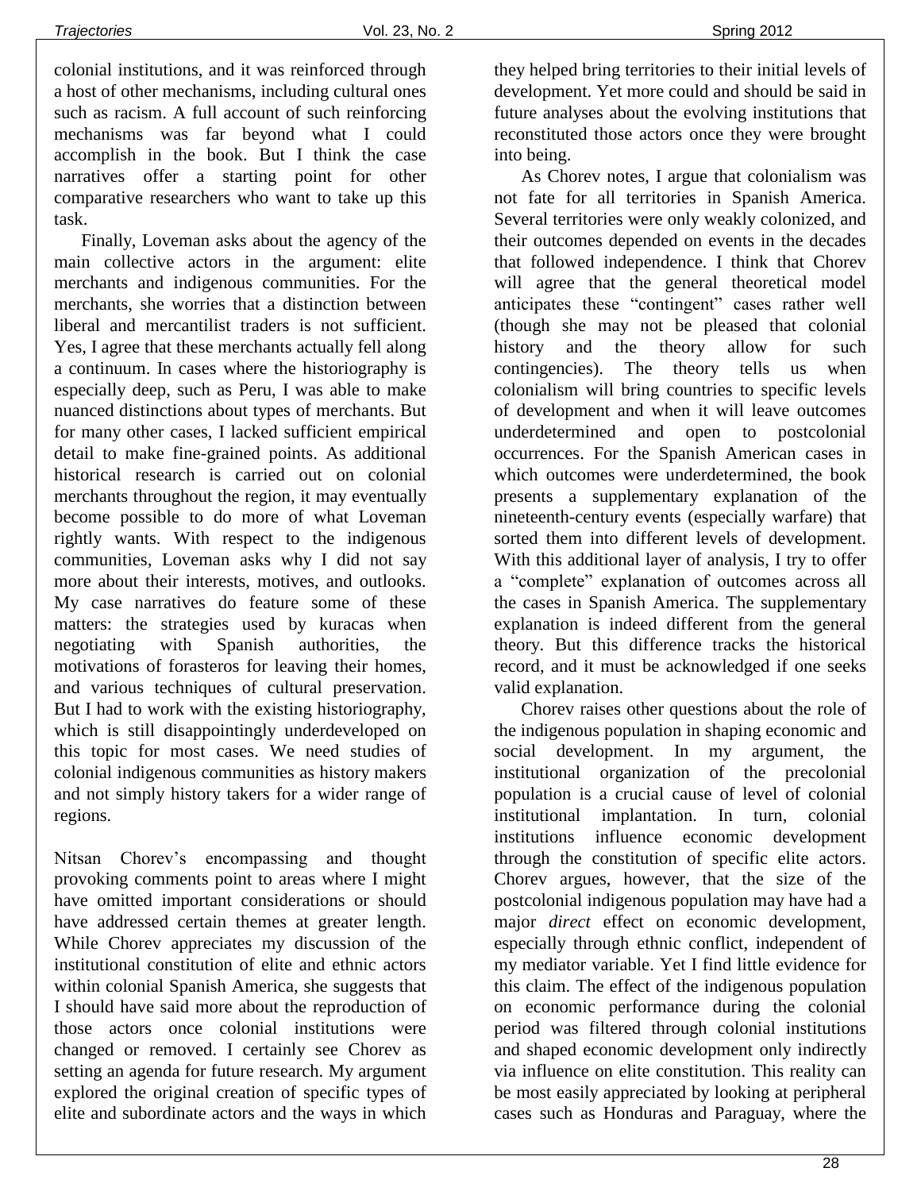colonial institutions, and it was reinforced through a host of other mechanisms, including cultural ones such as racism. A full account of such reinforcing mechanisms was far beyond what I could accomplish in the book. But I think the case narratives offer a starting point for other comparative researchers who want to take up this task.

Finally, Loveman asks about the agency of the main collective actors in the argument: elite merchants and indigenous communities. For the merchants, she worries that a distinction between liberal and mercantilist traders is not sufficient. Yes, I agree that these merchants actually fell along a continuum. In cases where the historiography is especially deep, such as Peru, I was able to make nuanced distinctions about types of merchants. But for many other cases, I lacked sufficient empirical detail to make fine-grained points. As additional historical research is carried out on colonial merchants throughout the region, it may eventually become possible to do more of what Loveman rightly wants. With respect to the indigenous communities, Loveman asks why I did not say more about their interests, motives, and outlooks. My case narratives do feature some of these matters: the strategies used by kuracas when negotiating with Spanish authorities, the motivations of forasteros for leaving their homes, and various techniques of cultural preservation. But I had to work with the existing historiography, which is still disappointingly underdeveloped on this topic for most cases. We need studies of colonial indigenous communities as history makers and not simply history takers for a wider range of regions.

Nitsan Chorev's encompassing and thought provoking comments point to areas where I might have omitted important considerations or should have addressed certain themes at greater length. While Chorev appreciates my discussion of the institutional constitution of elite and ethnic actors within colonial Spanish America, she suggests that I should have said more about the reproduction of those actors once colonial institutions were changed or removed. I certainly see Chorev as setting an agenda for future research. My argument explored the original creation of specific types of elite and subordinate actors and the ways in which they helped bring territories to their initial levels of development. Yet more could and should be said in future analyses about the evolving institutions that reconstituted those actors once they were brought into being.

As Chorev notes, I argue that colonialism was not fate for all territories in Spanish America. Several territories were only weakly colonized, and their outcomes depended on events in the decades that followed independence. I think that Chorev will agree that the general theoretical model anticipates these "contingent" cases rather well (though she may not be pleased that colonial history and the theory allow for such contingencies). The theory tells us when colonialism will bring countries to specific levels of development and when it will leave outcomes underdetermined and open to postcolonial occurrences. For the Spanish American cases in which outcomes were underdetermined, the book presents a supplementary explanation of the nineteenth-century events (especially warfare) that sorted them into different levels of development. With this additional layer of analysis, I try to offer a "complete" explanation of outcomes across all the cases in Spanish America. The supplementary explanation is indeed different from the general theory. But this difference tracks the historical record, and it must be acknowledged if one seeks valid explanation.

Chorev raises other questions about the role of the indigenous population in shaping economic and social development. In my argument, the institutional organization of the precolonial population is a crucial cause of level of colonial institutional implantation. In turn, colonial institutions influence economic development through the constitution of specific elite actors. Chorev argues, however, that the size of the postcolonial indigenous population may have had a major *direct* effect on economic development, especially through ethnic conflict, independent of my mediator variable. Yet I find little evidence for this claim. The effect of the indigenous population on economic performance during the colonial period was filtered through colonial institutions and shaped economic development only indirectly via influence on elite constitution. This reality can be most easily appreciated by looking at peripheral cases such as Honduras and Paraguay, where the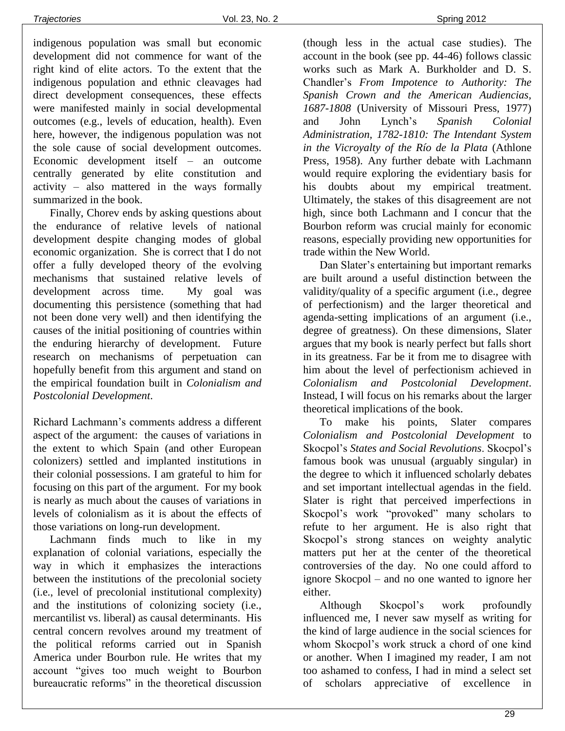indigenous population was small but economic development did not commence for want of the right kind of elite actors. To the extent that the indigenous population and ethnic cleavages had direct development consequences, these effects were manifested mainly in social developmental outcomes (e.g., levels of education, health). Even here, however, the indigenous population was not the sole cause of social development outcomes. Economic development itself – an outcome centrally generated by elite constitution and activity – also mattered in the ways formally summarized in the book.

Finally, Chorev ends by asking questions about the endurance of relative levels of national development despite changing modes of global economic organization. She is correct that I do not offer a fully developed theory of the evolving mechanisms that sustained relative levels of development across time. My goal was documenting this persistence (something that had not been done very well) and then identifying the causes of the initial positioning of countries within the enduring hierarchy of development. Future research on mechanisms of perpetuation can hopefully benefit from this argument and stand on the empirical foundation built in *Colonialism and Postcolonial Development*.

Richard Lachmann's comments address a different aspect of the argument: the causes of variations in the extent to which Spain (and other European colonizers) settled and implanted institutions in their colonial possessions. I am grateful to him for focusing on this part of the argument. For my book is nearly as much about the causes of variations in levels of colonialism as it is about the effects of those variations on long-run development.

Lachmann finds much to like in my explanation of colonial variations, especially the way in which it emphasizes the interactions between the institutions of the precolonial society (i.e., level of precolonial institutional complexity) and the institutions of colonizing society (i.e., mercantilist vs. liberal) as causal determinants. His central concern revolves around my treatment of the political reforms carried out in Spanish America under Bourbon rule. He writes that my account "gives too much weight to Bourbon bureaucratic reforms" in the theoretical discussion (though less in the actual case studies). The account in the book (see pp. 44-46) follows classic works such as Mark A. Burkholder and D. S. Chandler's *From Impotence to Authority: The Spanish Crown and the American Audiencias, 1687-1808* (University of Missouri Press, 1977) and John Lynch's *Spanish Colonial Administration, 1782-1810: The Intendant System in the Vicroyalty of the Río de la Plata* (Athlone Press, 1958). Any further debate with Lachmann would require exploring the evidentiary basis for his doubts about my empirical treatment. Ultimately, the stakes of this disagreement are not high, since both Lachmann and I concur that the Bourbon reform was crucial mainly for economic reasons, especially providing new opportunities for trade within the New World.

Dan Slater's entertaining but important remarks are built around a useful distinction between the validity/quality of a specific argument (i.e., degree of perfectionism) and the larger theoretical and agenda-setting implications of an argument (i.e., degree of greatness). On these dimensions, Slater argues that my book is nearly perfect but falls short in its greatness. Far be it from me to disagree with him about the level of perfectionism achieved in *Colonialism and Postcolonial Development*. Instead, I will focus on his remarks about the larger theoretical implications of the book.

To make his points, Slater compares *Colonialism and Postcolonial Development* to Skocpol's *States and Social Revolutions*. Skocpol's famous book was unusual (arguably singular) in the degree to which it influenced scholarly debates and set important intellectual agendas in the field. Slater is right that perceived imperfections in Skocpol's work "provoked" many scholars to refute to her argument. He is also right that Skocpol's strong stances on weighty analytic matters put her at the center of the theoretical controversies of the day. No one could afford to ignore Skocpol – and no one wanted to ignore her either.

Although Skocpol's work profoundly influenced me, I never saw myself as writing for the kind of large audience in the social sciences for whom Skocpol's work struck a chord of one kind or another. When I imagined my reader, I am not too ashamed to confess, I had in mind a select set of scholars appreciative of excellence in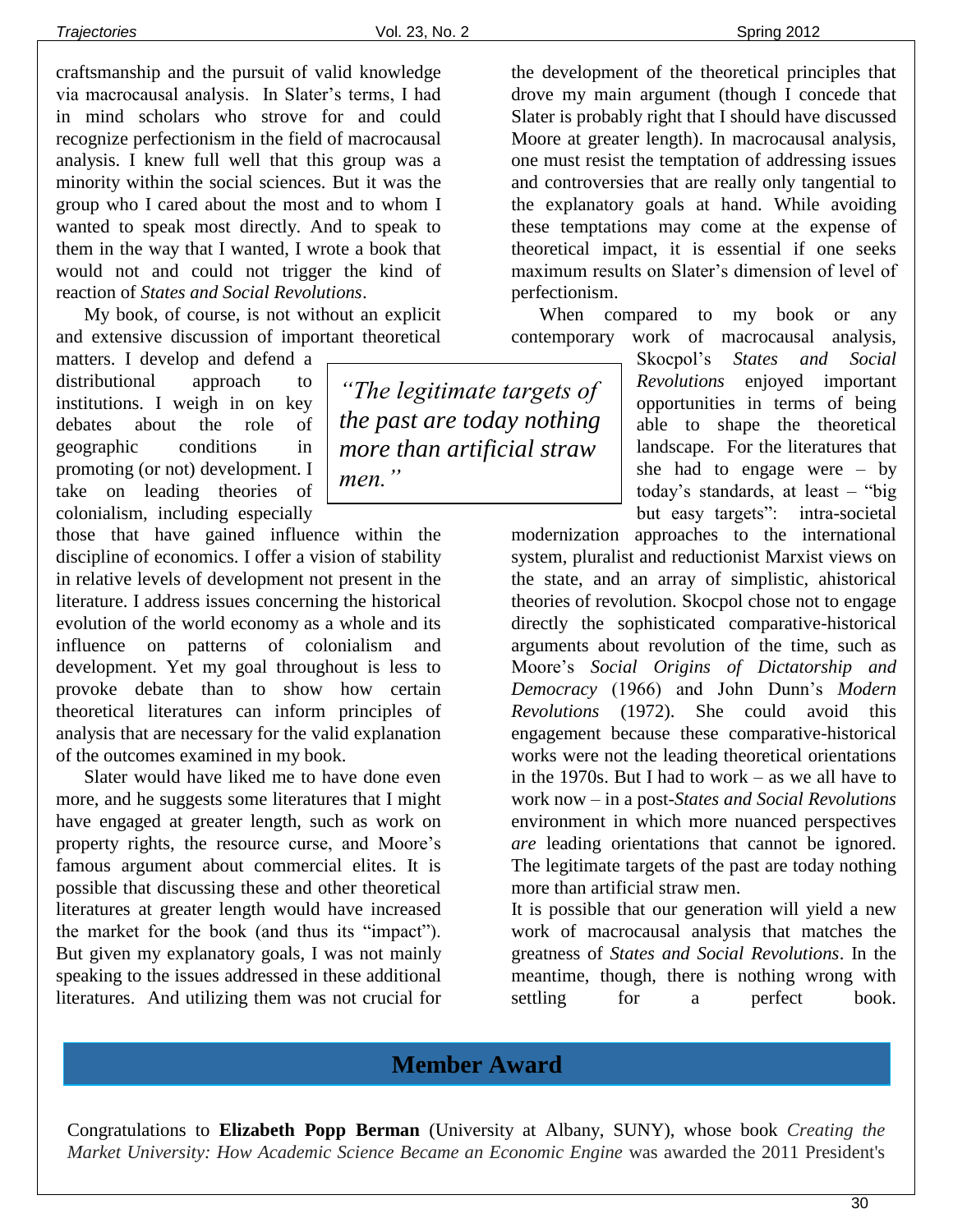craftsmanship and the pursuit of valid knowledge via macrocausal analysis. In Slater's terms, I had in mind scholars who strove for and could recognize perfectionism in the field of macrocausal analysis. I knew full well that this group was a minority within the social sciences. But it was the group who I cared about the most and to whom I wanted to speak most directly. And to speak to them in the way that I wanted, I wrote a book that would not and could not trigger the kind of reaction of *States and Social Revolutions*.

My book, of course, is not without an explicit and extensive discussion of important theoretical matters. I develop and defend a distributional approach to institutions. I weigh in on key debates about the role of geographic conditions in promoting (or not) development. I take on leading theories of colonialism, including especially those that have gained influence within the discipline of economics. I offer a vision of stability in relative levels of development not present in the literature. I address issues concerning the historical evolution of the world economy as a whole and its influence on patterns of colonialism and development. Yet my goal throughout is less to provoke debate than to show how certain theoretical literatures can inform principles of analysis that are necessary for the valid explanation of the outcomes examined in my book.

> *"The legitimate targets of the past are today nothing more than artificial straw men."*

Slater would have liked me to have done even more, and he suggests some literatures that I might have engaged at greater length, such as work on property rights, the resource curse, and Moore's famous argument about commercial elites. It is possible that discussing these and other theoretical literatures at greater length would have increased the market for the book (and thus its "impact"). But given my explanatory goals, I was not mainly speaking to the issues addressed in these additional literatures. And utilizing them was not crucial for the development of the theoretical principles that drove my main argument (though I concede that Slater is probably right that I should have discussed Moore at greater length). In macrocausal analysis, one must resist the temptation of addressing issues and controversies that are really only tangential to the explanatory goals at hand. While avoiding these temptations may come at the expense of theoretical impact, it is essential if one seeks maximum results on Slater's dimension of level of perfectionism.

When compared to my book or any contemporary work of macrocausal analysis, Skocpol's *States and Social Revolutions* enjoyed important opportunities in terms of being able to shape the theoretical landscape. For the literatures that she had to engage were – by today's standards, at least – "big but easy targets": intra-societal modernization approaches to the international system, pluralist and reductionist Marxist views on the state, and an array of simplistic, ahistorical theories of revolution. Skocpol chose not to engage directly the sophisticated comparative-historical arguments about revolution of the time, such as Moore's *Social Origins of Dictatorship and Democracy* (1966) and John Dunn's *Modern Revolutions* (1972). She could avoid this engagement because these comparative-historical works were not the leading theoretical orientations in the 1970s. But I had to work – as we all have to work now – in a post-*States and Social Revolutions* environment in which more nuanced perspectives *are* leading orientations that cannot be ignored. The legitimate targets of the past are today nothing more than artificial straw men.

It is possible that our generation will yield a new work of macrocausal analysis that matches the greatness of *States and Social Revolutions*. In the meantime, though, there is nothing wrong with settling for a perfect book.

## Member Award

Congratulations to **Elizabeth Popp Berman** (University at Albany, SUNY), whose book *Creating the Market University: How Academic Science Became an Economic Engine* was awarded the 2011 President's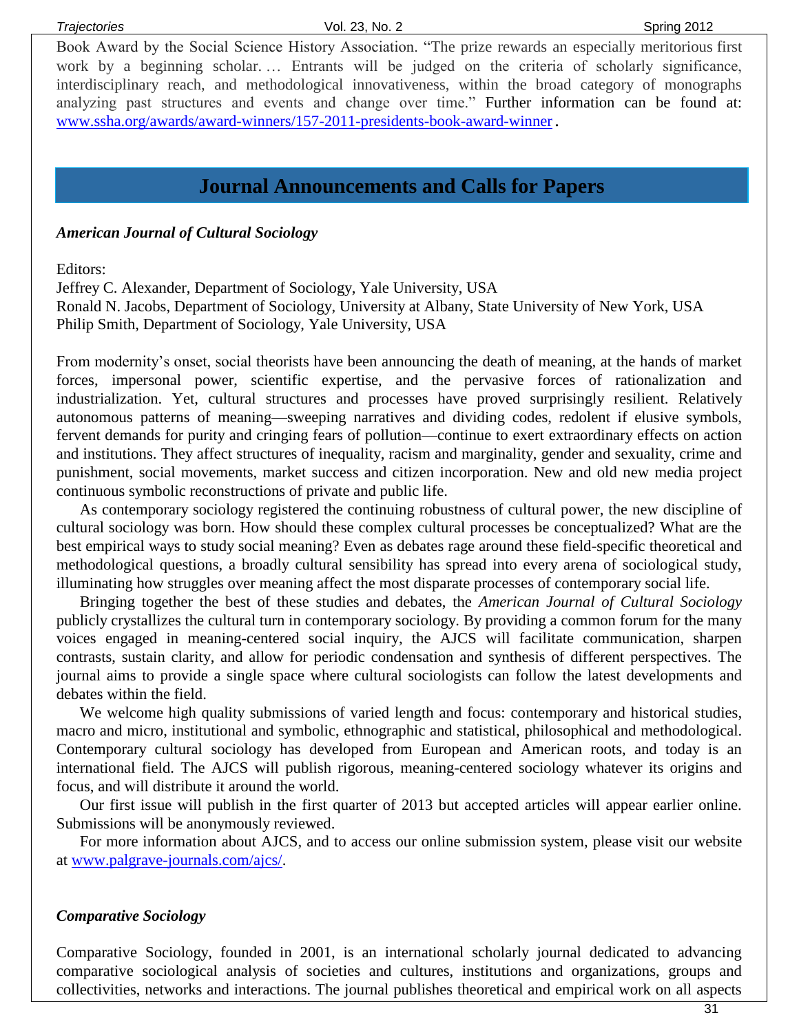Book Award by the Social Science History Association. "The prize rewards an especially meritorious first work by a beginning scholar. … Entrants will be judged on the criteria of scholarly significance, interdisciplinary reach, and methodological innovativeness, within the broad category of monographs analyzing past structures and events and change over time." Further information can be found at: www.ssha.org/awards/award-winners/157-2011-presidents-book-award-winner.

## Journal Announcements and Calls for Papers

### *American Journal of Cultural Sociology*

Editors:
Jeffrey C. Alexander, Department of Sociology, Yale University, USA
Ronald N. Jacobs, Department of Sociology, University at Albany, State University of New York, USA
Philip Smith, Department of Sociology, Yale University, USA

From modernity's onset, social theorists have been announcing the death of meaning, at the hands of market forces, impersonal power, scientific expertise, and the pervasive forces of rationalization and industrialization. Yet, cultural structures and processes have proved surprisingly resilient. Relatively autonomous patterns of meaning—sweeping narratives and dividing codes, redolent if elusive symbols, fervent demands for purity and cringing fears of pollution—continue to exert extraordinary effects on action and institutions. They affect structures of inequality, racism and marginality, gender and sexuality, crime and punishment, social movements, market success and citizen incorporation. New and old new media project continuous symbolic reconstructions of private and public life.

As contemporary sociology registered the continuing robustness of cultural power, the new discipline of cultural sociology was born. How should these complex cultural processes be conceptualized? What are the best empirical ways to study social meaning? Even as debates rage around these field-specific theoretical and methodological questions, a broadly cultural sensibility has spread into every arena of sociological study, illuminating how struggles over meaning affect the most disparate processes of contemporary social life.

Bringing together the best of these studies and debates, the *American Journal of Cultural Sociology* publicly crystallizes the cultural turn in contemporary sociology. By providing a common forum for the many voices engaged in meaning-centered social inquiry, the AJCS will facilitate communication, sharpen contrasts, sustain clarity, and allow for periodic condensation and synthesis of different perspectives. The journal aims to provide a single space where cultural sociologists can follow the latest developments and debates within the field.

We welcome high quality submissions of varied length and focus: contemporary and historical studies, macro and micro, institutional and symbolic, ethnographic and statistical, philosophical and methodological. Contemporary cultural sociology has developed from European and American roots, and today is an international field. The AJCS will publish rigorous, meaning-centered sociology whatever its origins and focus, and will distribute it around the world.

Our first issue will publish in the first quarter of 2013 but accepted articles will appear earlier online. Submissions will be anonymously reviewed.

For more information about AJCS, and to access our online submission system, please visit our website at www.palgrave-journals.com/ajcs/.

### *Comparative Sociology*

Comparative Sociology, founded in 2001, is an international scholarly journal dedicated to advancing comparative sociological analysis of societies and cultures, institutions and organizations, groups and collectivities, networks and interactions. The journal publishes theoretical and empirical work on all aspects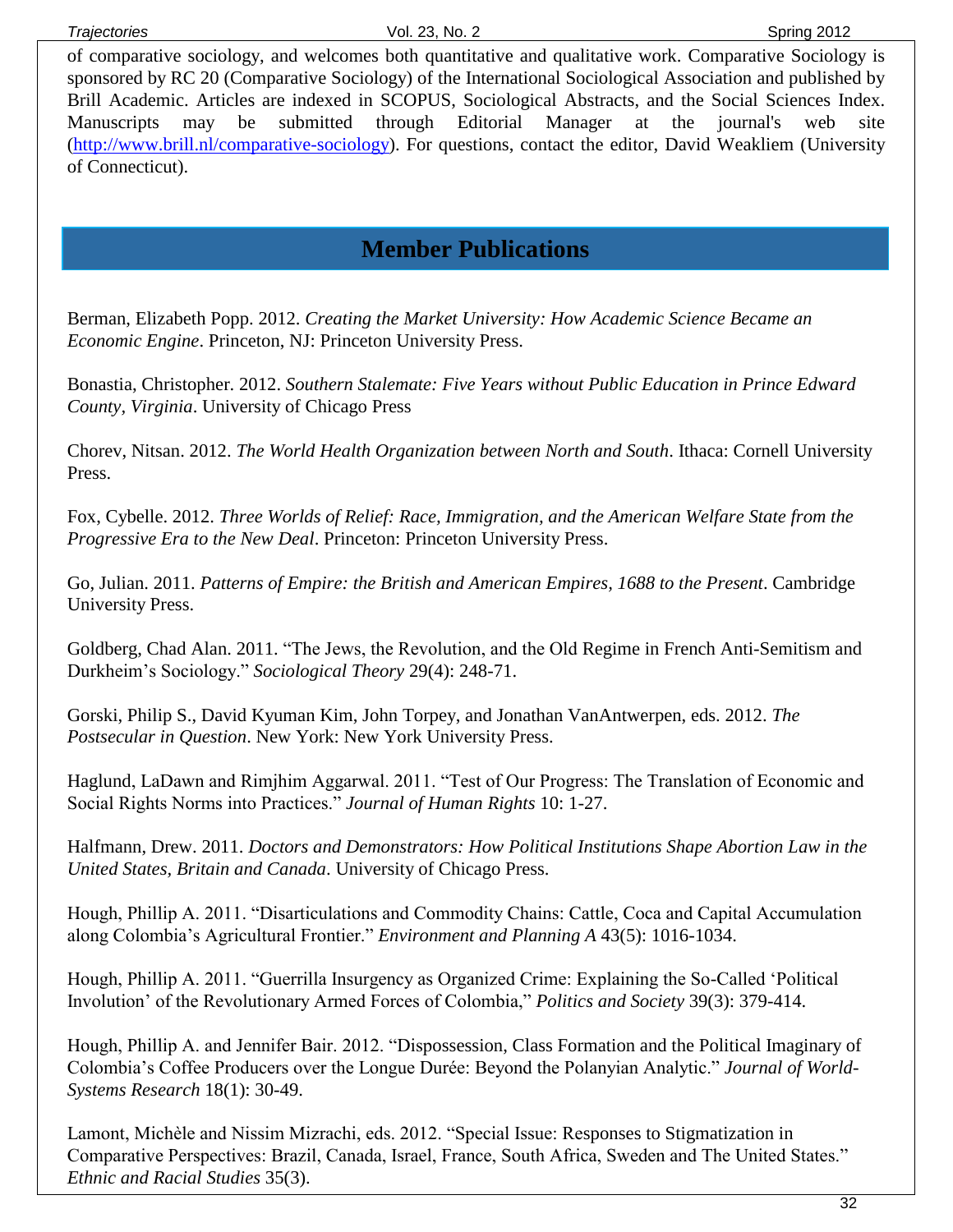of comparative sociology, and welcomes both quantitative and qualitative work. Comparative Sociology is sponsored by RC 20 (Comparative Sociology) of the International Sociological Association and published by Brill Academic. Articles are indexed in SCOPUS, Sociological Abstracts, and the Social Sciences Index. Manuscripts may be submitted through Editorial Manager at the journal's web site (http://www.brill.nl/comparative-sociology). For questions, contact the editor, David Weakliem (University of Connecticut).

## Member Publications

Berman, Elizabeth Popp. 2012. *Creating the Market University: How Academic Science Became an Economic Engine*. Princeton, NJ: Princeton University Press.

Bonastia, Christopher. 2012. *Southern Stalemate: Five Years without Public Education in Prince Edward County, Virginia*. University of Chicago Press

Chorev, Nitsan. 2012. *The World Health Organization between North and South*. Ithaca: Cornell University Press.

Fox, Cybelle. 2012. *Three Worlds of Relief: Race, Immigration, and the American Welfare State from the Progressive Era to the New Deal*. Princeton: Princeton University Press.

Go, Julian. 2011. *Patterns of Empire: the British and American Empires, 1688 to the Present*. Cambridge University Press.

Goldberg, Chad Alan. 2011. "The Jews, the Revolution, and the Old Regime in French Anti-Semitism and Durkheim's Sociology." *Sociological Theory* 29(4): 248-71.

Gorski, Philip S., David Kyuman Kim, John Torpey, and Jonathan VanAntwerpen, eds. 2012. *The Postsecular in Question*. New York: New York University Press.

Haglund, LaDawn and Rimjhim Aggarwal. 2011. "Test of Our Progress: The Translation of Economic and Social Rights Norms into Practices." *Journal of Human Rights* 10: 1-27.

Halfmann, Drew. 2011. *Doctors and Demonstrators: How Political Institutions Shape Abortion Law in the United States, Britain and Canada*. University of Chicago Press.

Hough, Phillip A. 2011. "Disarticulations and Commodity Chains: Cattle, Coca and Capital Accumulation along Colombia's Agricultural Frontier." *Environment and Planning A* 43(5): 1016-1034.

Hough, Phillip A. 2011. "Guerrilla Insurgency as Organized Crime: Explaining the So-Called 'Political Involution' of the Revolutionary Armed Forces of Colombia," *Politics and Society* 39(3): 379-414.

Hough, Phillip A. and Jennifer Bair. 2012. "Dispossession, Class Formation and the Political Imaginary of Colombia's Coffee Producers over the Longue Durée: Beyond the Polanyian Analytic." *Journal of World-Systems Research* 18(1): 30-49.

Lamont, Michèle and Nissim Mizrachi, eds. 2012. "Special Issue: Responses to Stigmatization in Comparative Perspectives: Brazil, Canada, Israel, France, South Africa, Sweden and The United States." *Ethnic and Racial Studies* 35(3).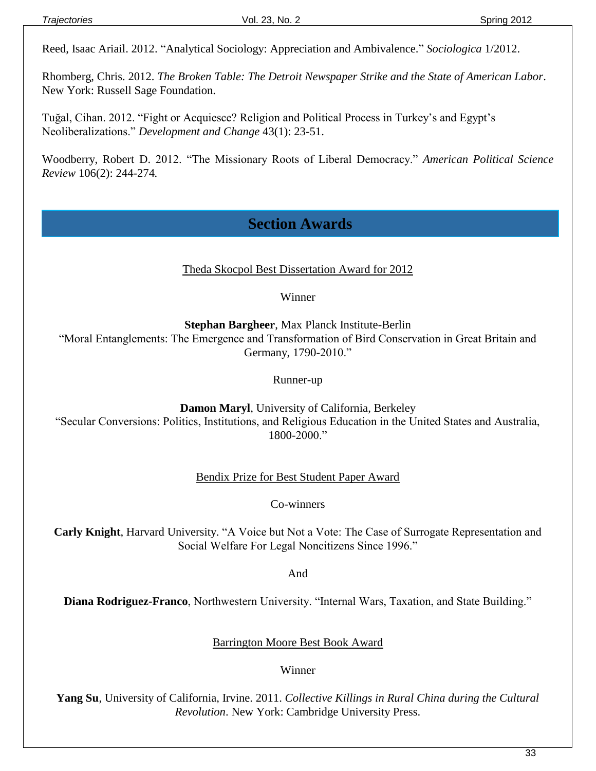Reed, Isaac Ariail. 2012. "Analytical Sociology: Appreciation and Ambivalence." *Sociologica* 1/2012.

Rhomberg, Chris. 2012. *The Broken Table: The Detroit Newspaper Strike and the State of American Labor*. New York: Russell Sage Foundation.

Tuğal, Cihan. 2012. "Fight or Acquiesce? Religion and Political Process in Turkey's and Egypt's Neoliberalizations." *Development and Change* 43(1): 23-51.

Woodberry, Robert D. 2012. "The Missionary Roots of Liberal Democracy." *American Political Science Review* 106(2): 244-274.

## Section Awards

Theda Skocpol Best Dissertation Award for 2012

Winner

**Stephan Bargheer**, Max Planck Institute-Berlin
"Moral Entanglements: The Emergence and Transformation of Bird Conservation in Great Britain and Germany, 1790-2010."

Runner-up

**Damon Maryl**, University of California, Berkeley
"Secular Conversions: Politics, Institutions, and Religious Education in the United States and Australia, 1800-2000."

Bendix Prize for Best Student Paper Award

Co-winners

**Carly Knight**, Harvard University. "A Voice but Not a Vote: The Case of Surrogate Representation and Social Welfare For Legal Noncitizens Since 1996."

And

**Diana Rodriguez-Franco**, Northwestern University. "Internal Wars, Taxation, and State Building."

Barrington Moore Best Book Award

Winner

**Yang Su**, University of California, Irvine. 2011. *Collective Killings in Rural China during the Cultural Revolution*. New York: Cambridge University Press.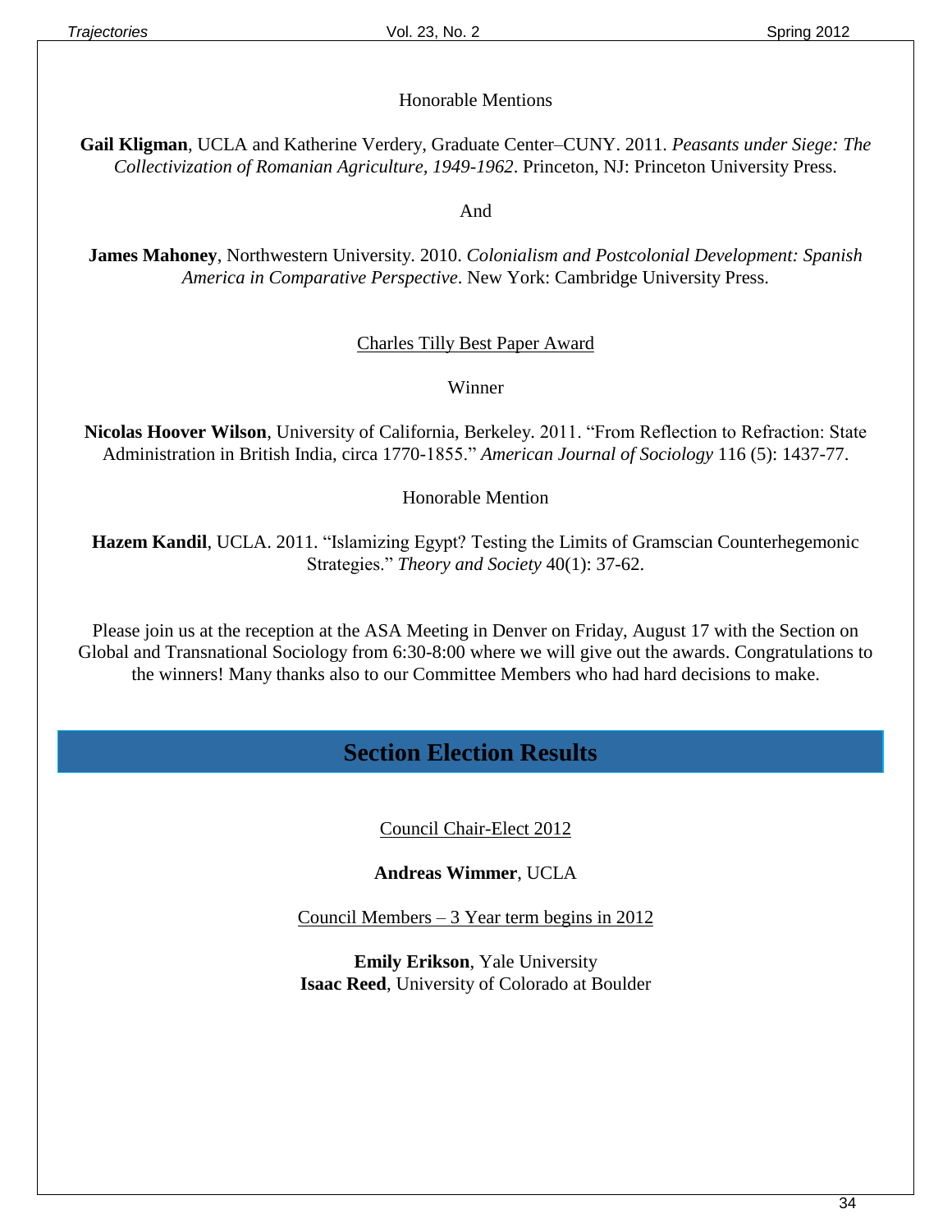Honorable Mentions

**Gail Kligman**, UCLA and Katherine Verdery, Graduate Center–CUNY. 2011. *Peasants under Siege: The Collectivization of Romanian Agriculture, 1949-1962*. Princeton, NJ: Princeton University Press.

And

**James Mahoney**, Northwestern University. 2010. *Colonialism and Postcolonial Development: Spanish America in Comparative Perspective*. New York: Cambridge University Press.

Charles Tilly Best Paper Award

Winner

**Nicolas Hoover Wilson**, University of California, Berkeley. 2011. "From Reflection to Refraction: State Administration in British India, circa 1770-1855." *American Journal of Sociology* 116 (5): 1437-77.

Honorable Mention

**Hazem Kandil**, UCLA. 2011. "Islamizing Egypt? Testing the Limits of Gramscian Counterhegemonic Strategies." *Theory and Society* 40(1): 37-62.

Please join us at the reception at the ASA Meeting in Denver on Friday, August 17 with the Section on Global and Transnational Sociology from 6:30-8:00 where we will give out the awards. Congratulations to the winners! Many thanks also to our Committee Members who had hard decisions to make.

## Section Election Results

Council Chair-Elect 2012

**Andreas Wimmer**, UCLA

Council Members – 3 Year term begins in 2012

**Emily Erikson**, Yale University
**Isaac Reed**, University of Colorado at Boulder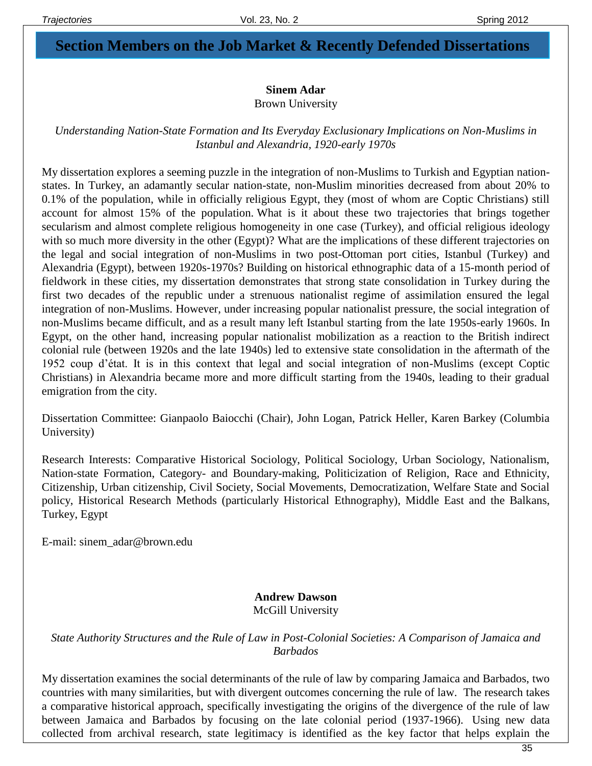# Section Members on the Job Market & Recently Defended Dissertations

**Sinem Adar**
Brown University

*Understanding Nation-State Formation and Its Everyday Exclusionary Implications on Non-Muslims in Istanbul and Alexandria, 1920-early 1970s*

My dissertation explores a seeming puzzle in the integration of non-Muslims to Turkish and Egyptian nation-states. In Turkey, an adamantly secular nation-state, non-Muslim minorities decreased from about 20% to 0.1% of the population, while in officially religious Egypt, they (most of whom are Coptic Christians) still account for almost 15% of the population. What is it about these two trajectories that brings together secularism and almost complete religious homogeneity in one case (Turkey), and official religious ideology with so much more diversity in the other (Egypt)? What are the implications of these different trajectories on the legal and social integration of non-Muslims in two post-Ottoman port cities, Istanbul (Turkey) and Alexandria (Egypt), between 1920s-1970s? Building on historical ethnographic data of a 15-month period of fieldwork in these cities, my dissertation demonstrates that strong state consolidation in Turkey during the first two decades of the republic under a strenuous nationalist regime of assimilation ensured the legal integration of non-Muslims. However, under increasing popular nationalist pressure, the social integration of non-Muslims became difficult, and as a result many left Istanbul starting from the late 1950s-early 1960s. In Egypt, on the other hand, increasing popular nationalist mobilization as a reaction to the British indirect colonial rule (between 1920s and the late 1940s) led to extensive state consolidation in the aftermath of the 1952 coup d'état. It is in this context that legal and social integration of non-Muslims (except Coptic Christians) in Alexandria became more and more difficult starting from the 1940s, leading to their gradual emigration from the city.

Dissertation Committee: Gianpaolo Baiocchi (Chair), John Logan, Patrick Heller, Karen Barkey (Columbia University)

Research Interests: Comparative Historical Sociology, Political Sociology, Urban Sociology, Nationalism, Nation-state Formation, Category- and Boundary-making, Politicization of Religion, Race and Ethnicity, Citizenship, Urban citizenship, Civil Society, Social Movements, Democratization, Welfare State and Social policy, Historical Research Methods (particularly Historical Ethnography), Middle East and the Balkans, Turkey, Egypt

E-mail: sinem_adar@brown.edu

**Andrew Dawson**
McGill University

*State Authority Structures and the Rule of Law in Post-Colonial Societies: A Comparison of Jamaica and Barbados*

My dissertation examines the social determinants of the rule of law by comparing Jamaica and Barbados, two countries with many similarities, but with divergent outcomes concerning the rule of law. The research takes a comparative historical approach, specifically investigating the origins of the divergence of the rule of law between Jamaica and Barbados by focusing on the late colonial period (1937-1966). Using new data collected from archival research, state legitimacy is identified as the key factor that helps explain the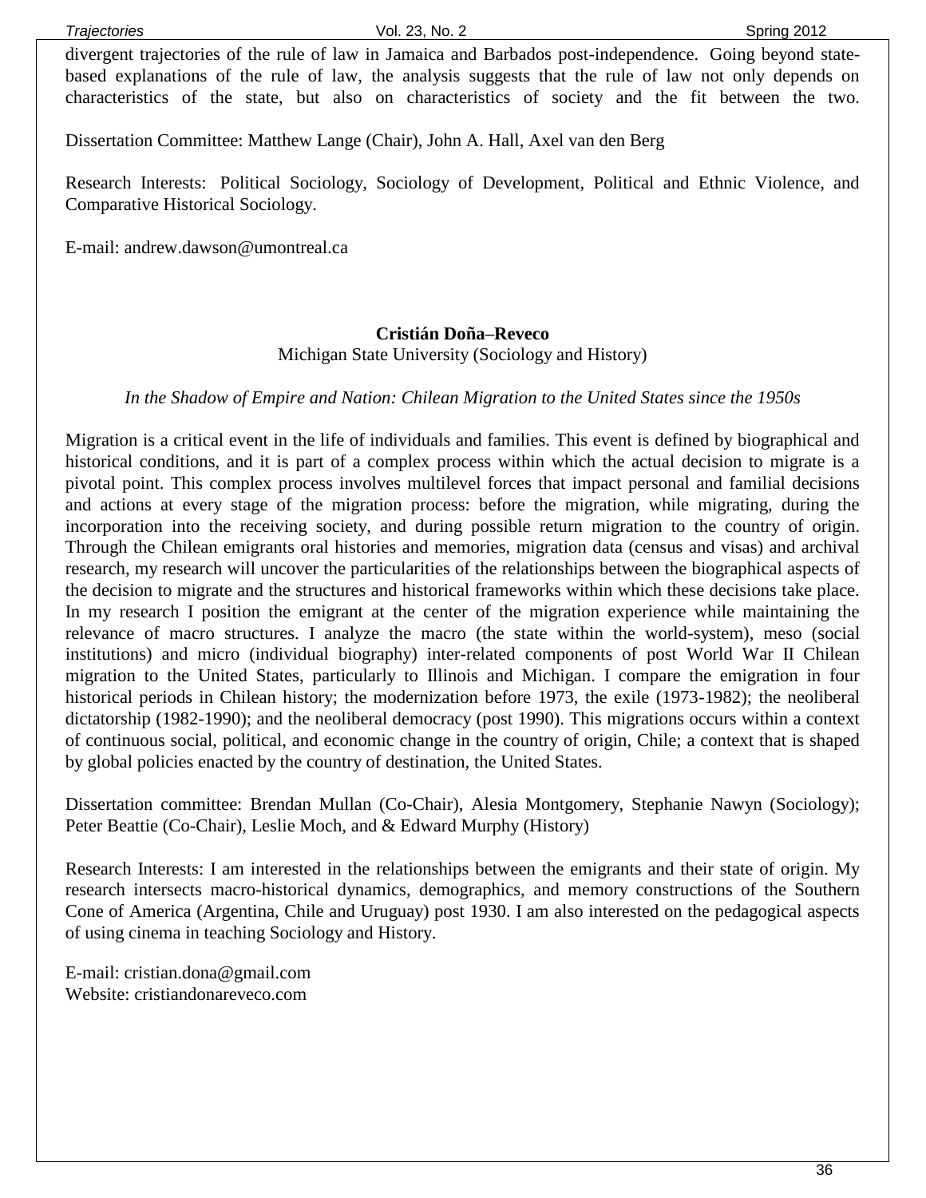divergent trajectories of the rule of law in Jamaica and Barbados post-independence. Going beyond state-based explanations of the rule of law, the analysis suggests that the rule of law not only depends on characteristics of the state, but also on characteristics of society and the fit between the two.

Dissertation Committee: Matthew Lange (Chair), John A. Hall, Axel van den Berg

Research Interests: Political Sociology, Sociology of Development, Political and Ethnic Violence, and Comparative Historical Sociology.

E-mail: andrew.dawson@umontreal.ca

**Cristián Doña–Reveco**
Michigan State University (Sociology and History)

*In the Shadow of Empire and Nation: Chilean Migration to the United States since the 1950s*

Migration is a critical event in the life of individuals and families. This event is defined by biographical and historical conditions, and it is part of a complex process within which the actual decision to migrate is a pivotal point. This complex process involves multilevel forces that impact personal and familial decisions and actions at every stage of the migration process: before the migration, while migrating, during the incorporation into the receiving society, and during possible return migration to the country of origin. Through the Chilean emigrants oral histories and memories, migration data (census and visas) and archival research, my research will uncover the particularities of the relationships between the biographical aspects of the decision to migrate and the structures and historical frameworks within which these decisions take place. In my research I position the emigrant at the center of the migration experience while maintaining the relevance of macro structures. I analyze the macro (the state within the world-system), meso (social institutions) and micro (individual biography) inter-related components of post World War II Chilean migration to the United States, particularly to Illinois and Michigan. I compare the emigration in four historical periods in Chilean history; the modernization before 1973, the exile (1973-1982); the neoliberal dictatorship (1982-1990); and the neoliberal democracy (post 1990). This migrations occurs within a context of continuous social, political, and economic change in the country of origin, Chile; a context that is shaped by global policies enacted by the country of destination, the United States.

Dissertation committee: Brendan Mullan (Co-Chair), Alesia Montgomery, Stephanie Nawyn (Sociology); Peter Beattie (Co-Chair), Leslie Moch, and & Edward Murphy (History)

Research Interests: I am interested in the relationships between the emigrants and their state of origin. My research intersects macro-historical dynamics, demographics, and memory constructions of the Southern Cone of America (Argentina, Chile and Uruguay) post 1930. I am also interested on the pedagogical aspects of using cinema in teaching Sociology and History.

E-mail: cristian.dona@gmail.com
Website: cristiandonareveco.com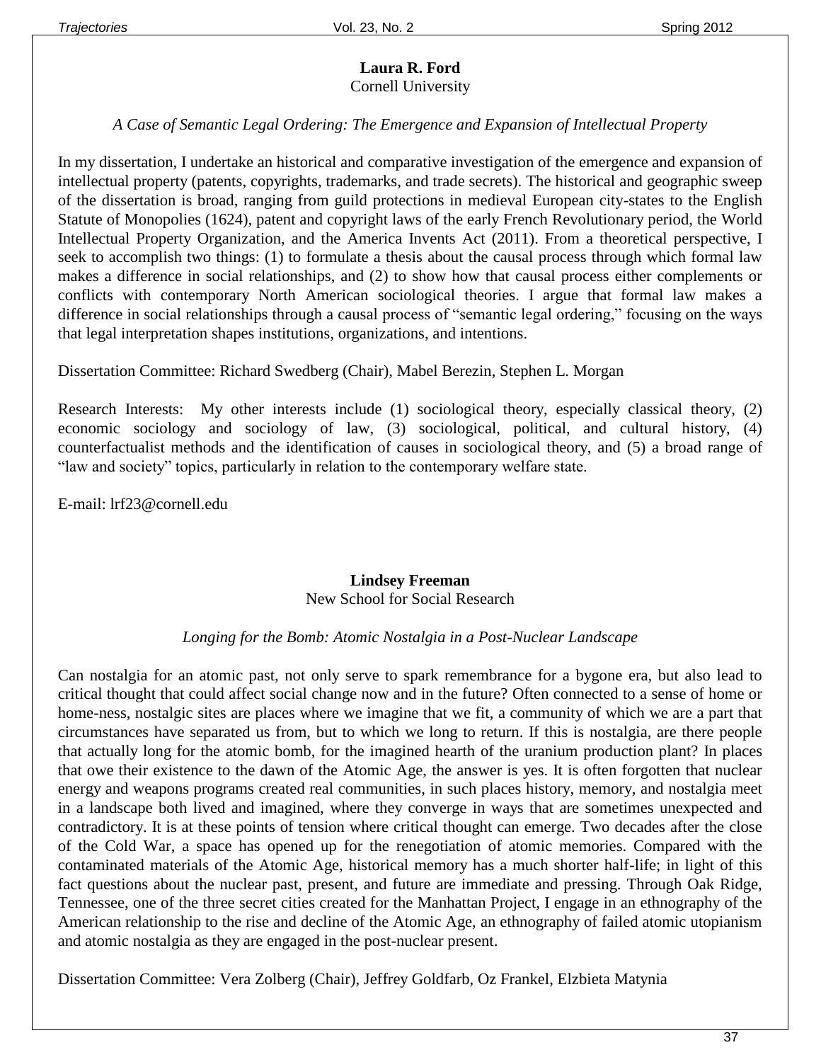**Laura R. Ford**
Cornell University

*A Case of Semantic Legal Ordering: The Emergence and Expansion of Intellectual Property*

In my dissertation, I undertake an historical and comparative investigation of the emergence and expansion of intellectual property (patents, copyrights, trademarks, and trade secrets). The historical and geographic sweep of the dissertation is broad, ranging from guild protections in medieval European city-states to the English Statute of Monopolies (1624), patent and copyright laws of the early French Revolutionary period, the World Intellectual Property Organization, and the America Invents Act (2011). From a theoretical perspective, I seek to accomplish two things: (1) to formulate a thesis about the causal process through which formal law makes a difference in social relationships, and (2) to show how that causal process either complements or conflicts with contemporary North American sociological theories. I argue that formal law makes a difference in social relationships through a causal process of "semantic legal ordering," focusing on the ways that legal interpretation shapes institutions, organizations, and intentions.

Dissertation Committee: Richard Swedberg (Chair), Mabel Berezin, Stephen L. Morgan

Research Interests: My other interests include (1) sociological theory, especially classical theory, (2) economic sociology and sociology of law, (3) sociological, political, and cultural history, (4) counterfactualist methods and the identification of causes in sociological theory, and (5) a broad range of "law and society" topics, particularly in relation to the contemporary welfare state.

E-mail: lrf23@cornell.edu

**Lindsey Freeman**
New School for Social Research

*Longing for the Bomb: Atomic Nostalgia in a Post-Nuclear Landscape*

Can nostalgia for an atomic past, not only serve to spark remembrance for a bygone era, but also lead to critical thought that could affect social change now and in the future? Often connected to a sense of home or home-ness, nostalgic sites are places where we imagine that we fit, a community of which we are a part that circumstances have separated us from, but to which we long to return. If this is nostalgia, are there people that actually long for the atomic bomb, for the imagined hearth of the uranium production plant? In places that owe their existence to the dawn of the Atomic Age, the answer is yes. It is often forgotten that nuclear energy and weapons programs created real communities, in such places history, memory, and nostalgia meet in a landscape both lived and imagined, where they converge in ways that are sometimes unexpected and contradictory. It is at these points of tension where critical thought can emerge. Two decades after the close of the Cold War, a space has opened up for the renegotiation of atomic memories. Compared with the contaminated materials of the Atomic Age, historical memory has a much shorter half-life; in light of this fact questions about the nuclear past, present, and future are immediate and pressing. Through Oak Ridge, Tennessee, one of the three secret cities created for the Manhattan Project, I engage in an ethnography of the American relationship to the rise and decline of the Atomic Age, an ethnography of failed atomic utopianism and atomic nostalgia as they are engaged in the post-nuclear present.

Dissertation Committee: Vera Zolberg (Chair), Jeffrey Goldfarb, Oz Frankel, Elzbieta Matynia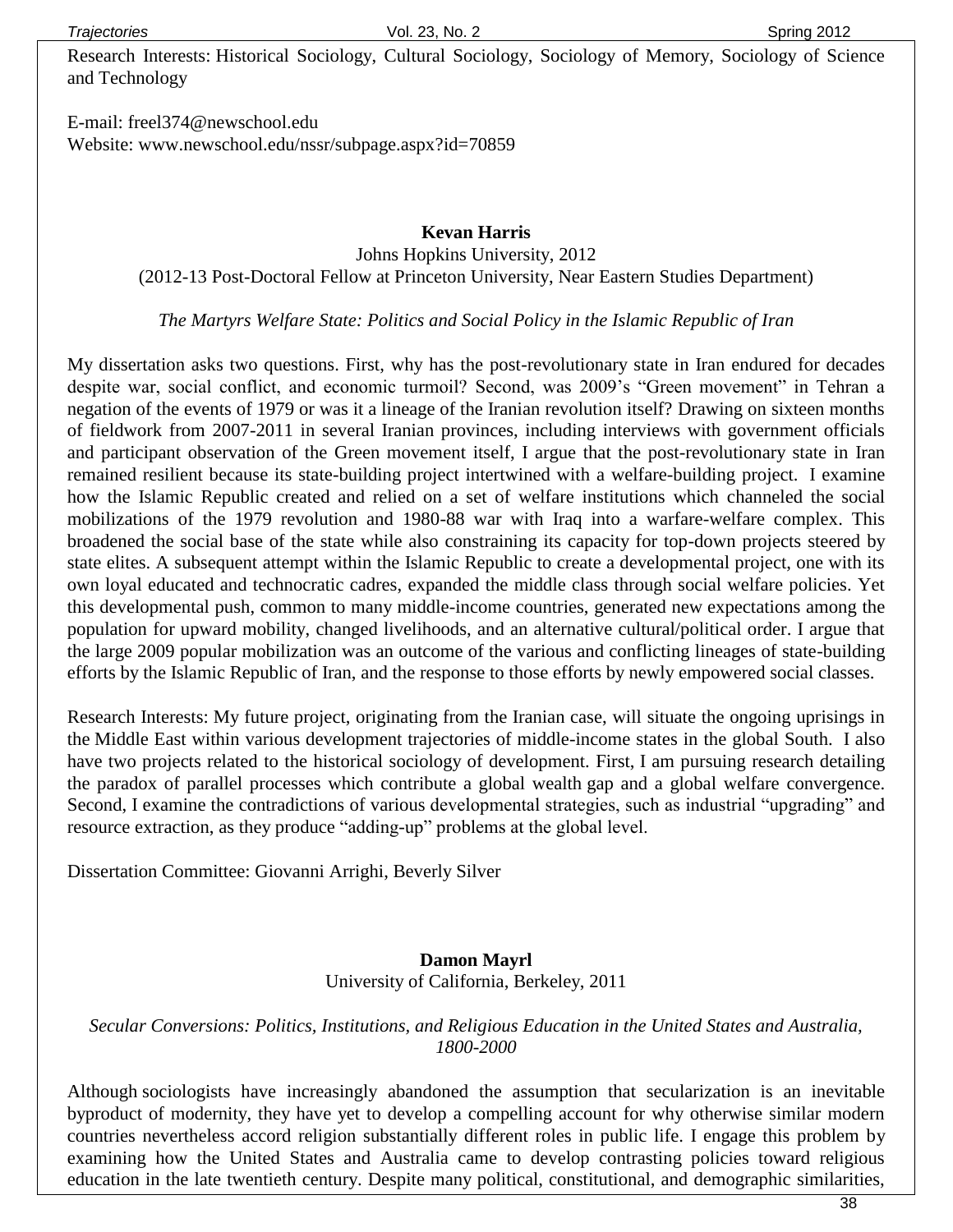Research Interests: Historical Sociology, Cultural Sociology, Sociology of Memory, Sociology of Science and Technology

E-mail: freel374@newschool.edu
Website: www.newschool.edu/nssr/subpage.aspx?id=70859

**Kevan Harris**
Johns Hopkins University, 2012
(2012-13 Post-Doctoral Fellow at Princeton University, Near Eastern Studies Department)

*The Martyrs Welfare State: Politics and Social Policy in the Islamic Republic of Iran*

My dissertation asks two questions. First, why has the post-revolutionary state in Iran endured for decades despite war, social conflict, and economic turmoil? Second, was 2009's "Green movement" in Tehran a negation of the events of 1979 or was it a lineage of the Iranian revolution itself? Drawing on sixteen months of fieldwork from 2007-2011 in several Iranian provinces, including interviews with government officials and participant observation of the Green movement itself, I argue that the post-revolutionary state in Iran remained resilient because its state-building project intertwined with a welfare-building project. I examine how the Islamic Republic created and relied on a set of welfare institutions which channeled the social mobilizations of the 1979 revolution and 1980-88 war with Iraq into a warfare-welfare complex. This broadened the social base of the state while also constraining its capacity for top-down projects steered by state elites. A subsequent attempt within the Islamic Republic to create a developmental project, one with its own loyal educated and technocratic cadres, expanded the middle class through social welfare policies. Yet this developmental push, common to many middle-income countries, generated new expectations among the population for upward mobility, changed livelihoods, and an alternative cultural/political order. I argue that the large 2009 popular mobilization was an outcome of the various and conflicting lineages of state-building efforts by the Islamic Republic of Iran, and the response to those efforts by newly empowered social classes.

Research Interests: My future project, originating from the Iranian case, will situate the ongoing uprisings in the Middle East within various development trajectories of middle-income states in the global South. I also have two projects related to the historical sociology of development. First, I am pursuing research detailing the paradox of parallel processes which contribute a global wealth gap and a global welfare convergence. Second, I examine the contradictions of various developmental strategies, such as industrial "upgrading" and resource extraction, as they produce "adding-up" problems at the global level.

Dissertation Committee: Giovanni Arrighi, Beverly Silver

**Damon Mayrl**
University of California, Berkeley, 2011

*Secular Conversions: Politics, Institutions, and Religious Education in the United States and Australia, 1800-2000*

Although sociologists have increasingly abandoned the assumption that secularization is an inevitable byproduct of modernity, they have yet to develop a compelling account for why otherwise similar modern countries nevertheless accord religion substantially different roles in public life. I engage this problem by examining how the United States and Australia came to develop contrasting policies toward religious education in the late twentieth century. Despite many political, constitutional, and demographic similarities,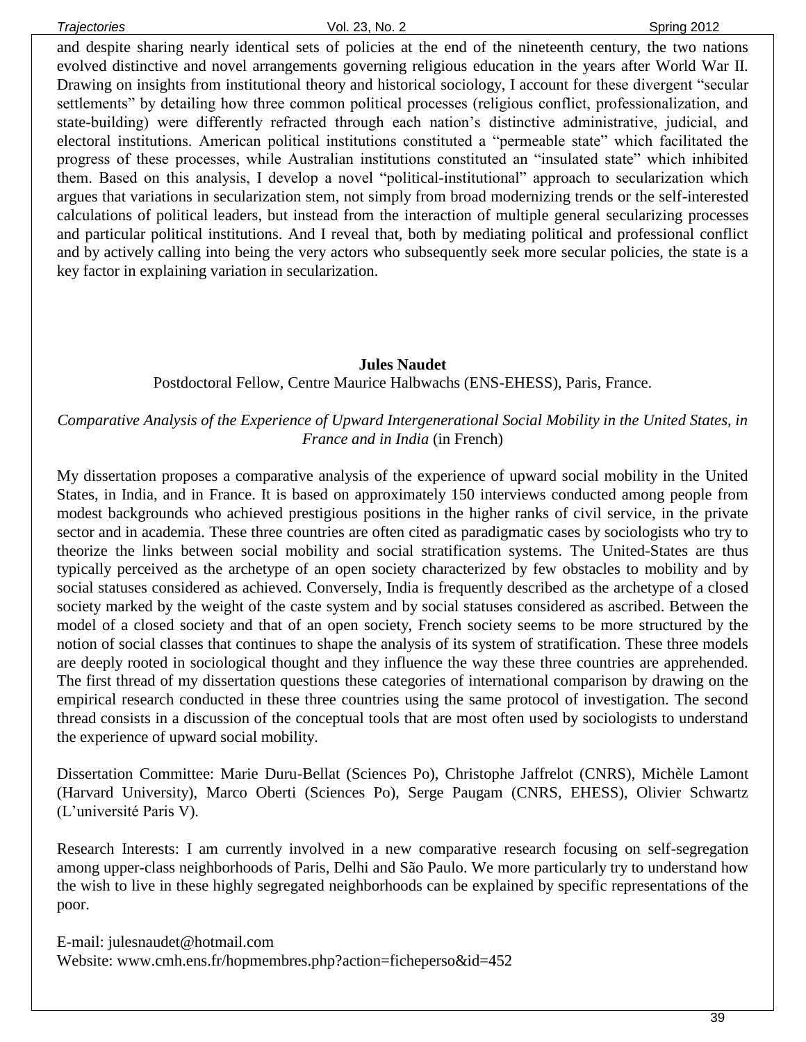and despite sharing nearly identical sets of policies at the end of the nineteenth century, the two nations evolved distinctive and novel arrangements governing religious education in the years after World War II. Drawing on insights from institutional theory and historical sociology, I account for these divergent "secular settlements" by detailing how three common political processes (religious conflict, professionalization, and state-building) were differently refracted through each nation's distinctive administrative, judicial, and electoral institutions. American political institutions constituted a "permeable state" which facilitated the progress of these processes, while Australian institutions constituted an "insulated state" which inhibited them. Based on this analysis, I develop a novel "political-institutional" approach to secularization which argues that variations in secularization stem, not simply from broad modernizing trends or the self-interested calculations of political leaders, but instead from the interaction of multiple general secularizing processes and particular political institutions. And I reveal that, both by mediating political and professional conflict and by actively calling into being the very actors who subsequently seek more secular policies, the state is a key factor in explaining variation in secularization.

**Jules Naudet**

Postdoctoral Fellow, Centre Maurice Halbwachs (ENS-EHESS), Paris, France.

*Comparative Analysis of the Experience of Upward Intergenerational Social Mobility in the United States, in France and in India* (in French)

My dissertation proposes a comparative analysis of the experience of upward social mobility in the United States, in India, and in France. It is based on approximately 150 interviews conducted among people from modest backgrounds who achieved prestigious positions in the higher ranks of civil service, in the private sector and in academia. These three countries are often cited as paradigmatic cases by sociologists who try to theorize the links between social mobility and social stratification systems. The United-States are thus typically perceived as the archetype of an open society characterized by few obstacles to mobility and by social statuses considered as achieved. Conversely, India is frequently described as the archetype of a closed society marked by the weight of the caste system and by social statuses considered as ascribed. Between the model of a closed society and that of an open society, French society seems to be more structured by the notion of social classes that continues to shape the analysis of its system of stratification. These three models are deeply rooted in sociological thought and they influence the way these three countries are apprehended. The first thread of my dissertation questions these categories of international comparison by drawing on the empirical research conducted in these three countries using the same protocol of investigation. The second thread consists in a discussion of the conceptual tools that are most often used by sociologists to understand the experience of upward social mobility.

Dissertation Committee: Marie Duru-Bellat (Sciences Po), Christophe Jaffrelot (CNRS), Michèle Lamont (Harvard University), Marco Oberti (Sciences Po), Serge Paugam (CNRS, EHESS), Olivier Schwartz (L'université Paris V).

Research Interests: I am currently involved in a new comparative research focusing on self-segregation among upper-class neighborhoods of Paris, Delhi and São Paulo. We more particularly try to understand how the wish to live in these highly segregated neighborhoods can be explained by specific representations of the poor.

E-mail: julesnaudet@hotmail.com
Website: www.cmh.ens.fr/hopmembres.php?action=ficheperso&id=452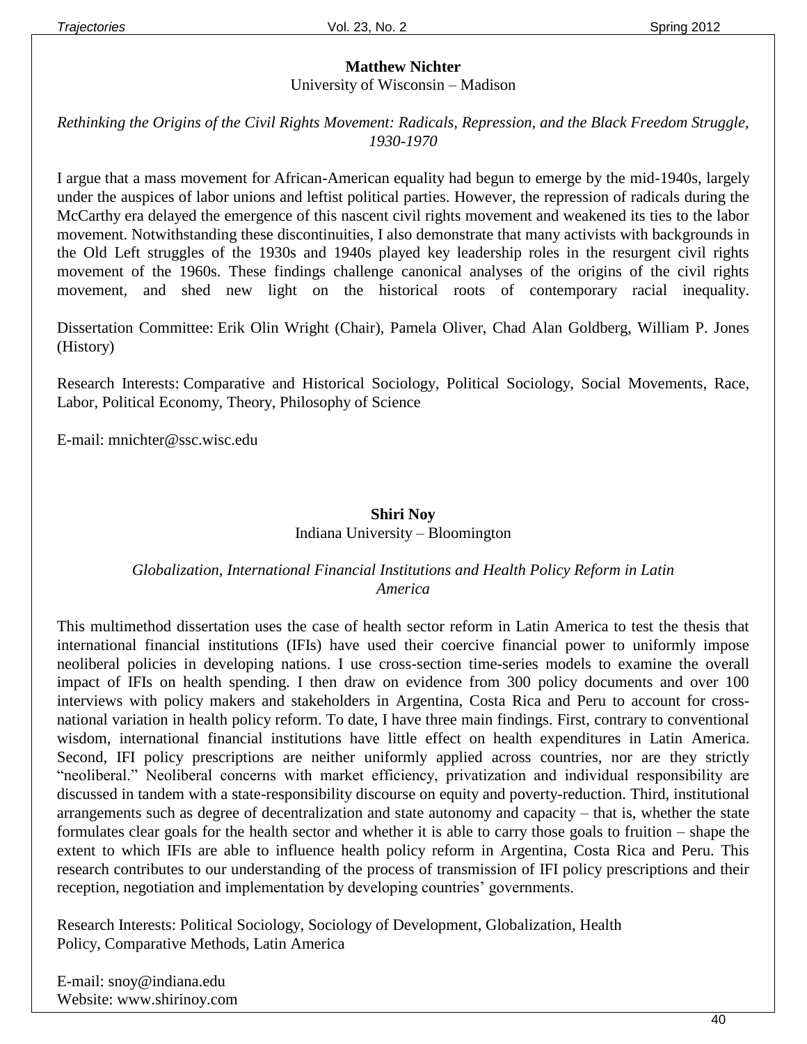**Matthew Nichter**
University of Wisconsin – Madison

*Rethinking the Origins of the Civil Rights Movement: Radicals, Repression, and the Black Freedom Struggle, 1930-1970*

I argue that a mass movement for African-American equality had begun to emerge by the mid-1940s, largely under the auspices of labor unions and leftist political parties. However, the repression of radicals during the McCarthy era delayed the emergence of this nascent civil rights movement and weakened its ties to the labor movement. Notwithstanding these discontinuities, I also demonstrate that many activists with backgrounds in the Old Left struggles of the 1930s and 1940s played key leadership roles in the resurgent civil rights movement of the 1960s. These findings challenge canonical analyses of the origins of the civil rights movement, and shed new light on the historical roots of contemporary racial inequality.

Dissertation Committee: Erik Olin Wright (Chair), Pamela Oliver, Chad Alan Goldberg, William P. Jones (History)

Research Interests: Comparative and Historical Sociology, Political Sociology, Social Movements, Race, Labor, Political Economy, Theory, Philosophy of Science

E-mail: mnichter@ssc.wisc.edu

**Shiri Noy**
Indiana University – Bloomington

*Globalization, International Financial Institutions and Health Policy Reform in Latin America*

This multimethod dissertation uses the case of health sector reform in Latin America to test the thesis that international financial institutions (IFIs) have used their coercive financial power to uniformly impose neoliberal policies in developing nations. I use cross-section time-series models to examine the overall impact of IFIs on health spending. I then draw on evidence from 300 policy documents and over 100 interviews with policy makers and stakeholders in Argentina, Costa Rica and Peru to account for cross-national variation in health policy reform. To date, I have three main findings. First, contrary to conventional wisdom, international financial institutions have little effect on health expenditures in Latin America. Second, IFI policy prescriptions are neither uniformly applied across countries, nor are they strictly "neoliberal." Neoliberal concerns with market efficiency, privatization and individual responsibility are discussed in tandem with a state-responsibility discourse on equity and poverty-reduction. Third, institutional arrangements such as degree of decentralization and state autonomy and capacity – that is, whether the state formulates clear goals for the health sector and whether it is able to carry those goals to fruition – shape the extent to which IFIs are able to influence health policy reform in Argentina, Costa Rica and Peru. This research contributes to our understanding of the process of transmission of IFI policy prescriptions and their reception, negotiation and implementation by developing countries' governments.

Research Interests: Political Sociology, Sociology of Development, Globalization, Health Policy, Comparative Methods, Latin America

E-mail: snoy@indiana.edu
Website: www.shirinoy.com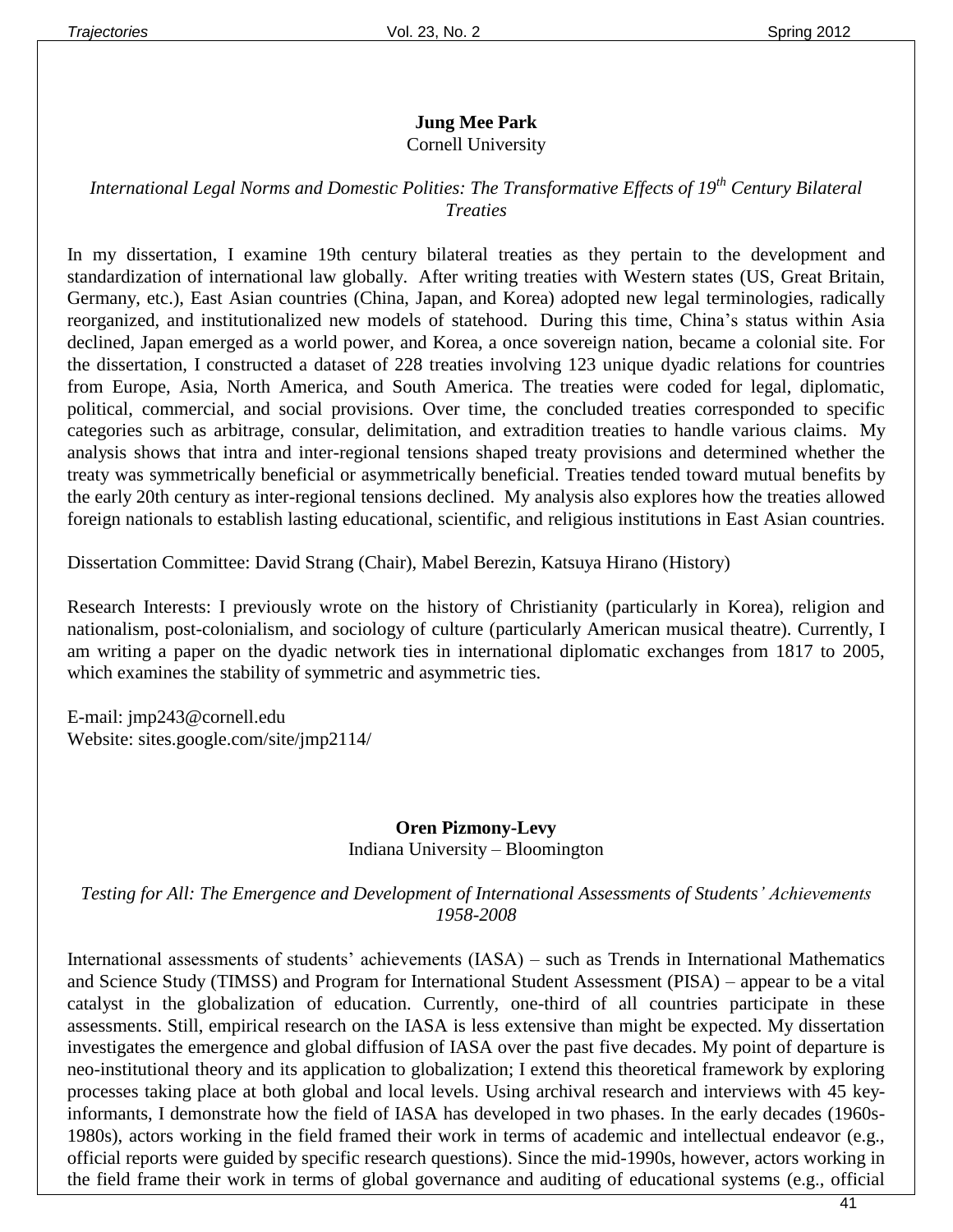**Jung Mee Park**
Cornell University

*International Legal Norms and Domestic Polities: The Transformative Effects of 19th Century Bilateral Treaties*

In my dissertation, I examine 19th century bilateral treaties as they pertain to the development and standardization of international law globally. After writing treaties with Western states (US, Great Britain, Germany, etc.), East Asian countries (China, Japan, and Korea) adopted new legal terminologies, radically reorganized, and institutionalized new models of statehood. During this time, China's status within Asia declined, Japan emerged as a world power, and Korea, a once sovereign nation, became a colonial site. For the dissertation, I constructed a dataset of 228 treaties involving 123 unique dyadic relations for countries from Europe, Asia, North America, and South America. The treaties were coded for legal, diplomatic, political, commercial, and social provisions. Over time, the concluded treaties corresponded to specific categories such as arbitrage, consular, delimitation, and extradition treaties to handle various claims. My analysis shows that intra and inter-regional tensions shaped treaty provisions and determined whether the treaty was symmetrically beneficial or asymmetrically beneficial. Treaties tended toward mutual benefits by the early 20th century as inter-regional tensions declined. My analysis also explores how the treaties allowed foreign nationals to establish lasting educational, scientific, and religious institutions in East Asian countries.

Dissertation Committee: David Strang (Chair), Mabel Berezin, Katsuya Hirano (History)

Research Interests: I previously wrote on the history of Christianity (particularly in Korea), religion and nationalism, post-colonialism, and sociology of culture (particularly American musical theatre). Currently, I am writing a paper on the dyadic network ties in international diplomatic exchanges from 1817 to 2005, which examines the stability of symmetric and asymmetric ties.

E-mail: jmp243@cornell.edu
Website: sites.google.com/site/jmp2114/

**Oren Pizmony-Levy**
Indiana University – Bloomington

*Testing for All: The Emergence and Development of International Assessments of Students' Achievements 1958-2008*

International assessments of students' achievements (IASA) – such as Trends in International Mathematics and Science Study (TIMSS) and Program for International Student Assessment (PISA) – appear to be a vital catalyst in the globalization of education. Currently, one-third of all countries participate in these assessments. Still, empirical research on the IASA is less extensive than might be expected. My dissertation investigates the emergence and global diffusion of IASA over the past five decades. My point of departure is neo-institutional theory and its application to globalization; I extend this theoretical framework by exploring processes taking place at both global and local levels. Using archival research and interviews with 45 key-informants, I demonstrate how the field of IASA has developed in two phases. In the early decades (1960s-1980s), actors working in the field framed their work in terms of academic and intellectual endeavor (e.g., official reports were guided by specific research questions). Since the mid-1990s, however, actors working in the field frame their work in terms of global governance and auditing of educational systems (e.g., official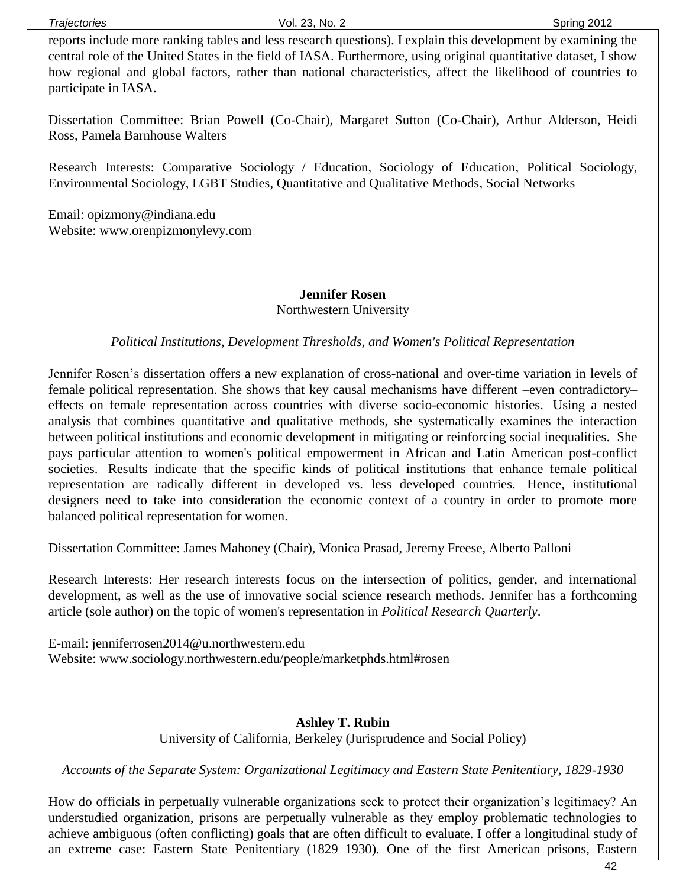reports include more ranking tables and less research questions). I explain this development by examining the central role of the United States in the field of IASA. Furthermore, using original quantitative dataset, I show how regional and global factors, rather than national characteristics, affect the likelihood of countries to participate in IASA.

Dissertation Committee: Brian Powell (Co-Chair), Margaret Sutton (Co-Chair), Arthur Alderson, Heidi Ross, Pamela Barnhouse Walters

Research Interests: Comparative Sociology / Education, Sociology of Education, Political Sociology, Environmental Sociology, LGBT Studies, Quantitative and Qualitative Methods, Social Networks

Email: opizmony@indiana.edu
Website: www.orenpizmonylevy.com

**Jennifer Rosen**
Northwestern University

*Political Institutions, Development Thresholds, and Women's Political Representation*

Jennifer Rosen's dissertation offers a new explanation of cross-national and over-time variation in levels of female political representation. She shows that key causal mechanisms have different –even contradictory– effects on female representation across countries with diverse socio-economic histories. Using a nested analysis that combines quantitative and qualitative methods, she systematically examines the interaction between political institutions and economic development in mitigating or reinforcing social inequalities. She pays particular attention to women's political empowerment in African and Latin American post-conflict societies. Results indicate that the specific kinds of political institutions that enhance female political representation are radically different in developed vs. less developed countries. Hence, institutional designers need to take into consideration the economic context of a country in order to promote more balanced political representation for women.

Dissertation Committee: James Mahoney (Chair), Monica Prasad, Jeremy Freese, Alberto Palloni

Research Interests: Her research interests focus on the intersection of politics, gender, and international development, as well as the use of innovative social science research methods. Jennifer has a forthcoming article (sole author) on the topic of women's representation in *Political Research Quarterly*.

E-mail: jenniferrosen2014@u.northwestern.edu
Website: www.sociology.northwestern.edu/people/marketphds.html#rosen

**Ashley T. Rubin**
University of California, Berkeley (Jurisprudence and Social Policy)

*Accounts of the Separate System: Organizational Legitimacy and Eastern State Penitentiary, 1829-1930*

How do officials in perpetually vulnerable organizations seek to protect their organization's legitimacy? An understudied organization, prisons are perpetually vulnerable as they employ problematic technologies to achieve ambiguous (often conflicting) goals that are often difficult to evaluate. I offer a longitudinal study of an extreme case: Eastern State Penitentiary (1829–1930). One of the first American prisons, Eastern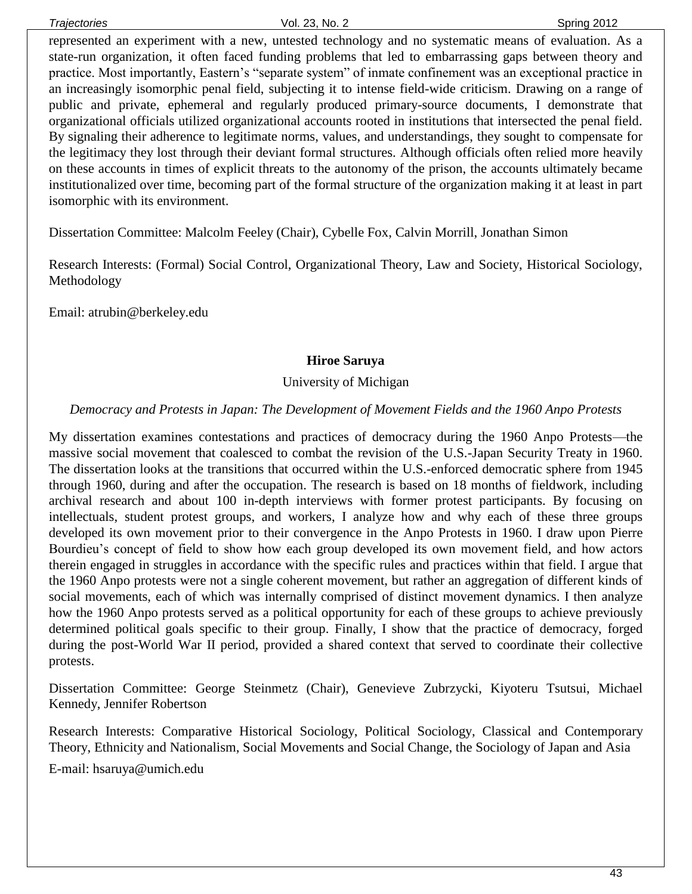represented an experiment with a new, untested technology and no systematic means of evaluation. As a state-run organization, it often faced funding problems that led to embarrassing gaps between theory and practice. Most importantly, Eastern's "separate system" of inmate confinement was an exceptional practice in an increasingly isomorphic penal field, subjecting it to intense field-wide criticism. Drawing on a range of public and private, ephemeral and regularly produced primary-source documents, I demonstrate that organizational officials utilized organizational accounts rooted in institutions that intersected the penal field. By signaling their adherence to legitimate norms, values, and understandings, they sought to compensate for the legitimacy they lost through their deviant formal structures. Although officials often relied more heavily on these accounts in times of explicit threats to the autonomy of the prison, the accounts ultimately became institutionalized over time, becoming part of the formal structure of the organization making it at least in part isomorphic with its environment.

Dissertation Committee: Malcolm Feeley (Chair), Cybelle Fox, Calvin Morrill, Jonathan Simon

Research Interests: (Formal) Social Control, Organizational Theory, Law and Society, Historical Sociology, Methodology

Email: atrubin@berkeley.edu

**Hiroe Saruya**

University of Michigan

*Democracy and Protests in Japan: The Development of Movement Fields and the 1960 Anpo Protests*

My dissertation examines contestations and practices of democracy during the 1960 Anpo Protests—the massive social movement that coalesced to combat the revision of the U.S.-Japan Security Treaty in 1960. The dissertation looks at the transitions that occurred within the U.S.-enforced democratic sphere from 1945 through 1960, during and after the occupation. The research is based on 18 months of fieldwork, including archival research and about 100 in-depth interviews with former protest participants. By focusing on intellectuals, student protest groups, and workers, I analyze how and why each of these three groups developed its own movement prior to their convergence in the Anpo Protests in 1960. I draw upon Pierre Bourdieu's concept of field to show how each group developed its own movement field, and how actors therein engaged in struggles in accordance with the specific rules and practices within that field. I argue that the 1960 Anpo protests were not a single coherent movement, but rather an aggregation of different kinds of social movements, each of which was internally comprised of distinct movement dynamics. I then analyze how the 1960 Anpo protests served as a political opportunity for each of these groups to achieve previously determined political goals specific to their group. Finally, I show that the practice of democracy, forged during the post-World War II period, provided a shared context that served to coordinate their collective protests.

Dissertation Committee: George Steinmetz (Chair), Genevieve Zubrzycki, Kiyoteru Tsutsui, Michael Kennedy, Jennifer Robertson

Research Interests: Comparative Historical Sociology, Political Sociology, Classical and Contemporary Theory, Ethnicity and Nationalism, Social Movements and Social Change, the Sociology of Japan and Asia

E-mail: hsaruya@umich.edu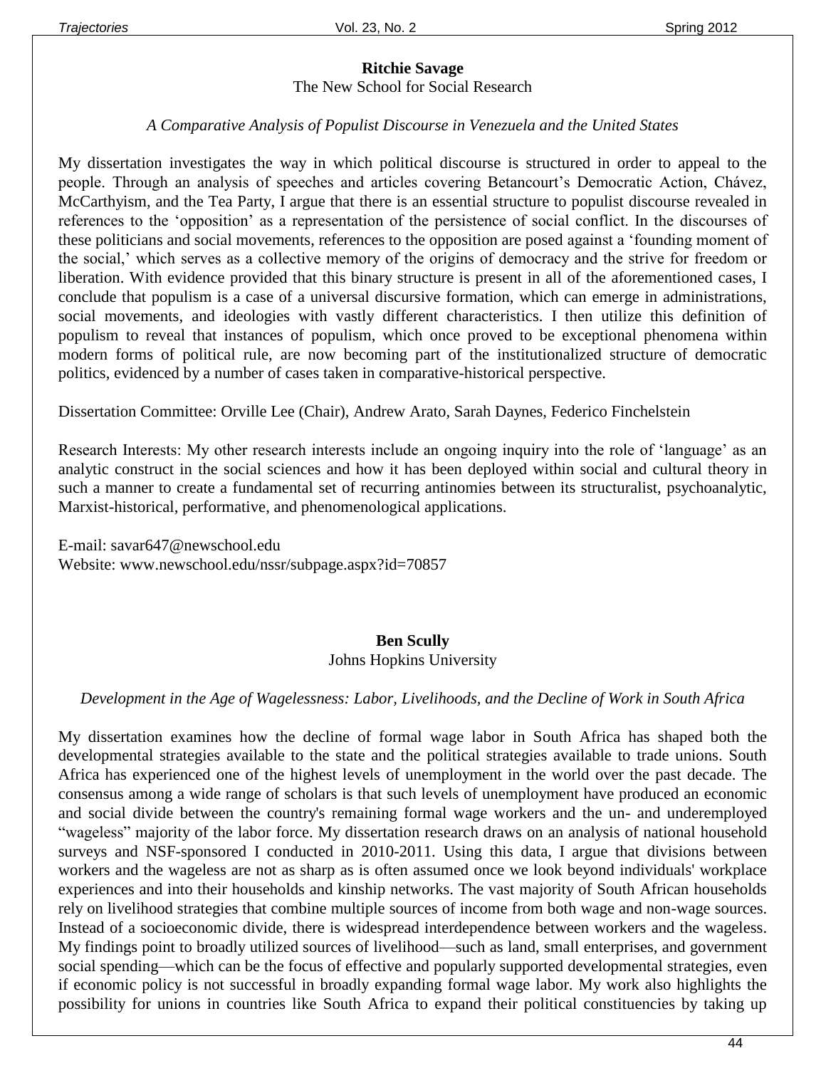**Ritchie Savage**
The New School for Social Research

*A Comparative Analysis of Populist Discourse in Venezuela and the United States*

My dissertation investigates the way in which political discourse is structured in order to appeal to the people. Through an analysis of speeches and articles covering Betancourt's Democratic Action, Chávez, McCarthyism, and the Tea Party, I argue that there is an essential structure to populist discourse revealed in references to the 'opposition' as a representation of the persistence of social conflict. In the discourses of these politicians and social movements, references to the opposition are posed against a 'founding moment of the social,' which serves as a collective memory of the origins of democracy and the strive for freedom or liberation. With evidence provided that this binary structure is present in all of the aforementioned cases, I conclude that populism is a case of a universal discursive formation, which can emerge in administrations, social movements, and ideologies with vastly different characteristics. I then utilize this definition of populism to reveal that instances of populism, which once proved to be exceptional phenomena within modern forms of political rule, are now becoming part of the institutionalized structure of democratic politics, evidenced by a number of cases taken in comparative-historical perspective.

Dissertation Committee: Orville Lee (Chair), Andrew Arato, Sarah Daynes, Federico Finchelstein

Research Interests: My other research interests include an ongoing inquiry into the role of 'language' as an analytic construct in the social sciences and how it has been deployed within social and cultural theory in such a manner to create a fundamental set of recurring antinomies between its structuralist, psychoanalytic, Marxist-historical, performative, and phenomenological applications.

E-mail: savar647@newschool.edu
Website: www.newschool.edu/nssr/subpage.aspx?id=70857

**Ben Scully**
Johns Hopkins University

*Development in the Age of Wagelessness: Labor, Livelihoods, and the Decline of Work in South Africa*

My dissertation examines how the decline of formal wage labor in South Africa has shaped both the developmental strategies available to the state and the political strategies available to trade unions. South Africa has experienced one of the highest levels of unemployment in the world over the past decade. The consensus among a wide range of scholars is that such levels of unemployment have produced an economic and social divide between the country's remaining formal wage workers and the un- and underemployed "wageless" majority of the labor force. My dissertation research draws on an analysis of national household surveys and NSF-sponsored I conducted in 2010-2011. Using this data, I argue that divisions between workers and the wageless are not as sharp as is often assumed once we look beyond individuals' workplace experiences and into their households and kinship networks. The vast majority of South African households rely on livelihood strategies that combine multiple sources of income from both wage and non-wage sources. Instead of a socioeconomic divide, there is widespread interdependence between workers and the wageless. My findings point to broadly utilized sources of livelihood—such as land, small enterprises, and government social spending—which can be the focus of effective and popularly supported developmental strategies, even if economic policy is not successful in broadly expanding formal wage labor. My work also highlights the possibility for unions in countries like South Africa to expand their political constituencies by taking up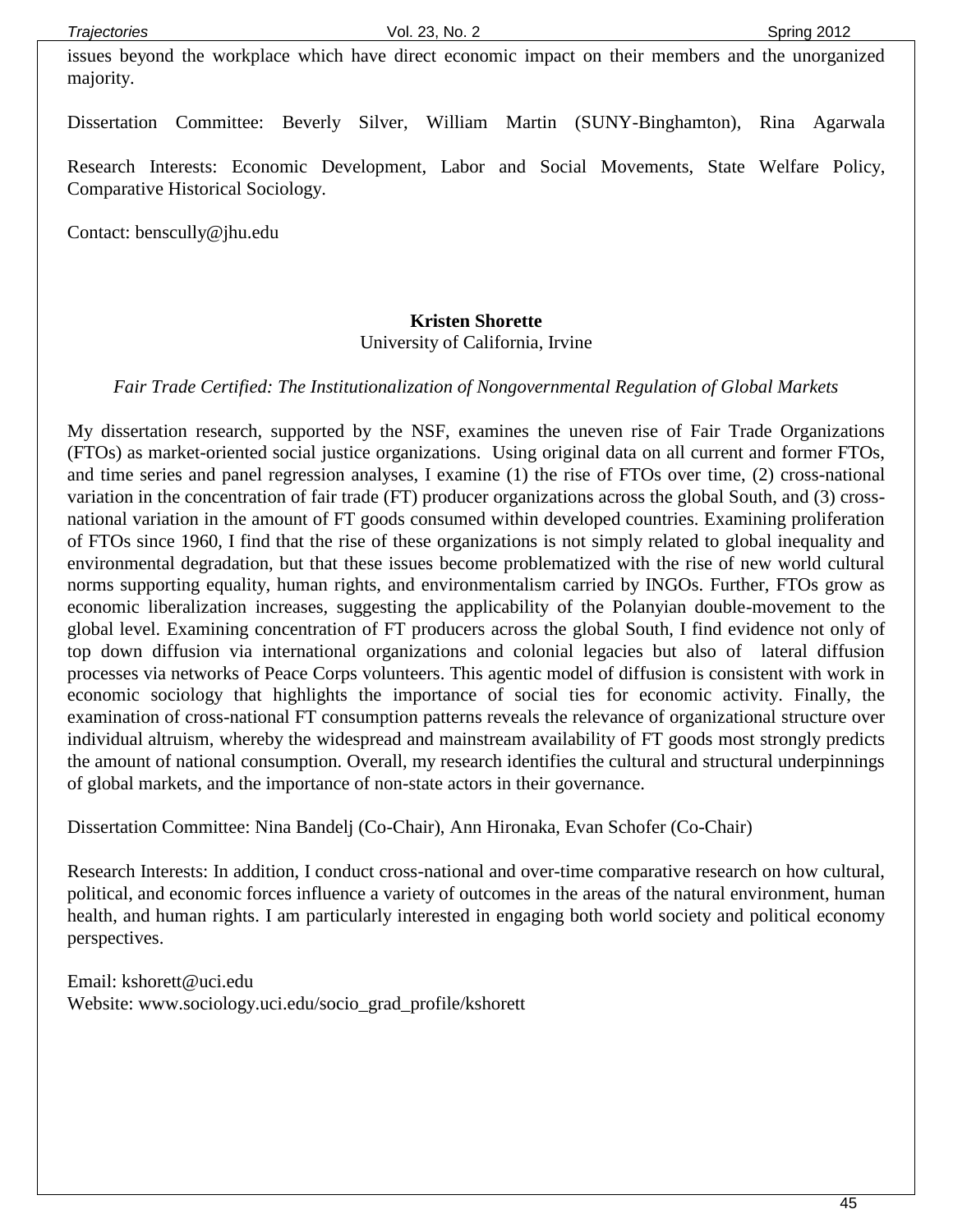issues beyond the workplace which have direct economic impact on their members and the unorganized majority.

Dissertation Committee: Beverly Silver, William Martin (SUNY-Binghamton), Rina Agarwala

Research Interests: Economic Development, Labor and Social Movements, State Welfare Policy, Comparative Historical Sociology.

Contact: benscully@jhu.edu

**Kristen Shorette**
University of California, Irvine

*Fair Trade Certified: The Institutionalization of Nongovernmental Regulation of Global Markets*

My dissertation research, supported by the NSF, examines the uneven rise of Fair Trade Organizations (FTOs) as market-oriented social justice organizations. Using original data on all current and former FTOs, and time series and panel regression analyses, I examine (1) the rise of FTOs over time, (2) cross-national variation in the concentration of fair trade (FT) producer organizations across the global South, and (3) cross-national variation in the amount of FT goods consumed within developed countries. Examining proliferation of FTOs since 1960, I find that the rise of these organizations is not simply related to global inequality and environmental degradation, but that these issues become problematized with the rise of new world cultural norms supporting equality, human rights, and environmentalism carried by INGOs. Further, FTOs grow as economic liberalization increases, suggesting the applicability of the Polanyian double-movement to the global level. Examining concentration of FT producers across the global South, I find evidence not only of top down diffusion via international organizations and colonial legacies but also of lateral diffusion processes via networks of Peace Corps volunteers. This agentic model of diffusion is consistent with work in economic sociology that highlights the importance of social ties for economic activity. Finally, the examination of cross-national FT consumption patterns reveals the relevance of organizational structure over individual altruism, whereby the widespread and mainstream availability of FT goods most strongly predicts the amount of national consumption. Overall, my research identifies the cultural and structural underpinnings of global markets, and the importance of non-state actors in their governance.

Dissertation Committee: Nina Bandelj (Co-Chair), Ann Hironaka, Evan Schofer (Co-Chair)

Research Interests: In addition, I conduct cross-national and over-time comparative research on how cultural, political, and economic forces influence a variety of outcomes in the areas of the natural environment, human health, and human rights. I am particularly interested in engaging both world society and political economy perspectives.

Email: kshorett@uci.edu
Website: www.sociology.uci.edu/socio_grad_profile/kshorett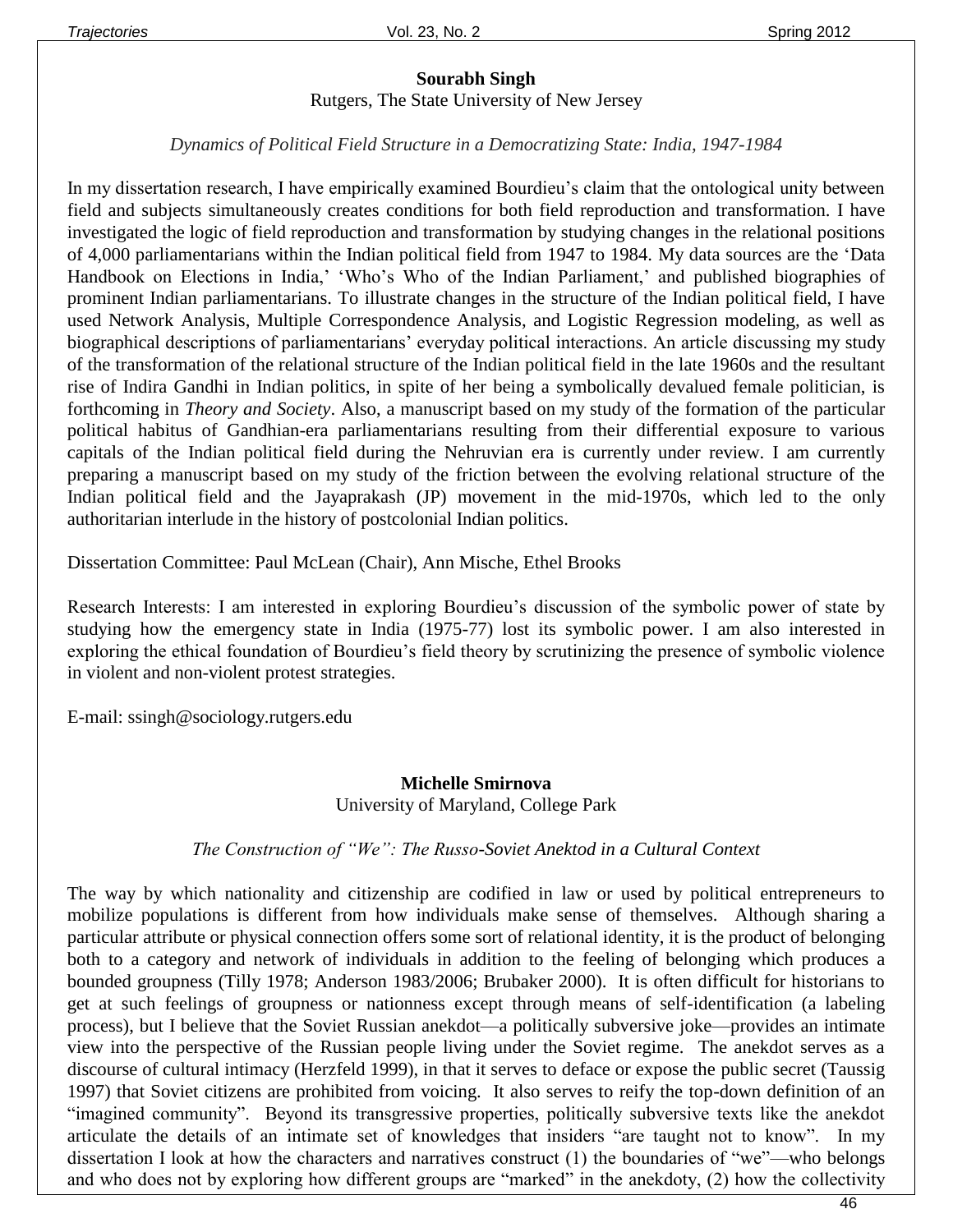**Sourabh Singh**
Rutgers, The State University of New Jersey

*Dynamics of Political Field Structure in a Democratizing State: India, 1947-1984*

In my dissertation research, I have empirically examined Bourdieu's claim that the ontological unity between field and subjects simultaneously creates conditions for both field reproduction and transformation. I have investigated the logic of field reproduction and transformation by studying changes in the relational positions of 4,000 parliamentarians within the Indian political field from 1947 to 1984. My data sources are the 'Data Handbook on Elections in India,' 'Who's Who of the Indian Parliament,' and published biographies of prominent Indian parliamentarians. To illustrate changes in the structure of the Indian political field, I have used Network Analysis, Multiple Correspondence Analysis, and Logistic Regression modeling, as well as biographical descriptions of parliamentarians' everyday political interactions. An article discussing my study of the transformation of the relational structure of the Indian political field in the late 1960s and the resultant rise of Indira Gandhi in Indian politics, in spite of her being a symbolically devalued female politician, is forthcoming in *Theory and Society*. Also, a manuscript based on my study of the formation of the particular political habitus of Gandhian-era parliamentarians resulting from their differential exposure to various capitals of the Indian political field during the Nehruvian era is currently under review. I am currently preparing a manuscript based on my study of the friction between the evolving relational structure of the Indian political field and the Jayaprakash (JP) movement in the mid-1970s, which led to the only authoritarian interlude in the history of postcolonial Indian politics.

Dissertation Committee: Paul McLean (Chair), Ann Mische, Ethel Brooks

Research Interests: I am interested in exploring Bourdieu's discussion of the symbolic power of state by studying how the emergency state in India (1975-77) lost its symbolic power. I am also interested in exploring the ethical foundation of Bourdieu's field theory by scrutinizing the presence of symbolic violence in violent and non-violent protest strategies.

E-mail: ssingh@sociology.rutgers.edu

**Michelle Smirnova**
University of Maryland, College Park

*The Construction of "We": The Russo-Soviet Anektod in a Cultural Context*

The way by which nationality and citizenship are codified in law or used by political entrepreneurs to mobilize populations is different from how individuals make sense of themselves. Although sharing a particular attribute or physical connection offers some sort of relational identity, it is the product of belonging both to a category and network of individuals in addition to the feeling of belonging which produces a bounded groupness (Tilly 1978; Anderson 1983/2006; Brubaker 2000). It is often difficult for historians to get at such feelings of groupness or nationness except through means of self-identification (a labeling process), but I believe that the Soviet Russian anekdot—a politically subversive joke—provides an intimate view into the perspective of the Russian people living under the Soviet regime. The anekdot serves as a discourse of cultural intimacy (Herzfeld 1999), in that it serves to deface or expose the public secret (Taussig 1997) that Soviet citizens are prohibited from voicing. It also serves to reify the top-down definition of an "imagined community". Beyond its transgressive properties, politically subversive texts like the anekdot articulate the details of an intimate set of knowledges that insiders "are taught not to know". In my dissertation I look at how the characters and narratives construct (1) the boundaries of "we"—who belongs and who does not by exploring how different groups are "marked" in the anekdoty, (2) how the collectivity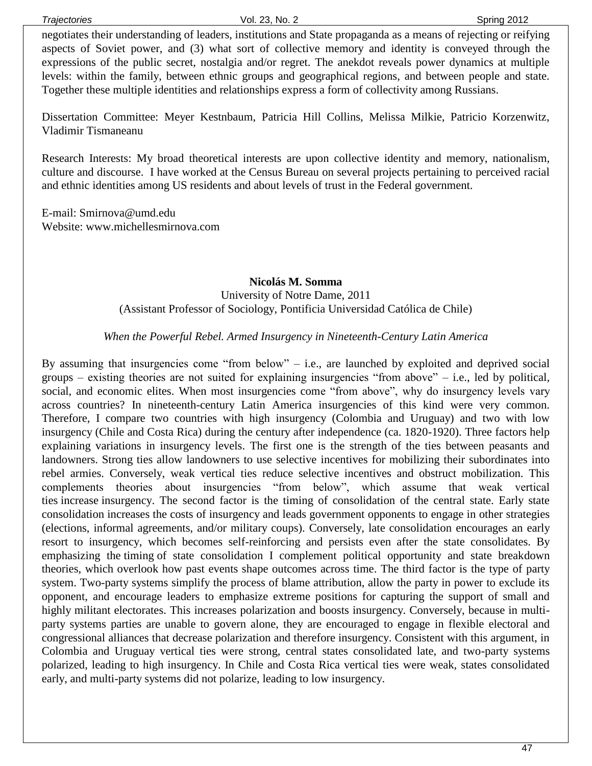negotiates their understanding of leaders, institutions and State propaganda as a means of rejecting or reifying aspects of Soviet power, and (3) what sort of collective memory and identity is conveyed through the expressions of the public secret, nostalgia and/or regret. The anekdot reveals power dynamics at multiple levels: within the family, between ethnic groups and geographical regions, and between people and state. Together these multiple identities and relationships express a form of collectivity among Russians.

Dissertation Committee: Meyer Kestnbaum, Patricia Hill Collins, Melissa Milkie, Patricio Korzenwitz, Vladimir Tismaneanu

Research Interests: My broad theoretical interests are upon collective identity and memory, nationalism, culture and discourse. I have worked at the Census Bureau on several projects pertaining to perceived racial and ethnic identities among US residents and about levels of trust in the Federal government.

E-mail: Smirnova@umd.edu
Website: www.michellesmirnova.com

**Nicolás M. Somma**

University of Notre Dame, 2011
(Assistant Professor of Sociology, Pontificia Universidad Católica de Chile)

*When the Powerful Rebel. Armed Insurgency in Nineteenth-Century Latin America*

By assuming that insurgencies come "from below" – i.e., are launched by exploited and deprived social groups – existing theories are not suited for explaining insurgencies "from above" – i.e., led by political, social, and economic elites. When most insurgencies come "from above", why do insurgency levels vary across countries? In nineteenth-century Latin America insurgencies of this kind were very common. Therefore, I compare two countries with high insurgency (Colombia and Uruguay) and two with low insurgency (Chile and Costa Rica) during the century after independence (ca. 1820-1920). Three factors help explaining variations in insurgency levels. The first one is the strength of the ties between peasants and landowners. Strong ties allow landowners to use selective incentives for mobilizing their subordinates into rebel armies. Conversely, weak vertical ties reduce selective incentives and obstruct mobilization. This complements theories about insurgencies "from below", which assume that weak vertical ties increase insurgency. The second factor is the timing of consolidation of the central state. Early state consolidation increases the costs of insurgency and leads government opponents to engage in other strategies (elections, informal agreements, and/or military coups). Conversely, late consolidation encourages an early resort to insurgency, which becomes self-reinforcing and persists even after the state consolidates. By emphasizing the timing of state consolidation I complement political opportunity and state breakdown theories, which overlook how past events shape outcomes across time. The third factor is the type of party system. Two-party systems simplify the process of blame attribution, allow the party in power to exclude its opponent, and encourage leaders to emphasize extreme positions for capturing the support of small and highly militant electorates. This increases polarization and boosts insurgency. Conversely, because in multi-party systems parties are unable to govern alone, they are encouraged to engage in flexible electoral and congressional alliances that decrease polarization and therefore insurgency. Consistent with this argument, in Colombia and Uruguay vertical ties were strong, central states consolidated late, and two-party systems polarized, leading to high insurgency. In Chile and Costa Rica vertical ties were weak, states consolidated early, and multi-party systems did not polarize, leading to low insurgency.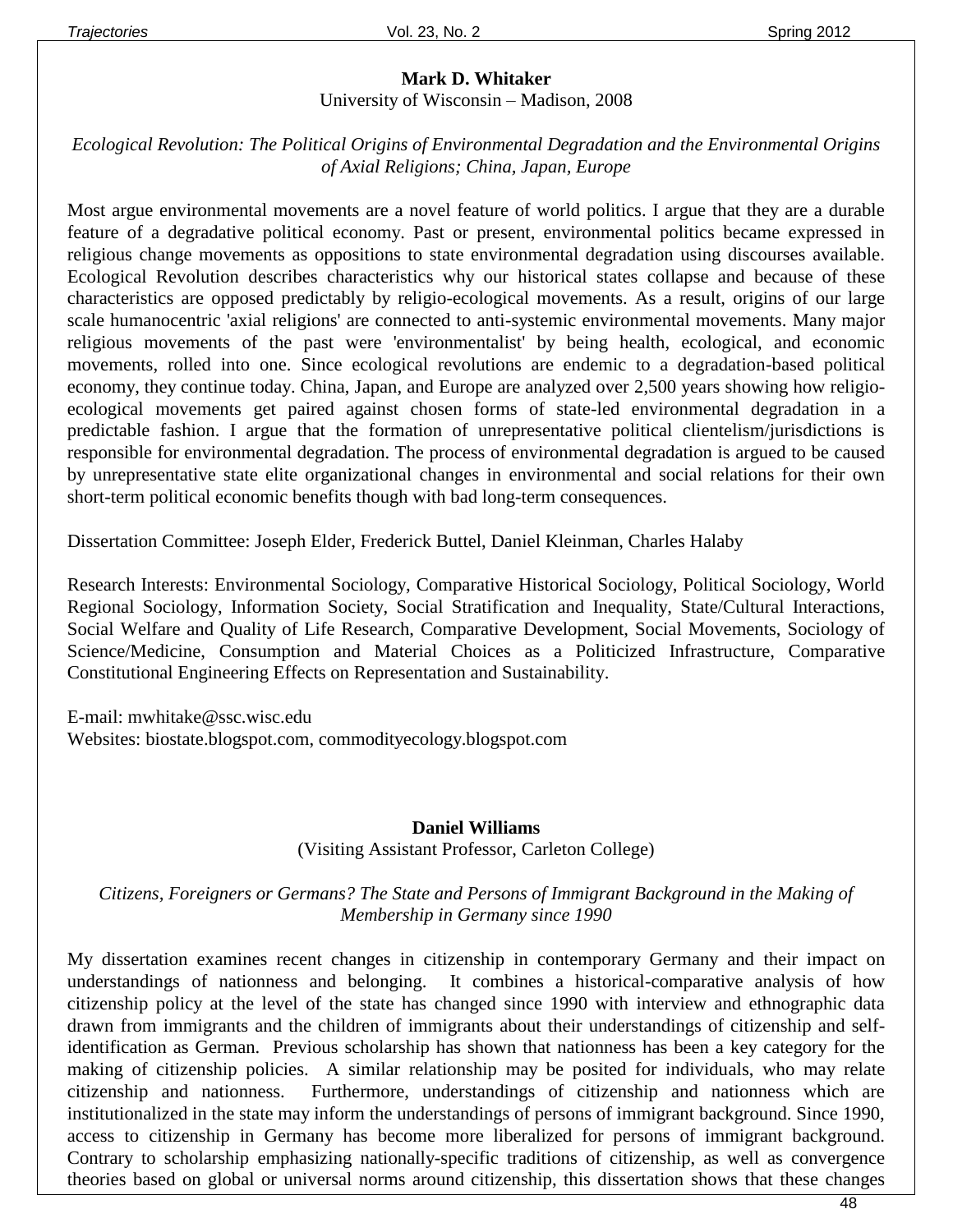**Mark D. Whitaker**
University of Wisconsin – Madison, 2008

*Ecological Revolution: The Political Origins of Environmental Degradation and the Environmental Origins of Axial Religions; China, Japan, Europe*

Most argue environmental movements are a novel feature of world politics. I argue that they are a durable feature of a degradative political economy. Past or present, environmental politics became expressed in religious change movements as oppositions to state environmental degradation using discourses available. Ecological Revolution describes characteristics why our historical states collapse and because of these characteristics are opposed predictably by religio-ecological movements. As a result, origins of our large scale humanocentric 'axial religions' are connected to anti-systemic environmental movements. Many major religious movements of the past were 'environmentalist' by being health, ecological, and economic movements, rolled into one. Since ecological revolutions are endemic to a degradation-based political economy, they continue today. China, Japan, and Europe are analyzed over 2,500 years showing how religio-ecological movements get paired against chosen forms of state-led environmental degradation in a predictable fashion. I argue that the formation of unrepresentative political clientelism/jurisdictions is responsible for environmental degradation. The process of environmental degradation is argued to be caused by unrepresentative state elite organizational changes in environmental and social relations for their own short-term political economic benefits though with bad long-term consequences.

Dissertation Committee: Joseph Elder, Frederick Buttel, Daniel Kleinman, Charles Halaby

Research Interests: Environmental Sociology, Comparative Historical Sociology, Political Sociology, World Regional Sociology, Information Society, Social Stratification and Inequality, State/Cultural Interactions, Social Welfare and Quality of Life Research, Comparative Development, Social Movements, Sociology of Science/Medicine, Consumption and Material Choices as a Politicized Infrastructure, Comparative Constitutional Engineering Effects on Representation and Sustainability.

E-mail: mwhitake@ssc.wisc.edu
Websites: biostate.blogspot.com, commodityecology.blogspot.com

**Daniel Williams**
(Visiting Assistant Professor, Carleton College)

*Citizens, Foreigners or Germans? The State and Persons of Immigrant Background in the Making of Membership in Germany since 1990*

My dissertation examines recent changes in citizenship in contemporary Germany and their impact on understandings of nationness and belonging. It combines a historical-comparative analysis of how citizenship policy at the level of the state has changed since 1990 with interview and ethnographic data drawn from immigrants and the children of immigrants about their understandings of citizenship and self-identification as German. Previous scholarship has shown that nationness has been a key category for the making of citizenship policies. A similar relationship may be posited for individuals, who may relate citizenship and nationness. Furthermore, understandings of citizenship and nationness which are institutionalized in the state may inform the understandings of persons of immigrant background. Since 1990, access to citizenship in Germany has become more liberalized for persons of immigrant background. Contrary to scholarship emphasizing nationally-specific traditions of citizenship, as well as convergence theories based on global or universal norms around citizenship, this dissertation shows that these changes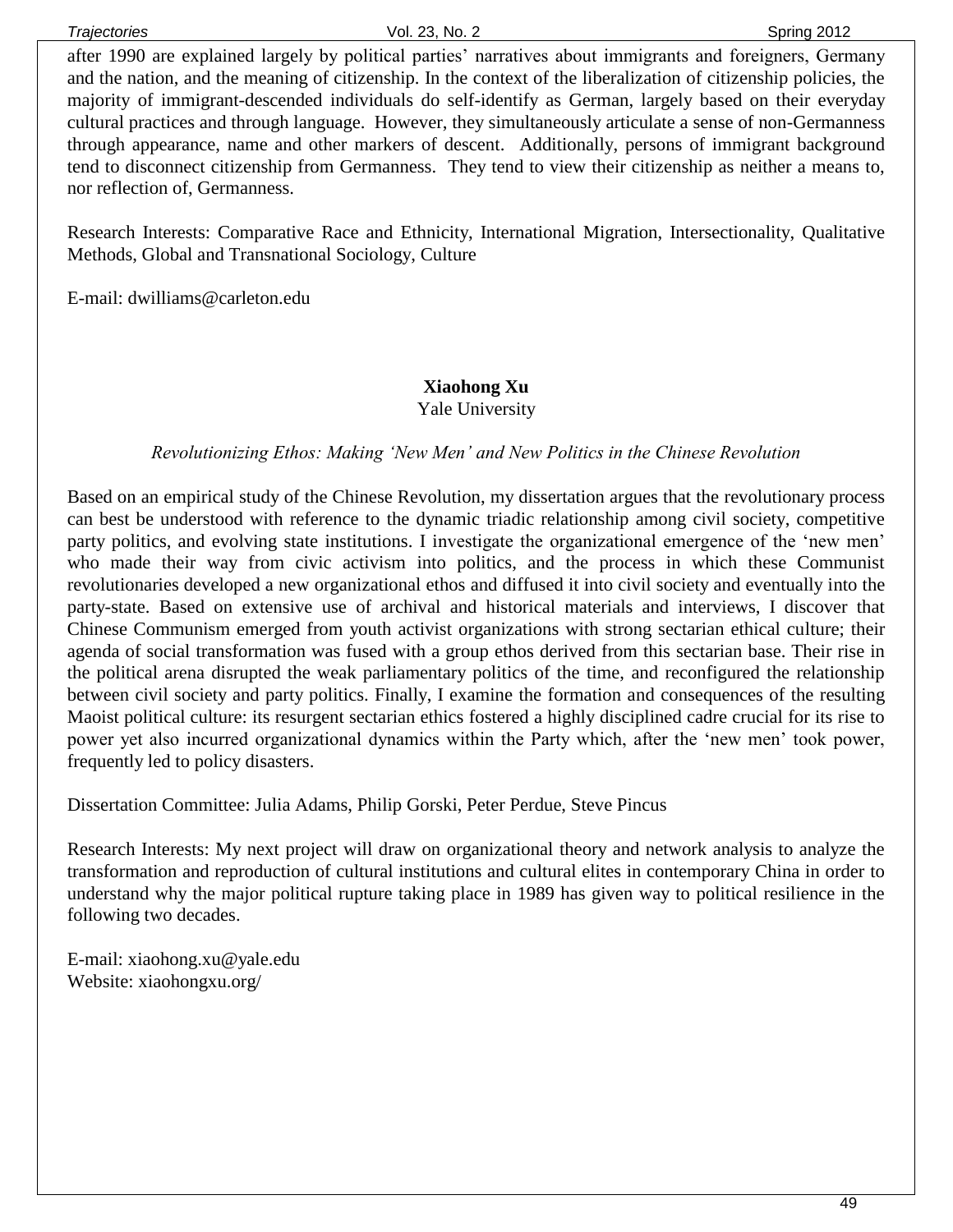after 1990 are explained largely by political parties' narratives about immigrants and foreigners, Germany and the nation, and the meaning of citizenship. In the context of the liberalization of citizenship policies, the majority of immigrant-descended individuals do self-identify as German, largely based on their everyday cultural practices and through language. However, they simultaneously articulate a sense of non-Germanness through appearance, name and other markers of descent. Additionally, persons of immigrant background tend to disconnect citizenship from Germanness. They tend to view their citizenship as neither a means to, nor reflection of, Germanness.

Research Interests: Comparative Race and Ethnicity, International Migration, Intersectionality, Qualitative Methods, Global and Transnational Sociology, Culture

E-mail: dwilliams@carleton.edu

**Xiaohong Xu**

Yale University

*Revolutionizing Ethos: Making 'New Men' and New Politics in the Chinese Revolution*

Based on an empirical study of the Chinese Revolution, my dissertation argues that the revolutionary process can best be understood with reference to the dynamic triadic relationship among civil society, competitive party politics, and evolving state institutions. I investigate the organizational emergence of the 'new men' who made their way from civic activism into politics, and the process in which these Communist revolutionaries developed a new organizational ethos and diffused it into civil society and eventually into the party-state. Based on extensive use of archival and historical materials and interviews, I discover that Chinese Communism emerged from youth activist organizations with strong sectarian ethical culture; their agenda of social transformation was fused with a group ethos derived from this sectarian base. Their rise in the political arena disrupted the weak parliamentary politics of the time, and reconfigured the relationship between civil society and party politics. Finally, I examine the formation and consequences of the resulting Maoist political culture: its resurgent sectarian ethics fostered a highly disciplined cadre crucial for its rise to power yet also incurred organizational dynamics within the Party which, after the 'new men' took power, frequently led to policy disasters.

Dissertation Committee: Julia Adams, Philip Gorski, Peter Perdue, Steve Pincus

Research Interests: My next project will draw on organizational theory and network analysis to analyze the transformation and reproduction of cultural institutions and cultural elites in contemporary China in order to understand why the major political rupture taking place in 1989 has given way to political resilience in the following two decades.

E-mail: xiaohong.xu@yale.edu
Website: xiaohongxu.org/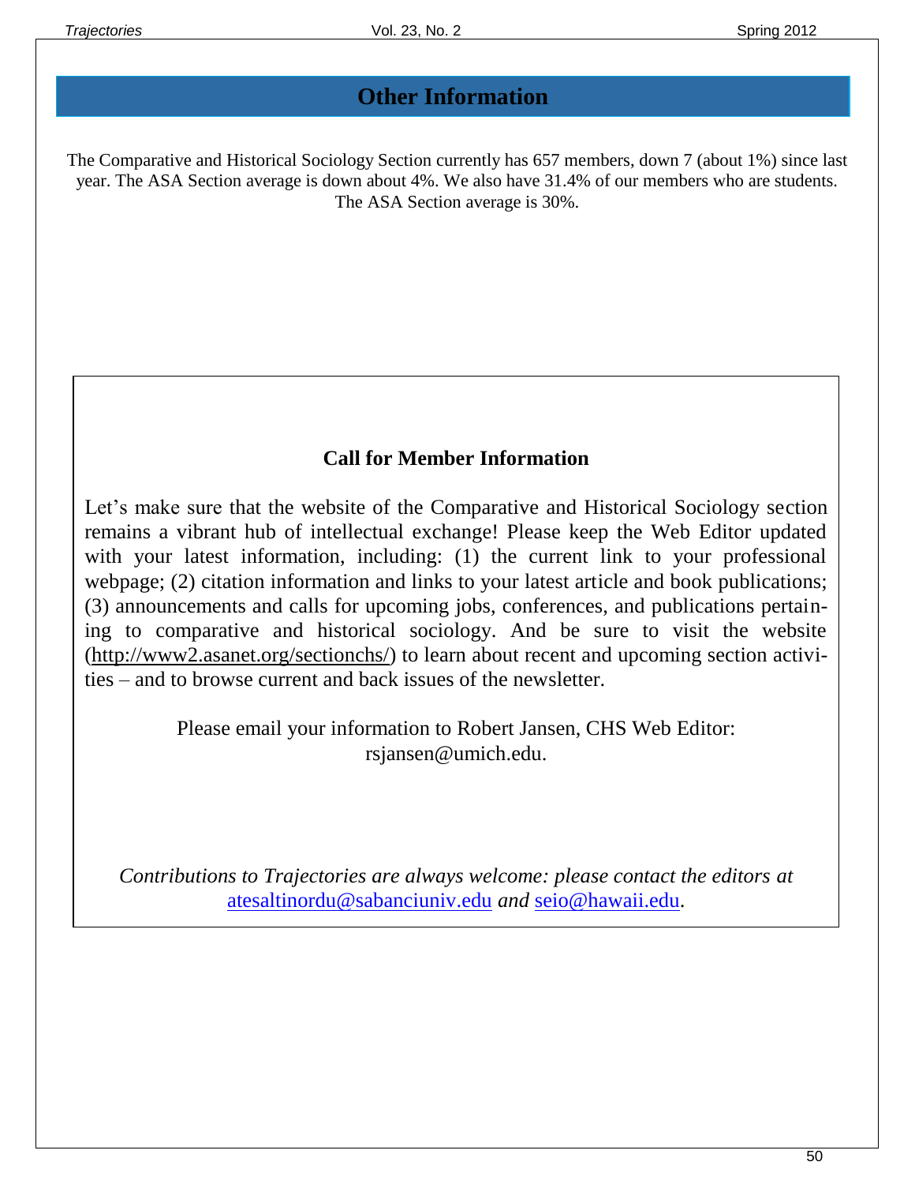## Other Information

The Comparative and Historical Sociology Section currently has 657 members, down 7 (about 1%) since last year. The ASA Section average is down about 4%. We also have 31.4% of our members who are students. The ASA Section average is 30%.

### Call for Member Information

Let's make sure that the website of the Comparative and Historical Sociology section remains a vibrant hub of intellectual exchange! Please keep the Web Editor updated with your latest information, including: (1) the current link to your professional webpage; (2) citation information and links to your latest article and book publications; (3) announcements and calls for upcoming jobs, conferences, and publications pertaining to comparative and historical sociology. And be sure to visit the website (http://www2.asanet.org/sectionchs/) to learn about recent and upcoming section activities – and to browse current and back issues of the newsletter.

Please email your information to Robert Jansen, CHS Web Editor: rsjansen@umich.edu.

*Contributions to Trajectories are always welcome: please contact the editors at* atesaltinordu@sabanciuniv.edu *and* seio@hawaii.edu.